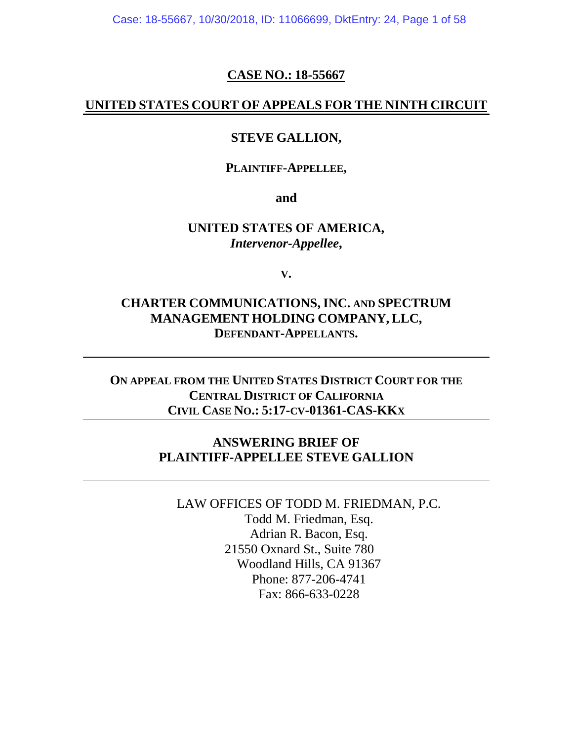**CASE NO.: 18-55667**

**UNITED STATES COURT OF APPEALS FOR THE NINTH CIRCUIT**

**STEVE GALLION,**

**PLAINTIFF-APPELLEE,**

**and**

**UNITED STATES OF AMERICA,**
***Intervenor-Appellee*,**

**v.**

**CHARTER COMMUNICATIONS, INC. AND SPECTRUM MANAGEMENT HOLDING COMPANY, LLC,**
**DEFENDANT-APPELLANTS.**

---

**ON APPEAL FROM THE UNITED STATES DISTRICT COURT FOR THE CENTRAL DISTRICT OF CALIFORNIA**
**CIVIL CASE NO.: 5:17-CV-01361-CAS-KKX**

---

**ANSWERING BRIEF OF PLAINTIFF-APPELLEE STEVE GALLION**

---

LAW OFFICES OF TODD M. FRIEDMAN, P.C.
Todd M. Friedman, Esq.
Adrian R. Bacon, Esq.
21550 Oxnard St., Suite 780
Woodland Hills, CA 91367
Phone: 877-206-4741
Fax: 866-633-0228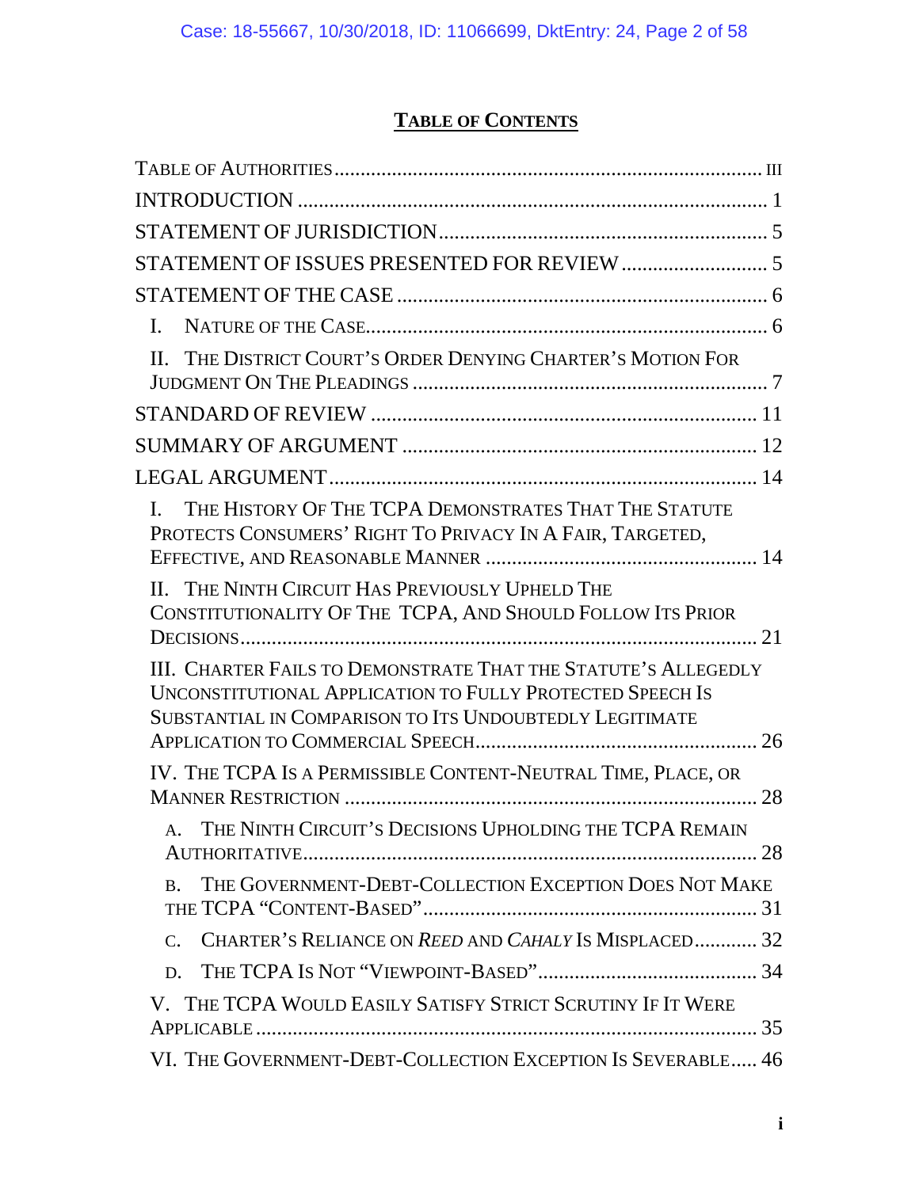## TABLE OF CONTENTS

TABLE OF AUTHORITIES ........................................................................ III

INTRODUCTION ........................................................................................ 1

STATEMENT OF JURISDICTION ............................................................. 5

STATEMENT OF ISSUES PRESENTED FOR REVIEW ............................ 5

STATEMENT OF THE CASE ...................................................................... 6

- I. NATURE OF THE CASE ........................................................................ 6
- II. THE DISTRICT COURT'S ORDER DENYING CHARTER'S MOTION FOR JUDGMENT ON THE PLEADINGS ................................................................. 7

STANDARD OF REVIEW ......................................................................... 11

SUMMARY OF ARGUMENT ................................................................... 12

LEGAL ARGUMENT ................................................................................. 14

- I. THE HISTORY OF THE TCPA DEMONSTRATES THAT THE STATUTE PROTECTS CONSUMERS' RIGHT TO PRIVACY IN A FAIR, TARGETED, EFFECTIVE, AND REASONABLE MANNER ................................................ 14
- II. THE NINTH CIRCUIT HAS PREVIOUSLY UPHELD THE CONSTITUTIONALITY OF THE TCPA, AND SHOULD FOLLOW ITS PRIOR DECISIONS ................................................................................................ 21
- III. CHARTER FAILS TO DEMONSTRATE THAT THE STATUTE'S ALLEGEDLY UNCONSTITUTIONAL APPLICATION TO FULLY PROTECTED SPEECH IS SUBSTANTIAL IN COMPARISON TO ITS UNDOUBTEDLY LEGITIMATE APPLICATION TO COMMERCIAL SPEECH ............................................... 26
- IV. THE TCPA IS A PERMISSIBLE CONTENT-NEUTRAL TIME, PLACE, OR MANNER RESTRICTION ........................................................................ 28
  - A. THE NINTH CIRCUIT'S DECISIONS UPHOLDING THE TCPA REMAIN AUTHORITATIVE ........................................................................ 28
  - B. THE GOVERNMENT-DEBT-COLLECTION EXCEPTION DOES NOT MAKE THE TCPA "CONTENT-BASED" ................................................................ 31
  - C. CHARTER'S RELIANCE ON *REED* AND *CAHALY* IS MISPLACED ............ 32
  - D. THE TCPA IS NOT "VIEWPOINT-BASED" ........................................... 34
- V. THE TCPA WOULD EASILY SATISFY STRICT SCRUTINY IF IT WERE APPLICABLE ................................................................................................ 35
- VI. THE GOVERNMENT-DEBT-COLLECTION EXCEPTION IS SEVERABLE ..... 46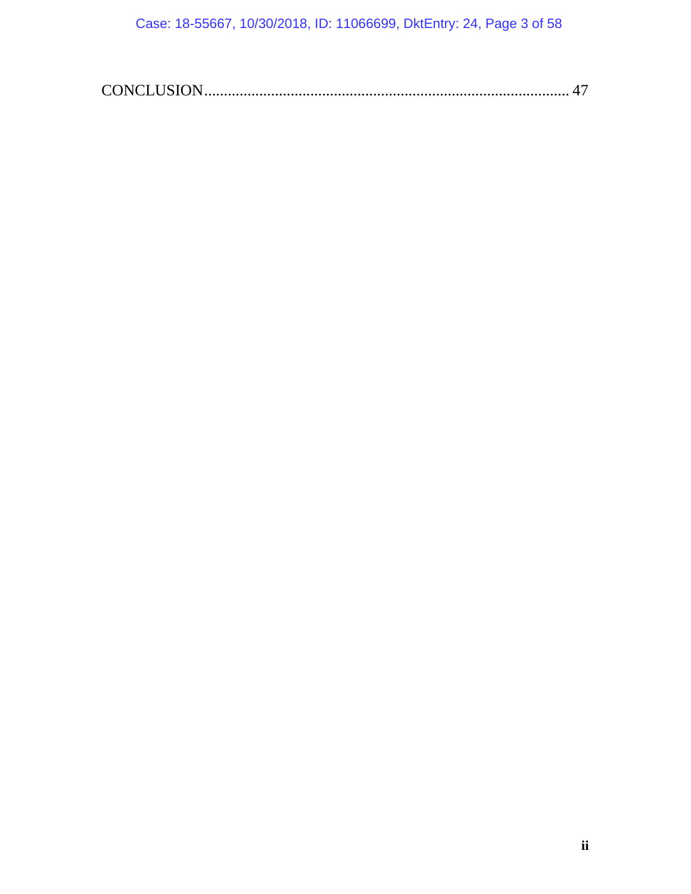CONCLUSION........................................................................................ 47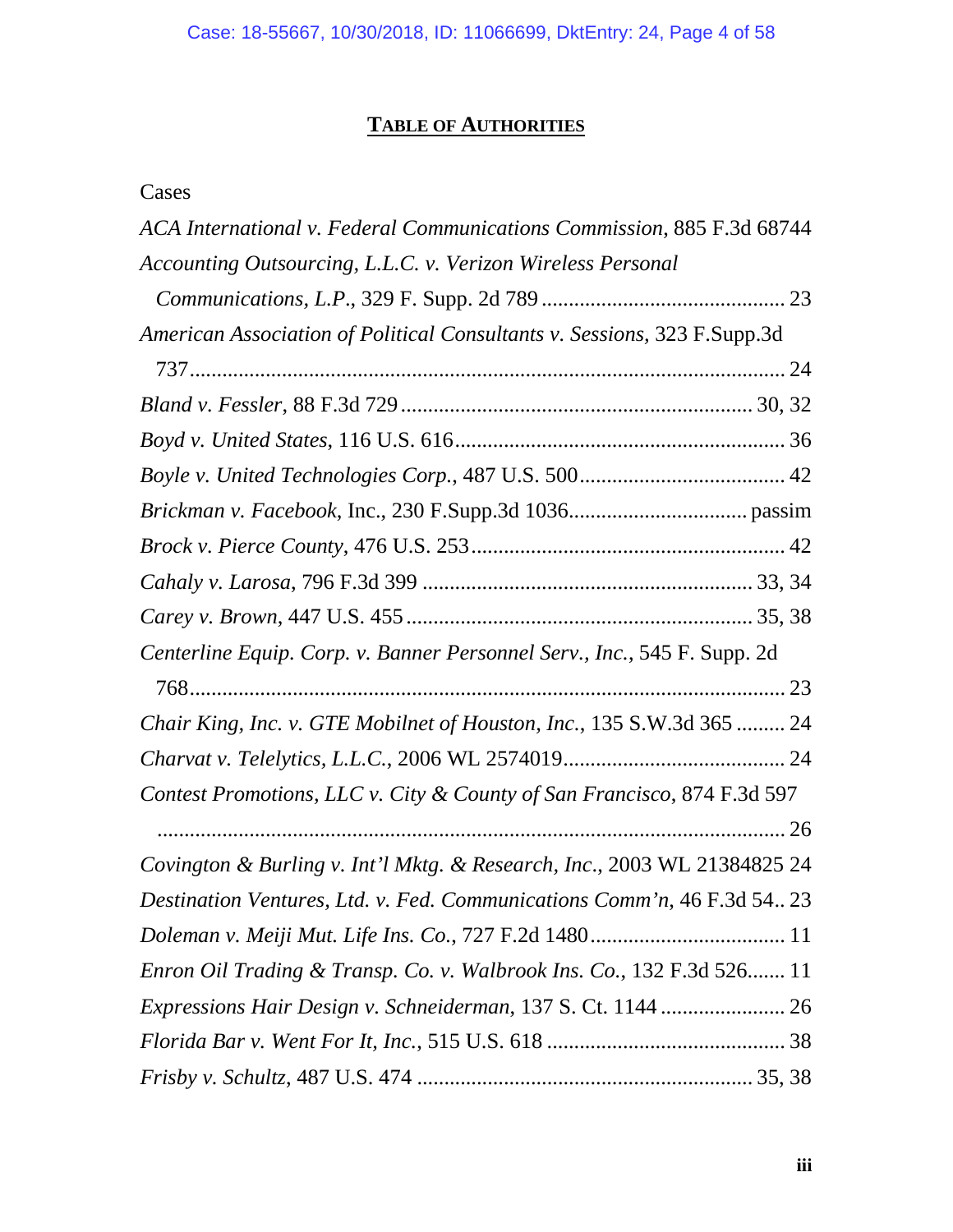## TABLE OF AUTHORITIES

Cases

*ACA International v. Federal Communications Commission*, 885 F.3d 687 44

*Accounting Outsourcing, L.L.C. v. Verizon Wireless Personal Communications, L.P.*, 329 F. Supp. 2d 789 ............................................ 23

*American Association of Political Consultants v. Sessions,* 323 F.Supp.3d 737 ............................................................................................................ 24

*Bland v. Fessler*, 88 F.3d 729 ................................................................ 30, 32

*Boyd v. United States*, 116 U.S. 616 ............................................................ 36

*Boyle v. United Technologies Corp.*, 487 U.S. 500 ..................................... 42

*Brickman v. Facebook*, Inc., 230 F.Supp.3d 1036 ................................ passim

*Brock v. Pierce County*, 476 U.S. 253 .......................................................... 42

*Cahaly v. Larosa*, 796 F.3d 399 ............................................................ 33, 34

*Carey v. Brown*, 447 U.S. 455 ............................................................... 35, 38

*Centerline Equip. Corp. v. Banner Personnel Serv., Inc.*, 545 F. Supp. 2d 768 ............................................................................................................ 23

*Chair King, Inc. v. GTE Mobilnet of Houston, Inc.*, 135 S.W.3d 365 ......... 24

*Charvat v. Telelytics, L.L.C.*, 2006 WL 2574019 ......................................... 24

*Contest Promotions, LLC v. City & County of San Francisco*, 874 F.3d 597 .................................................................................................................... 26

*Covington & Burling v. Int'l Mktg. & Research, Inc*., 2003 WL 21384825 24

*Destination Ventures, Ltd. v. Fed. Communications Comm'n*, 46 F.3d 54.. 23

*Doleman v. Meiji Mut. Life Ins. Co.*, 727 F.2d 1480 ................................... 11

*Enron Oil Trading & Transp. Co. v. Walbrook Ins. Co.*, 132 F.3d 526....... 11

*Expressions Hair Design v. Schneiderman*, 137 S. Ct. 1144 ....................... 26

*Florida Bar v. Went For It, Inc.*, 515 U.S. 618 ............................................ 38

*Frisby v. Schultz*, 487 U.S. 474 ............................................................. 35, 38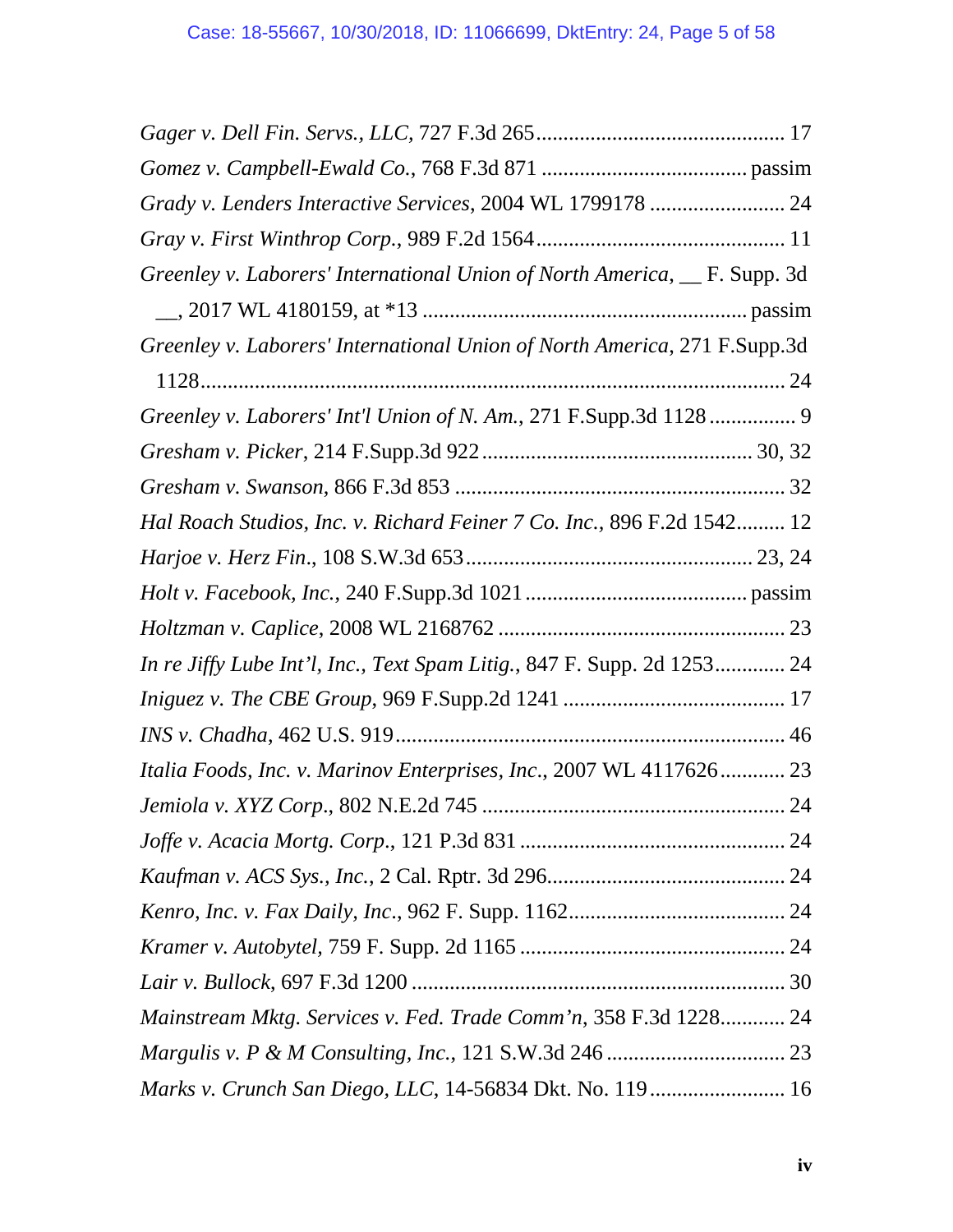*Gager v. Dell Fin. Servs., LLC*, 727 F.3d 265 ............................................. 17

*Gomez v. Campbell-Ewald Co.*, 768 F.3d 871 ..................................... passim

*Grady v. Lenders Interactive Services*, 2004 WL 1799178 ......................... 24

*Gray v. First Winthrop Corp.*, 989 F.2d 1564 ............................................. 11

*Greenley v. Laborers' International Union of North America*, __ F. Supp. 3d __, 2017 WL 4180159, at *13 ........................................................... passim

*Greenley v. Laborers' International Union of North America*, 271 F.Supp.3d 1128 ........................................................................................................... 24

*Greenley v. Laborers' Int'l Union of N. Am.*, 271 F.Supp.3d 1128 ................ 9

*Gresham v. Picker*, 214 F.Supp.3d 922 ................................................. 30, 32

*Gresham v. Swanson*, 866 F.3d 853 ............................................................ 32

*Hal Roach Studios, Inc. v. Richard Feiner 7 Co. Inc.*, 896 F.2d 1542 ......... 12

*Harjoe v. Herz Fin.*, 108 S.W.3d 653 ..................................................... 23, 24

*Holt v. Facebook, Inc.*, 240 F.Supp.3d 1021 ........................................ passim

*Holtzman v. Caplice*, 2008 WL 2168762 ..................................................... 23

*In re Jiffy Lube Int'l, Inc., Text Spam Litig.*, 847 F. Supp. 2d 1253 ............. 24

*Iniguez v. The CBE Group*, 969 F.Supp.2d 1241 ......................................... 17

*INS v. Chadha*, 462 U.S. 919 ....................................................................... 46

*Italia Foods, Inc. v. Marinov Enterprises, Inc*., 2007 WL 4117626 ............ 23

*Jemiola v. XYZ Corp*., 802 N.E.2d 745 ....................................................... 24

*Joffe v. Acacia Mortg. Corp*., 121 P.3d 831 ................................................ 24

*Kaufman v. ACS Sys., Inc.*, 2 Cal. Rptr. 3d 296 ............................................ 24

*Kenro, Inc. v. Fax Daily, Inc.*, 962 F. Supp. 1162 ........................................ 24

*Kramer v. Autobytel*, 759 F. Supp. 2d 1165 ................................................ 24

*Lair v. Bullock*, 697 F.3d 1200 .................................................................... 30

*Mainstream Mktg. Services v. Fed. Trade Comm'n*, 358 F.3d 1228 ............ 24

*Margulis v. P & M Consulting, Inc.*, 121 S.W.3d 246 ................................. 23

*Marks v. Crunch San Diego, LLC*, 14-56834 Dkt. No. 119 ......................... 16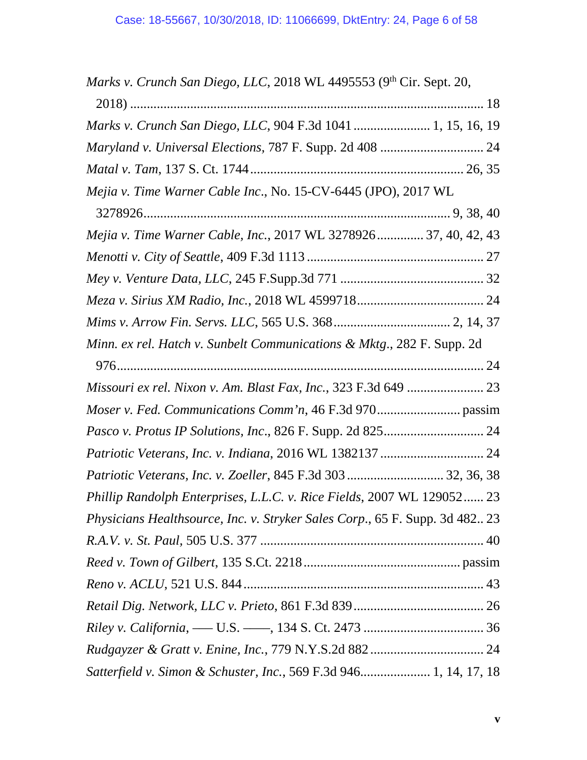*Marks v. Crunch San Diego, LLC*, 2018 WL 4495553 (9th Cir. Sept. 20, 2018) ........................................................................................................ 18

*Marks v. Crunch San Diego, LLC*, 904 F.3d 1041 ....................... 1, 15, 16, 19

*Maryland v. Universal Elections*, 787 F. Supp. 2d 408 ............................... 24

*Matal v. Tam*, 137 S. Ct. 1744 ............................................................... 26, 35

*Mejia v. Time Warner Cable Inc*., No. 15-CV-6445 (JPO), 2017 WL 3278926........................................................................................... 9, 38, 40

*Mejia v. Time Warner Cable, Inc.*, 2017 WL 3278926............. 37, 40, 42, 43

*Menotti v. City of Seattle*, 409 F.3d 1113 .................................................... 27

*Mey v. Venture Data, LLC*, 245 F.Supp.3d 771 .......................................... 32

*Meza v. Sirius XM Radio, Inc.*, 2018 WL 4599718..................................... 24

*Mims v. Arrow Fin. Servs. LLC*, 565 U.S. 368.................................. 2, 14, 37

*Minn. ex rel. Hatch v. Sunbelt Communications & Mktg*., 282 F. Supp. 2d 976............................................................................................................ 24

*Missouri ex rel. Nixon v. Am. Blast Fax, Inc.*, 323 F.3d 649 ....................... 23

*Moser v. Fed. Communications Comm'n*, 46 F.3d 970......................... passim

*Pasco v. Protus IP Solutions, Inc*., 826 F. Supp. 2d 825............................. 24

*Patriotic Veterans, Inc. v. Indiana*, 2016 WL 1382137 ............................... 24

*Patriotic Veterans, Inc. v. Zoeller*, 845 F.3d 303 ............................ 32, 36, 38

*Phillip Randolph Enterprises, L.L.C. v. Rice Fields*, 2007 WL 129052...... 23

*Physicians Healthsource, Inc. v. Stryker Sales Corp*., 65 F. Supp. 3d 482.. 23

*R.A.V. v. St. Paul*, 505 U.S. 377 .................................................................. 40

*Reed v. Town of Gilbert*, 135 S.Ct. 2218 .............................................. passim

*Reno v. ACLU*, 521 U.S. 844 ....................................................................... 43

*Retail Dig. Network, LLC v. Prieto*, 861 F.3d 839...................................... 26

*Riley v. California*, ––– U.S. ––––, 134 S. Ct. 2473 .................................... 36

*Rudgayzer & Gratt v. Enine, Inc.*, 779 N.Y.S.2d 882 .................................. 24

*Satterfield v. Simon & Schuster, Inc.*, 569 F.3d 946.................... 1, 14, 17, 18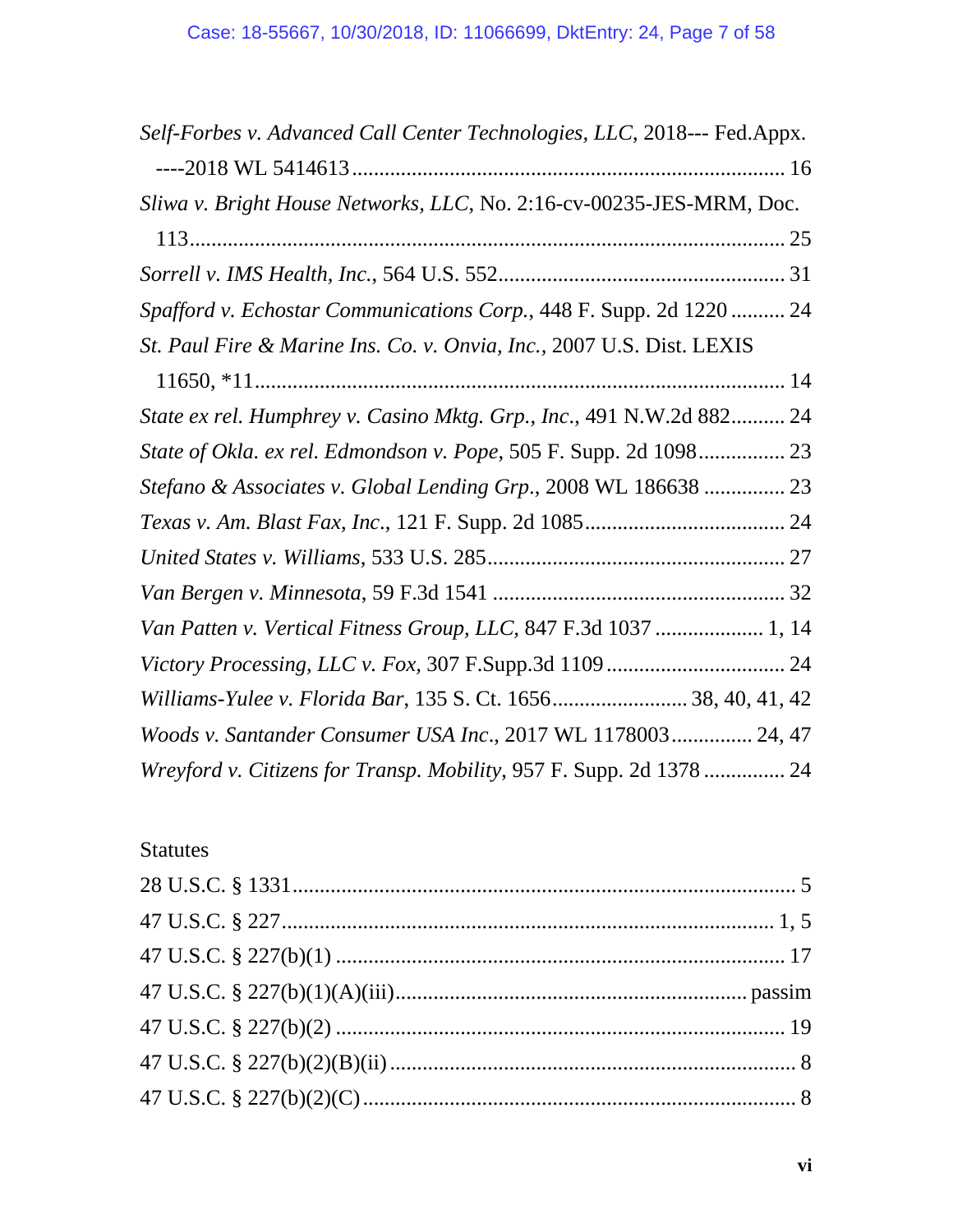*Self-Forbes v. Advanced Call Center Technologies, LLC*, 2018--- Fed.Appx. ----2018 WL 5414613 .............................................................................. 16

*Sliwa v. Bright House Networks, LLC*, No. 2:16-cv-00235-JES-MRM, Doc. 113 .......................................................................................................... 25

*Sorrell v. IMS Health, Inc.*, 564 U.S. 552 .................................................... 31

*Spafford v. Echostar Communications Corp.*, 448 F. Supp. 2d 1220 .......... 24

*St. Paul Fire & Marine Ins. Co. v. Onvia, Inc.*, 2007 U.S. Dist. LEXIS 11650, *11 ................................................................................................ 14

*State ex rel. Humphrey v. Casino Mktg. Grp., Inc*., 491 N.W.2d 882 .......... 24

*State of Okla. ex rel. Edmondson v. Pope*, 505 F. Supp. 2d 1098 ................ 23

*Stefano & Associates v. Global Lending Grp.*, 2008 WL 186638 ............... 23

*Texas v. Am. Blast Fax, Inc.*, 121 F. Supp. 2d 1085 .................................... 24

*United States v. Williams*, 533 U.S. 285 ...................................................... 27

*Van Bergen v. Minnesota*, 59 F.3d 1541 ..................................................... 32

*Van Patten v. Vertical Fitness Group, LLC,* 847 F.3d 1037 .................... 1, 14

*Victory Processing, LLC v. Fox*, 307 F.Supp.3d 1109 ................................. 24

*Williams-Yulee v. Florida Bar*, 135 S. Ct. 1656 ........................ 38, 40, 41, 42

*Woods v. Santander Consumer USA Inc*., 2017 WL 1178003 ............... 24, 47

*Wreyford v. Citizens for Transp. Mobility*, 957 F. Supp. 2d 1378 ............... 24

Statutes

28 U.S.C. § 1331 ............................................................................................ 5

47 U.S.C. § 227 .......................................................................................... 1, 5

47 U.S.C. § 227(b)(1) .................................................................................. 17

47 U.S.C. § 227(b)(1)(A)(iii) ................................................................ passim

47 U.S.C. § 227(b)(2) .................................................................................. 19

47 U.S.C. § 227(b)(2)(B)(ii) .......................................................................... 8

47 U.S.C. § 227(b)(2)(C) ............................................................................... 8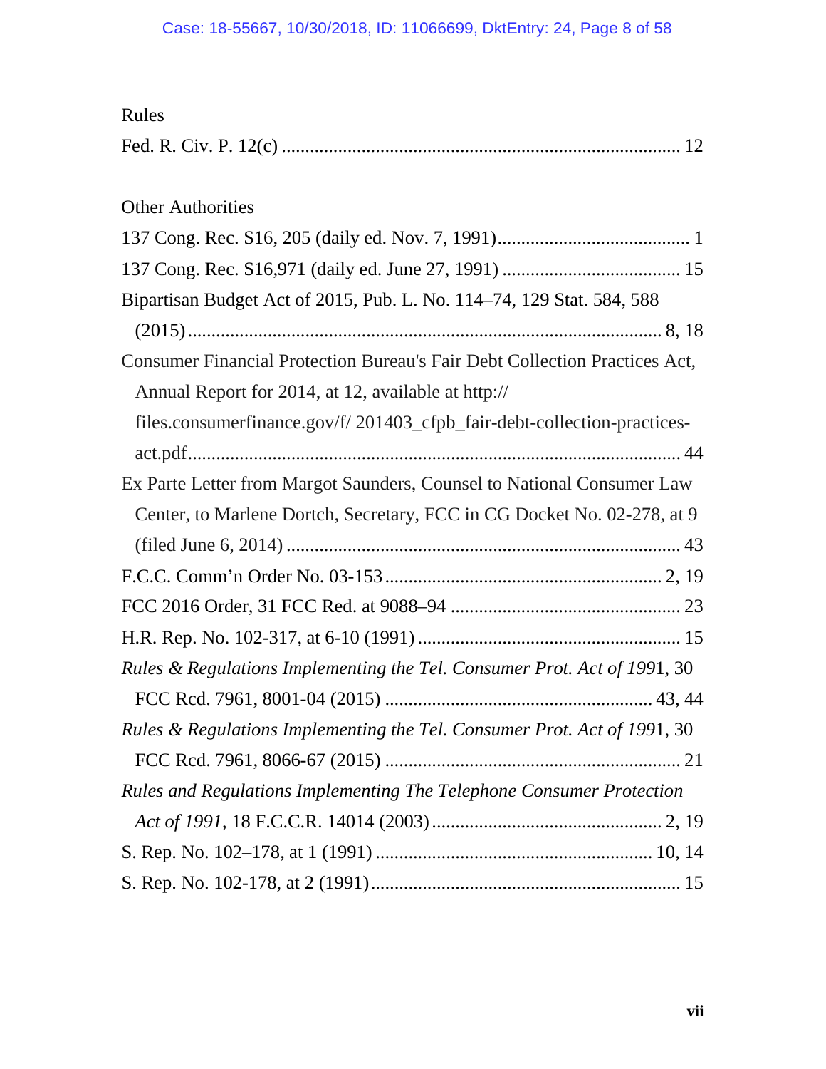Rules

Fed. R. Civ. P. 12(c) .................................................................................... 12

Other Authorities

137 Cong. Rec. S16, 205 (daily ed. Nov. 7, 1991)......................................... 1

137 Cong. Rec. S16,971 (daily ed. June 27, 1991) ..................................... 15

Bipartisan Budget Act of 2015, Pub. L. No. 114–74, 129 Stat. 584, 588 (2015) .................................................................................................... 8, 18

Consumer Financial Protection Bureau's Fair Debt Collection Practices Act, Annual Report for 2014, at 12, available at http:// files.consumerfinance.gov/f/ 201403_cfpb_fair-debt-collection-practices-act.pdf......................................................................................................... 44

Ex Parte Letter from Margot Saunders, Counsel to National Consumer Law Center, to Marlene Dortch, Secretary, FCC in CG Docket No. 02-278, at 9 (filed June 6, 2014) .................................................................................. 43

F.C.C. Comm'n Order No. 03-153 .......................................................... 2, 19

FCC 2016 Order, 31 FCC Red. at 9088–94 ................................................ 23

H.R. Rep. No. 102-317, at 6-10 (1991) ...................................................... 15

*Rules & Regulations Implementing the Tel. Consumer Prot. Act of 199*1, 30 FCC Rcd. 7961, 8001-04 (2015) ........................................................ 43, 44

*Rules & Regulations Implementing the Tel. Consumer Prot. Act of 199*1, 30 FCC Rcd. 7961, 8066-67 (2015) .............................................................. 21

*Rules and Regulations Implementing The Telephone Consumer Protection Act of 1991*, 18 F.C.C.R. 14014 (2003) ................................................ 2, 19

S. Rep. No. 102–178, at 1 (1991) .......................................................... 10, 14

S. Rep. No. 102-178, at 2 (1991)................................................................. 15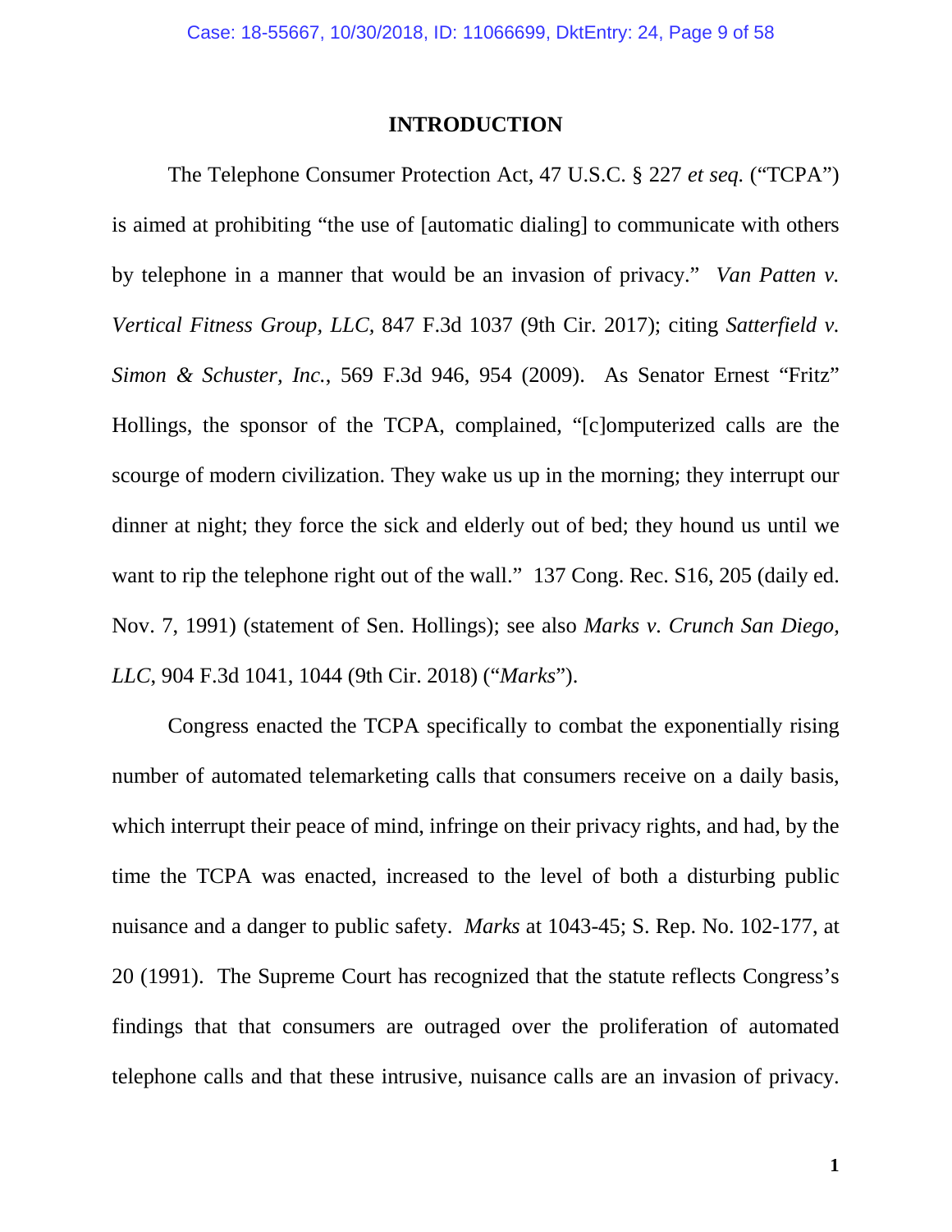# INTRODUCTION

The Telephone Consumer Protection Act, 47 U.S.C. § 227 *et seq.* ("TCPA") is aimed at prohibiting "the use of [automatic dialing] to communicate with others by telephone in a manner that would be an invasion of privacy." *Van Patten v. Vertical Fitness Group, LLC*, 847 F.3d 1037 (9th Cir. 2017); citing *Satterfield v. Simon & Schuster, Inc.*, 569 F.3d 946, 954 (2009). As Senator Ernest "Fritz" Hollings, the sponsor of the TCPA, complained, "[c]omputerized calls are the scourge of modern civilization. They wake us up in the morning; they interrupt our dinner at night; they force the sick and elderly out of bed; they hound us until we want to rip the telephone right out of the wall." 137 Cong. Rec. S16, 205 (daily ed. Nov. 7, 1991) (statement of Sen. Hollings); see also *Marks v. Crunch San Diego, LLC*, 904 F.3d 1041, 1044 (9th Cir. 2018) ("*Marks*").

Congress enacted the TCPA specifically to combat the exponentially rising number of automated telemarketing calls that consumers receive on a daily basis, which interrupt their peace of mind, infringe on their privacy rights, and had, by the time the TCPA was enacted, increased to the level of both a disturbing public nuisance and a danger to public safety. *Marks* at 1043-45; S. Rep. No. 102-177, at 20 (1991). The Supreme Court has recognized that the statute reflects Congress's findings that that consumers are outraged over the proliferation of automated telephone calls and that these intrusive, nuisance calls are an invasion of privacy.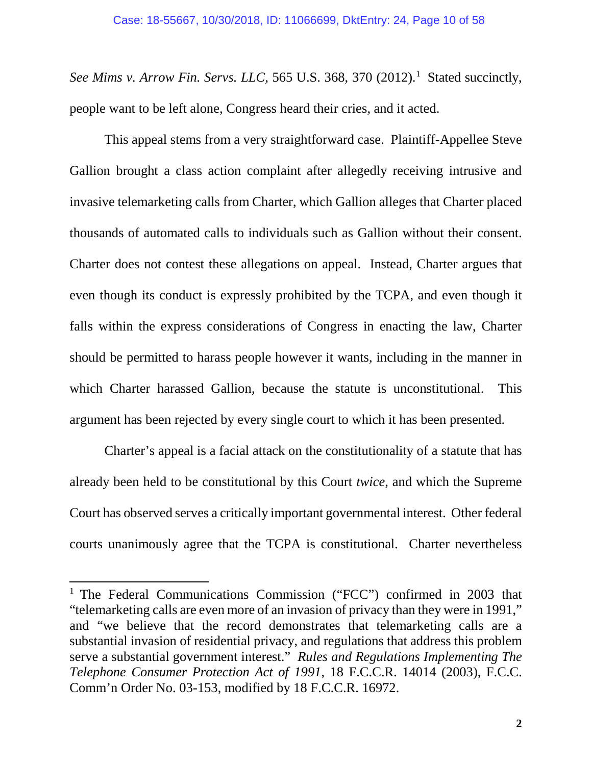*See Mims v. Arrow Fin. Servs. LLC*, 565 U.S. 368, 370 (2012).[1] Stated succinctly, people want to be left alone, Congress heard their cries, and it acted.

This appeal stems from a very straightforward case. Plaintiff-Appellee Steve Gallion brought a class action complaint after allegedly receiving intrusive and invasive telemarketing calls from Charter, which Gallion alleges that Charter placed thousands of automated calls to individuals such as Gallion without their consent. Charter does not contest these allegations on appeal. Instead, Charter argues that even though its conduct is expressly prohibited by the TCPA, and even though it falls within the express considerations of Congress in enacting the law, Charter should be permitted to harass people however it wants, including in the manner in which Charter harassed Gallion, because the statute is unconstitutional. This argument has been rejected by every single court to which it has been presented.

Charter's appeal is a facial attack on the constitutionality of a statute that has already been held to be constitutional by this Court *twice*, and which the Supreme Court has observed serves a critically important governmental interest. Other federal courts unanimously agree that the TCPA is constitutional. Charter nevertheless

---

[1] The Federal Communications Commission ("FCC") confirmed in 2003 that "telemarketing calls are even more of an invasion of privacy than they were in 1991," and "we believe that the record demonstrates that telemarketing calls are a substantial invasion of residential privacy, and regulations that address this problem serve a substantial government interest." *Rules and Regulations Implementing The Telephone Consumer Protection Act of 1991*, 18 F.C.C.R. 14014 (2003), F.C.C. Comm'n Order No. 03-153, modified by 18 F.C.C.R. 16972.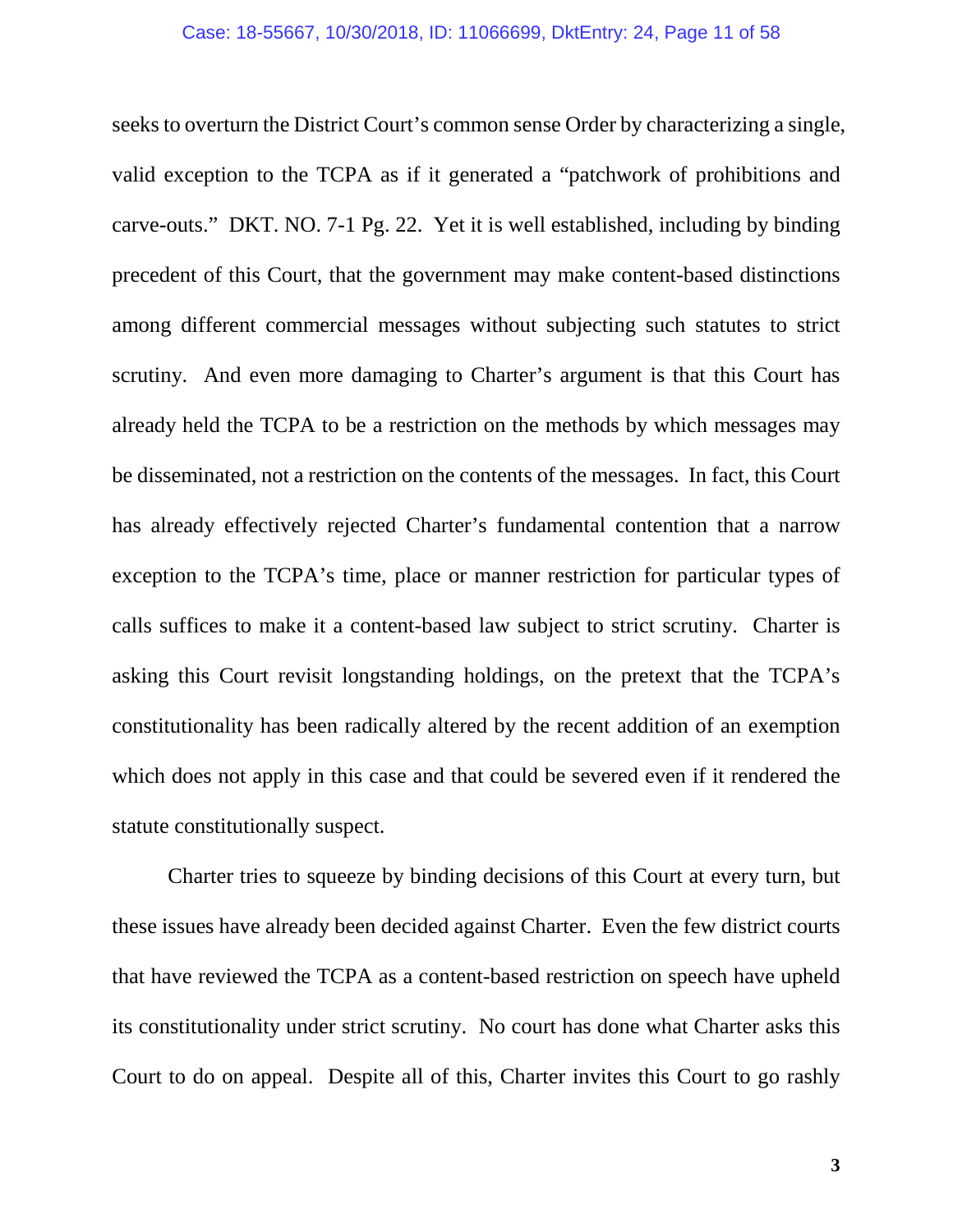seeks to overturn the District Court's common sense Order by characterizing a single, valid exception to the TCPA as if it generated a "patchwork of prohibitions and carve-outs." DKT. NO. 7-1 Pg. 22. Yet it is well established, including by binding precedent of this Court, that the government may make content-based distinctions among different commercial messages without subjecting such statutes to strict scrutiny. And even more damaging to Charter's argument is that this Court has already held the TCPA to be a restriction on the methods by which messages may be disseminated, not a restriction on the contents of the messages. In fact, this Court has already effectively rejected Charter's fundamental contention that a narrow exception to the TCPA's time, place or manner restriction for particular types of calls suffices to make it a content-based law subject to strict scrutiny. Charter is asking this Court revisit longstanding holdings, on the pretext that the TCPA's constitutionality has been radically altered by the recent addition of an exemption which does not apply in this case and that could be severed even if it rendered the statute constitutionally suspect.

Charter tries to squeeze by binding decisions of this Court at every turn, but these issues have already been decided against Charter. Even the few district courts that have reviewed the TCPA as a content-based restriction on speech have upheld its constitutionality under strict scrutiny. No court has done what Charter asks this Court to do on appeal. Despite all of this, Charter invites this Court to go rashly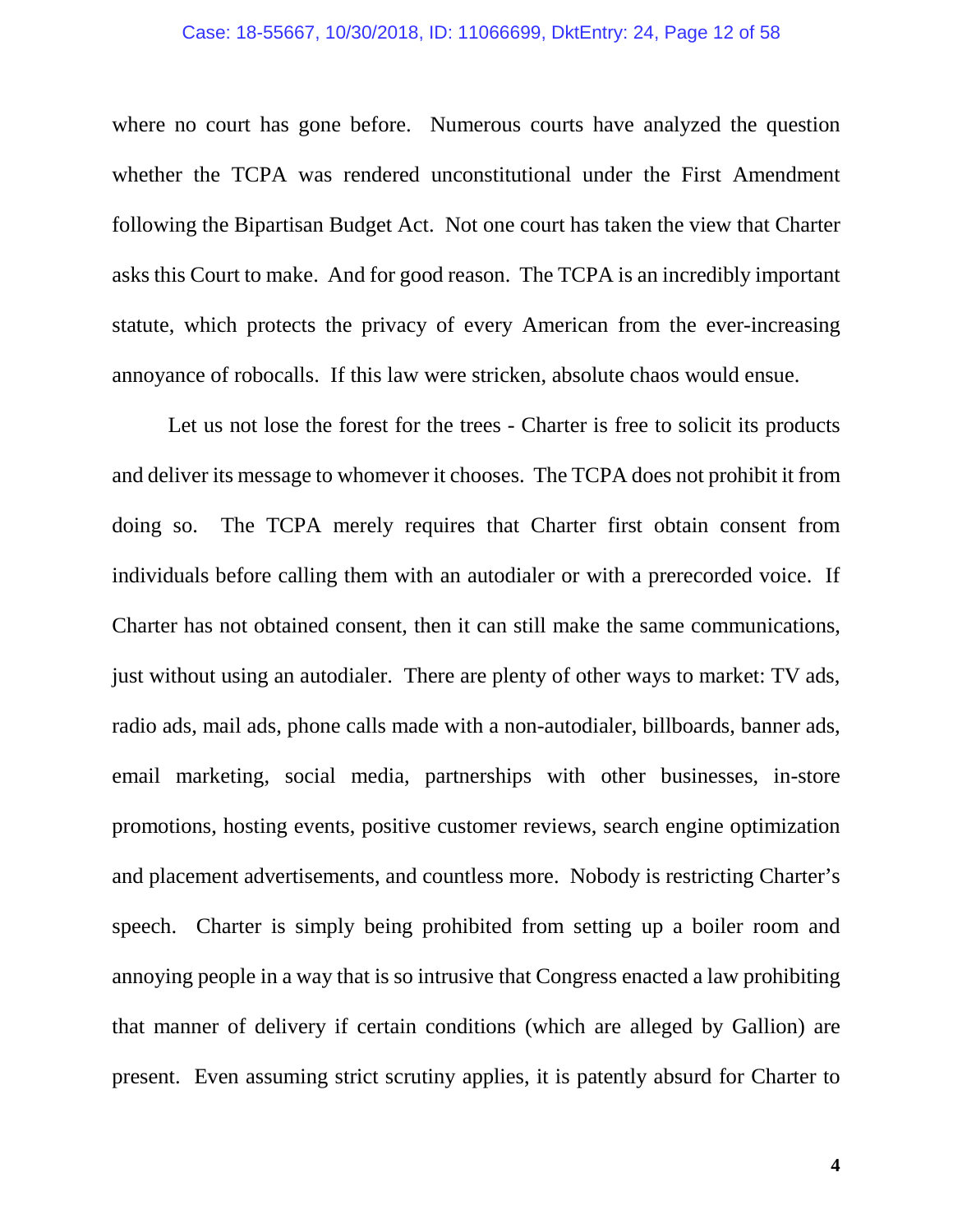where no court has gone before. Numerous courts have analyzed the question whether the TCPA was rendered unconstitutional under the First Amendment following the Bipartisan Budget Act. Not one court has taken the view that Charter asks this Court to make. And for good reason. The TCPA is an incredibly important statute, which protects the privacy of every American from the ever-increasing annoyance of robocalls. If this law were stricken, absolute chaos would ensue.

Let us not lose the forest for the trees - Charter is free to solicit its products and deliver its message to whomever it chooses. The TCPA does not prohibit it from doing so. The TCPA merely requires that Charter first obtain consent from individuals before calling them with an autodialer or with a prerecorded voice. If Charter has not obtained consent, then it can still make the same communications, just without using an autodialer. There are plenty of other ways to market: TV ads, radio ads, mail ads, phone calls made with a non-autodialer, billboards, banner ads, email marketing, social media, partnerships with other businesses, in-store promotions, hosting events, positive customer reviews, search engine optimization and placement advertisements, and countless more. Nobody is restricting Charter's speech. Charter is simply being prohibited from setting up a boiler room and annoying people in a way that is so intrusive that Congress enacted a law prohibiting that manner of delivery if certain conditions (which are alleged by Gallion) are present. Even assuming strict scrutiny applies, it is patently absurd for Charter to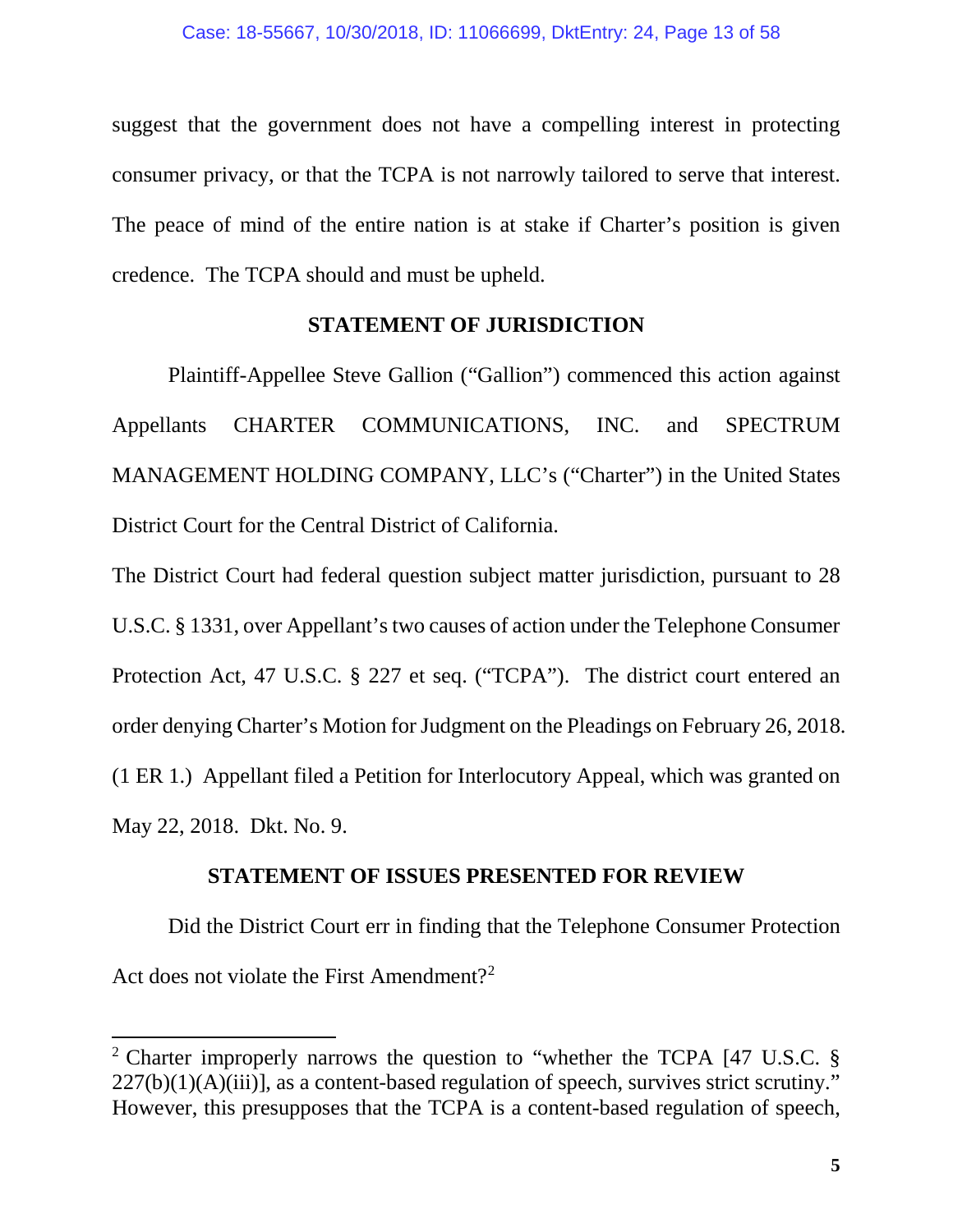suggest that the government does not have a compelling interest in protecting consumer privacy, or that the TCPA is not narrowly tailored to serve that interest. The peace of mind of the entire nation is at stake if Charter's position is given credence. The TCPA should and must be upheld.

## STATEMENT OF JURISDICTION

Plaintiff-Appellee Steve Gallion ("Gallion") commenced this action against Appellants CHARTER COMMUNICATIONS, INC. and SPECTRUM MANAGEMENT HOLDING COMPANY, LLC's ("Charter") in the United States District Court for the Central District of California.

The District Court had federal question subject matter jurisdiction, pursuant to 28 U.S.C. § 1331, over Appellant's two causes of action under the Telephone Consumer Protection Act, 47 U.S.C. § 227 et seq. ("TCPA"). The district court entered an order denying Charter's Motion for Judgment on the Pleadings on February 26, 2018. (1 ER 1.) Appellant filed a Petition for Interlocutory Appeal, which was granted on May 22, 2018. Dkt. No. 9.

## STATEMENT OF ISSUES PRESENTED FOR REVIEW

Did the District Court err in finding that the Telephone Consumer Protection Act does not violate the First Amendment?[2]

---

[2] Charter improperly narrows the question to "whether the TCPA [47 U.S.C. § 227(b)(1)(A)(iii)], as a content-based regulation of speech, survives strict scrutiny." However, this presupposes that the TCPA is a content-based regulation of speech,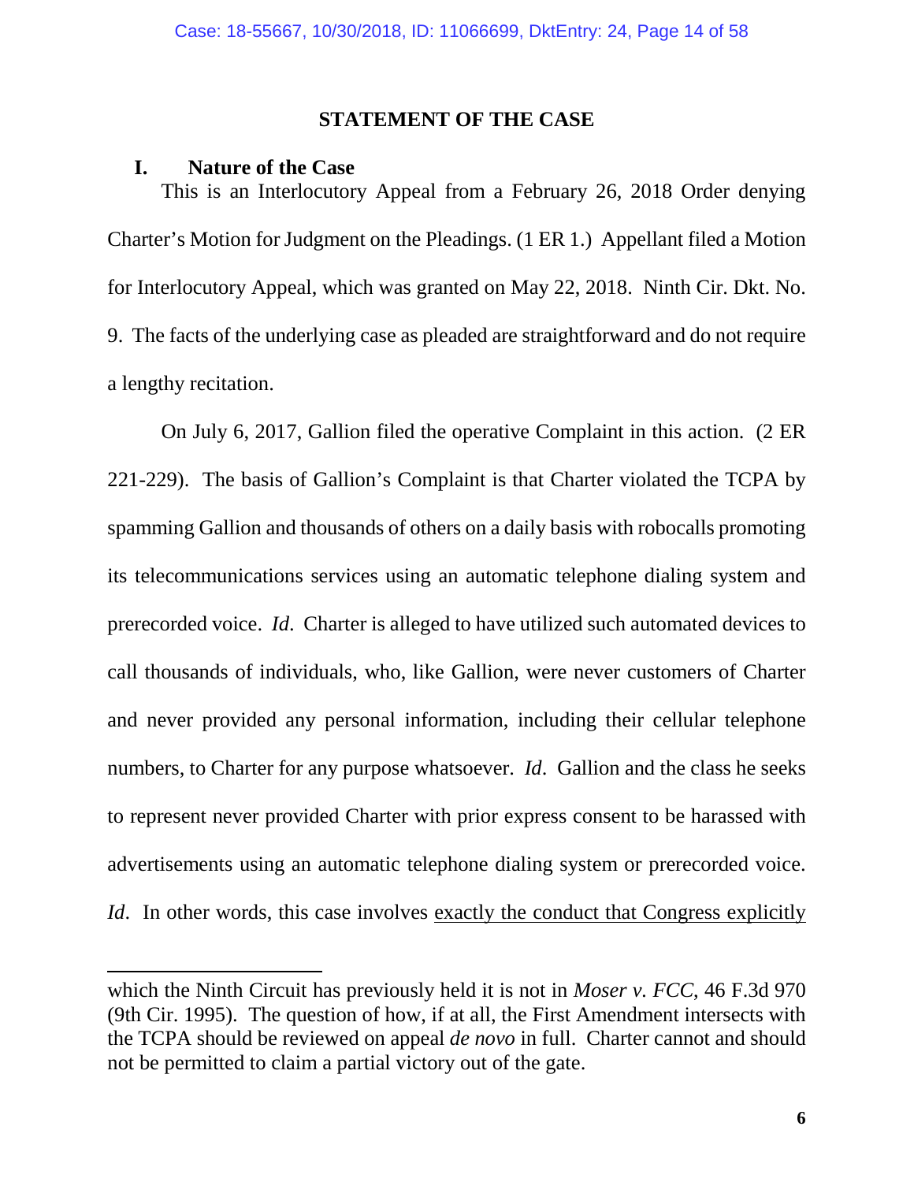## STATEMENT OF THE CASE

### I. Nature of the Case

This is an Interlocutory Appeal from a February 26, 2018 Order denying Charter's Motion for Judgment on the Pleadings. (1 ER 1.) Appellant filed a Motion for Interlocutory Appeal, which was granted on May 22, 2018. Ninth Cir. Dkt. No. 9. The facts of the underlying case as pleaded are straightforward and do not require a lengthy recitation.

On July 6, 2017, Gallion filed the operative Complaint in this action. (2 ER 221-229). The basis of Gallion's Complaint is that Charter violated the TCPA by spamming Gallion and thousands of others on a daily basis with robocalls promoting its telecommunications services using an automatic telephone dialing system and prerecorded voice. *Id*. Charter is alleged to have utilized such automated devices to call thousands of individuals, who, like Gallion, were never customers of Charter and never provided any personal information, including their cellular telephone numbers, to Charter for any purpose whatsoever. *Id*. Gallion and the class he seeks to represent never provided Charter with prior express consent to be harassed with advertisements using an automatic telephone dialing system or prerecorded voice. *Id*. In other words, this case involves <u>exactly the conduct that Congress explicitly</u>

---

which the Ninth Circuit has previously held it is not in *Moser v. FCC*, 46 F.3d 970 (9th Cir. 1995). The question of how, if at all, the First Amendment intersects with the TCPA should be reviewed on appeal *de novo* in full. Charter cannot and should not be permitted to claim a partial victory out of the gate.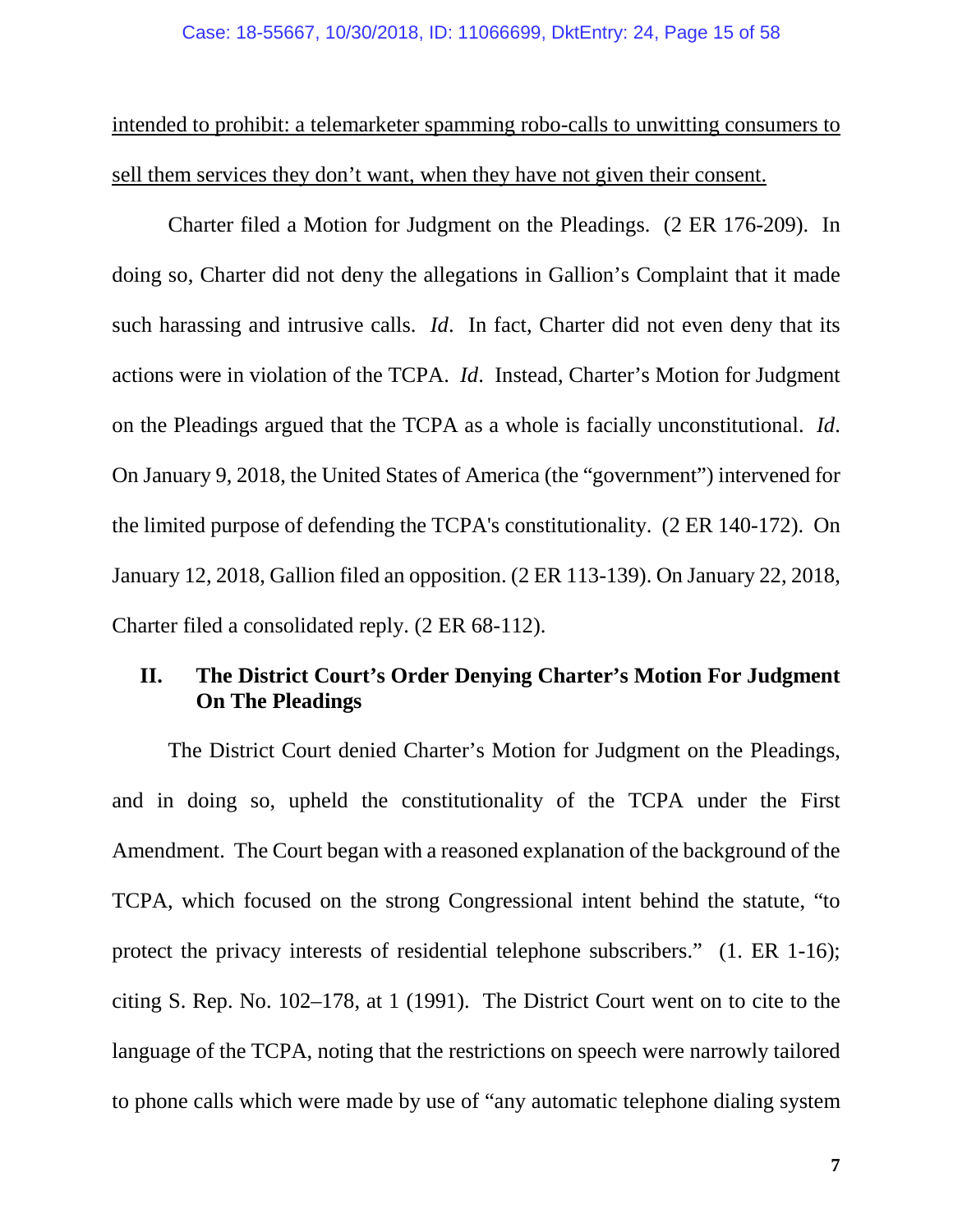<u>intended to prohibit: a telemarketer spamming robo-calls to unwitting consumers to sell them services they don't want, when they have not given their consent.</u>

Charter filed a Motion for Judgment on the Pleadings. (2 ER 176-209). In doing so, Charter did not deny the allegations in Gallion's Complaint that it made such harassing and intrusive calls. *Id*. In fact, Charter did not even deny that its actions were in violation of the TCPA. *Id*. Instead, Charter's Motion for Judgment on the Pleadings argued that the TCPA as a whole is facially unconstitutional. *Id*. On January 9, 2018, the United States of America (the "government") intervened for the limited purpose of defending the TCPA's constitutionality. (2 ER 140-172). On January 12, 2018, Gallion filed an opposition. (2 ER 113-139). On January 22, 2018, Charter filed a consolidated reply. (2 ER 68-112).

## II. The District Court's Order Denying Charter's Motion For Judgment On The Pleadings

The District Court denied Charter's Motion for Judgment on the Pleadings, and in doing so, upheld the constitutionality of the TCPA under the First Amendment. The Court began with a reasoned explanation of the background of the TCPA, which focused on the strong Congressional intent behind the statute, "to protect the privacy interests of residential telephone subscribers." (1. ER 1-16); citing S. Rep. No. 102–178, at 1 (1991). The District Court went on to cite to the language of the TCPA, noting that the restrictions on speech were narrowly tailored to phone calls which were made by use of "any automatic telephone dialing system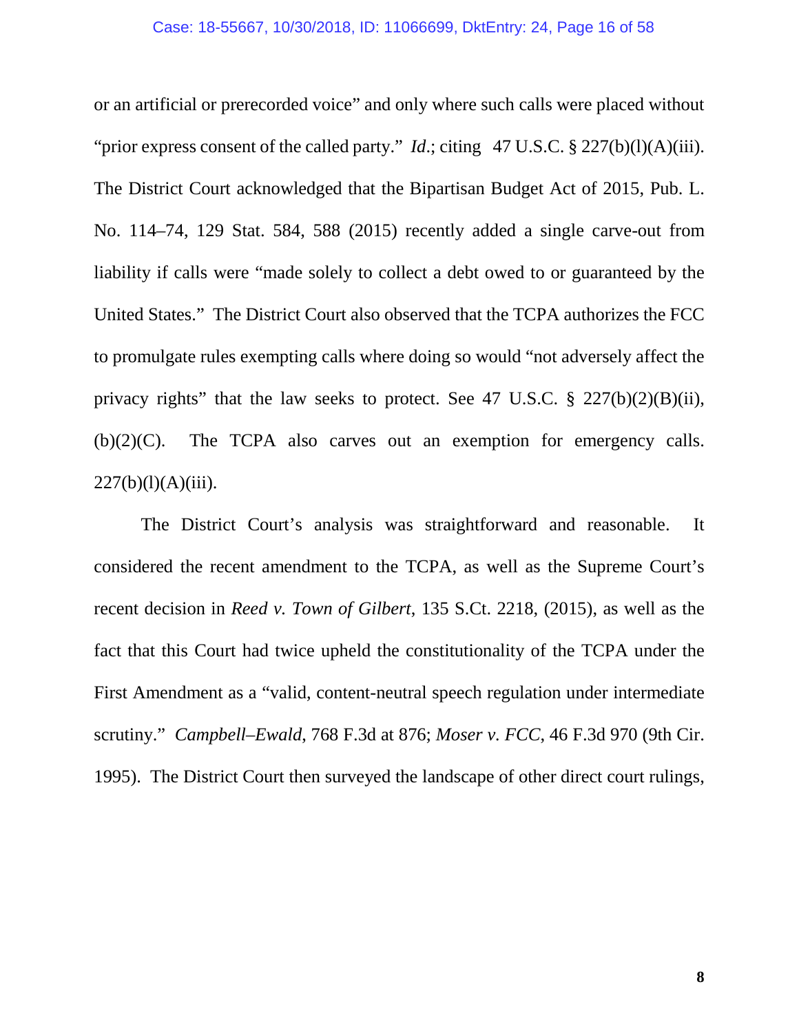or an artificial or prerecorded voice" and only where such calls were placed without "prior express consent of the called party." *Id*.; citing 47 U.S.C. § 227(b)(l)(A)(iii). The District Court acknowledged that the Bipartisan Budget Act of 2015, Pub. L. No. 114–74, 129 Stat. 584, 588 (2015) recently added a single carve-out from liability if calls were "made solely to collect a debt owed to or guaranteed by the United States." The District Court also observed that the TCPA authorizes the FCC to promulgate rules exempting calls where doing so would "not adversely affect the privacy rights" that the law seeks to protect. See 47 U.S.C. § 227(b)(2)(B)(ii), (b)(2)(C). The TCPA also carves out an exemption for emergency calls. 227(b)(l)(A)(iii).

The District Court's analysis was straightforward and reasonable. It considered the recent amendment to the TCPA, as well as the Supreme Court's recent decision in *Reed v. Town of Gilbert*, 135 S.Ct. 2218, (2015), as well as the fact that this Court had twice upheld the constitutionality of the TCPA under the First Amendment as a "valid, content-neutral speech regulation under intermediate scrutiny." *Campbell–Ewald*, 768 F.3d at 876; *Moser v. FCC*, 46 F.3d 970 (9th Cir. 1995). The District Court then surveyed the landscape of other direct court rulings,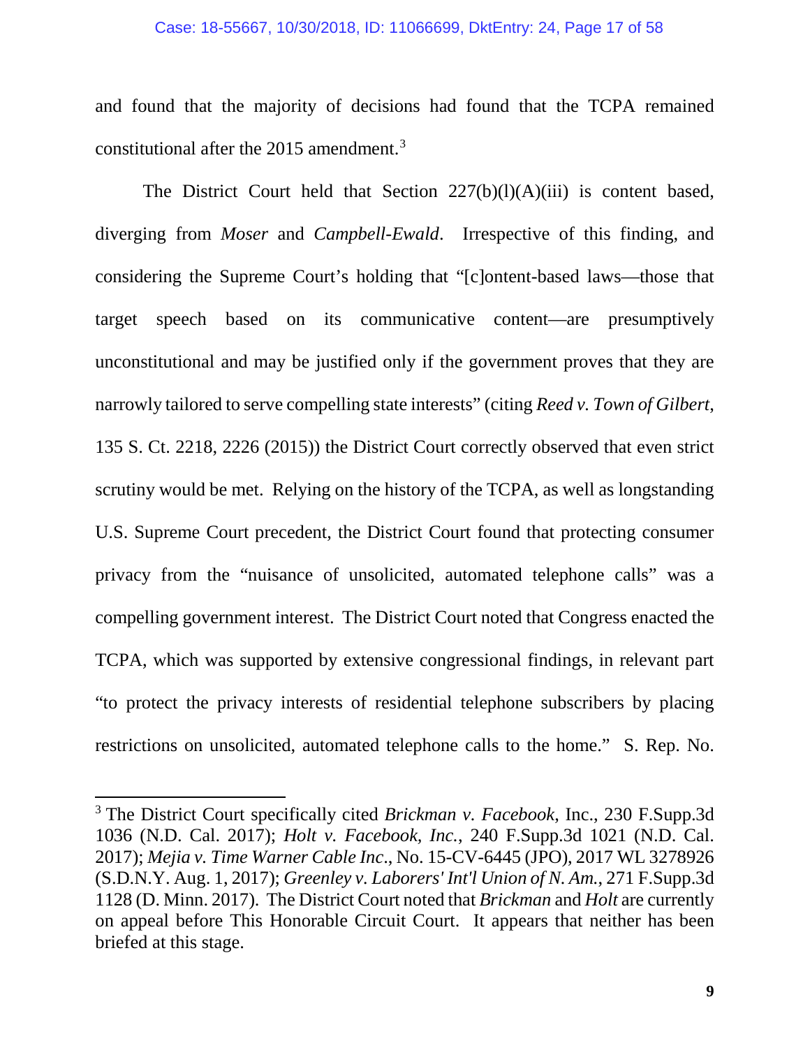and found that the majority of decisions had found that the TCPA remained constitutional after the 2015 amendment.[3]

The District Court held that Section 227(b)(l)(A)(iii) is content based, diverging from *Moser* and *Campbell-Ewald*. Irrespective of this finding, and considering the Supreme Court's holding that "[c]ontent-based laws—those that target speech based on its communicative content—are presumptively unconstitutional and may be justified only if the government proves that they are narrowly tailored to serve compelling state interests" (citing *Reed v. Town of Gilbert*, 135 S. Ct. 2218, 2226 (2015)) the District Court correctly observed that even strict scrutiny would be met. Relying on the history of the TCPA, as well as longstanding U.S. Supreme Court precedent, the District Court found that protecting consumer privacy from the "nuisance of unsolicited, automated telephone calls" was a compelling government interest. The District Court noted that Congress enacted the TCPA, which was supported by extensive congressional findings, in relevant part "to protect the privacy interests of residential telephone subscribers by placing restrictions on unsolicited, automated telephone calls to the home." S. Rep. No.

[3] The District Court specifically cited *Brickman v. Facebook*, Inc., 230 F.Supp.3d 1036 (N.D. Cal. 2017); *Holt v. Facebook, Inc.*, 240 F.Supp.3d 1021 (N.D. Cal. 2017); *Mejia v. Time Warner Cable Inc*., No. 15-CV-6445 (JPO), 2017 WL 3278926 (S.D.N.Y. Aug. 1, 2017); *Greenley v. Laborers' Int'l Union of N. Am.*, 271 F.Supp.3d 1128 (D. Minn. 2017). The District Court noted that *Brickman* and *Holt* are currently on appeal before This Honorable Circuit Court. It appears that neither has been briefed at this stage.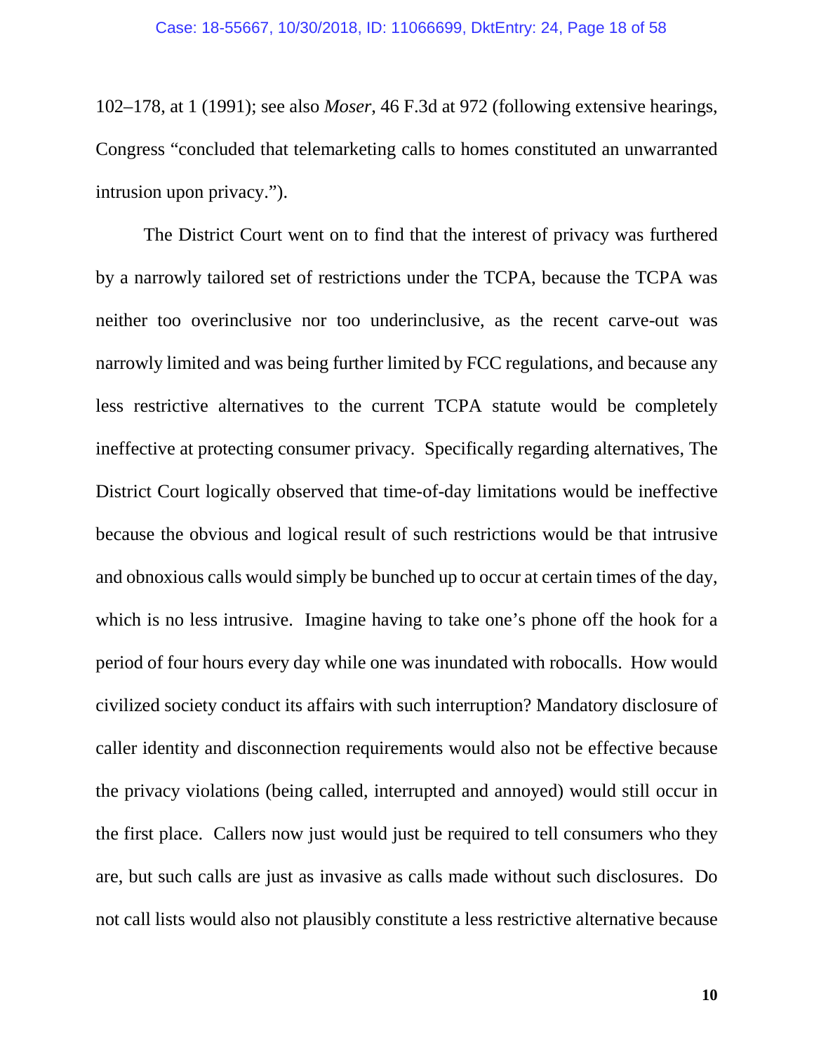102–178, at 1 (1991); see also *Moser*, 46 F.3d at 972 (following extensive hearings, Congress "concluded that telemarketing calls to homes constituted an unwarranted intrusion upon privacy.").

The District Court went on to find that the interest of privacy was furthered by a narrowly tailored set of restrictions under the TCPA, because the TCPA was neither too overinclusive nor too underinclusive, as the recent carve-out was narrowly limited and was being further limited by FCC regulations, and because any less restrictive alternatives to the current TCPA statute would be completely ineffective at protecting consumer privacy. Specifically regarding alternatives, The District Court logically observed that time-of-day limitations would be ineffective because the obvious and logical result of such restrictions would be that intrusive and obnoxious calls would simply be bunched up to occur at certain times of the day, which is no less intrusive. Imagine having to take one's phone off the hook for a period of four hours every day while one was inundated with robocalls. How would civilized society conduct its affairs with such interruption? Mandatory disclosure of caller identity and disconnection requirements would also not be effective because the privacy violations (being called, interrupted and annoyed) would still occur in the first place. Callers now just would just be required to tell consumers who they are, but such calls are just as invasive as calls made without such disclosures. Do not call lists would also not plausibly constitute a less restrictive alternative because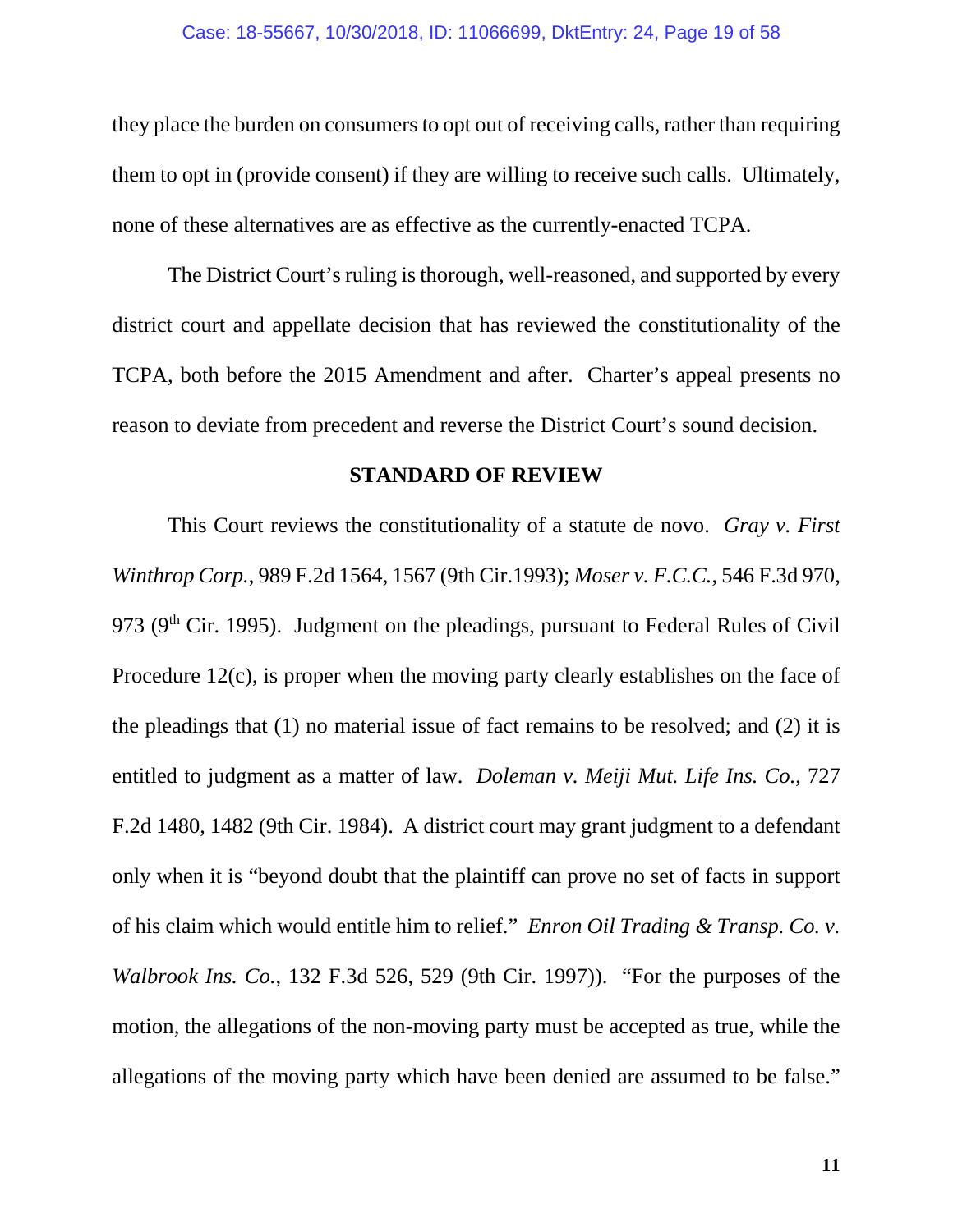they place the burden on consumers to opt out of receiving calls, rather than requiring them to opt in (provide consent) if they are willing to receive such calls. Ultimately, none of these alternatives are as effective as the currently-enacted TCPA.

The District Court's ruling is thorough, well-reasoned, and supported by every district court and appellate decision that has reviewed the constitutionality of the TCPA, both before the 2015 Amendment and after. Charter's appeal presents no reason to deviate from precedent and reverse the District Court's sound decision.

## STANDARD OF REVIEW

This Court reviews the constitutionality of a statute de novo. *Gray v. First Winthrop Corp.*, 989 F.2d 1564, 1567 (9th Cir.1993); *Moser v. F.C.C.*, 546 F.3d 970, 973 (9th Cir. 1995). Judgment on the pleadings, pursuant to Federal Rules of Civil Procedure 12(c), is proper when the moving party clearly establishes on the face of the pleadings that (1) no material issue of fact remains to be resolved; and (2) it is entitled to judgment as a matter of law. *Doleman v. Meiji Mut. Life Ins. Co.*, 727 F.2d 1480, 1482 (9th Cir. 1984). A district court may grant judgment to a defendant only when it is "beyond doubt that the plaintiff can prove no set of facts in support of his claim which would entitle him to relief." *Enron Oil Trading & Transp. Co. v. Walbrook Ins. Co.*, 132 F.3d 526, 529 (9th Cir. 1997)). "For the purposes of the motion, the allegations of the non-moving party must be accepted as true, while the allegations of the moving party which have been denied are assumed to be false."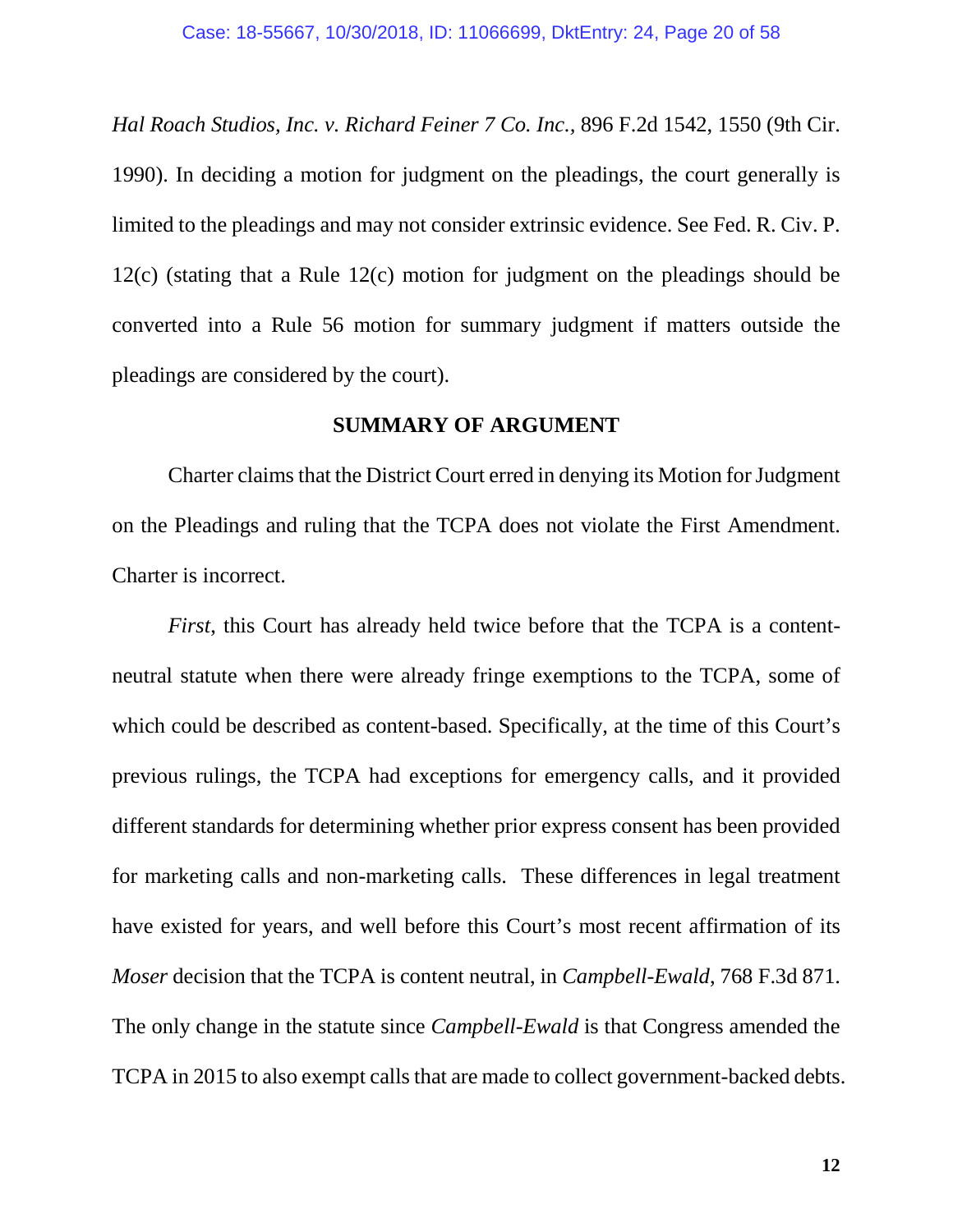*Hal Roach Studios, Inc. v. Richard Feiner 7 Co. Inc.*, 896 F.2d 1542, 1550 (9th Cir. 1990). In deciding a motion for judgment on the pleadings, the court generally is limited to the pleadings and may not consider extrinsic evidence. See Fed. R. Civ. P. 12(c) (stating that a Rule 12(c) motion for judgment on the pleadings should be converted into a Rule 56 motion for summary judgment if matters outside the pleadings are considered by the court).

## SUMMARY OF ARGUMENT

Charter claims that the District Court erred in denying its Motion for Judgment on the Pleadings and ruling that the TCPA does not violate the First Amendment. Charter is incorrect.

*First*, this Court has already held twice before that the TCPA is a content-neutral statute when there were already fringe exemptions to the TCPA, some of which could be described as content-based. Specifically, at the time of this Court's previous rulings, the TCPA had exceptions for emergency calls, and it provided different standards for determining whether prior express consent has been provided for marketing calls and non-marketing calls. These differences in legal treatment have existed for years, and well before this Court's most recent affirmation of its *Moser* decision that the TCPA is content neutral, in *Campbell-Ewald*, 768 F.3d 871. The only change in the statute since *Campbell-Ewald* is that Congress amended the TCPA in 2015 to also exempt calls that are made to collect government-backed debts.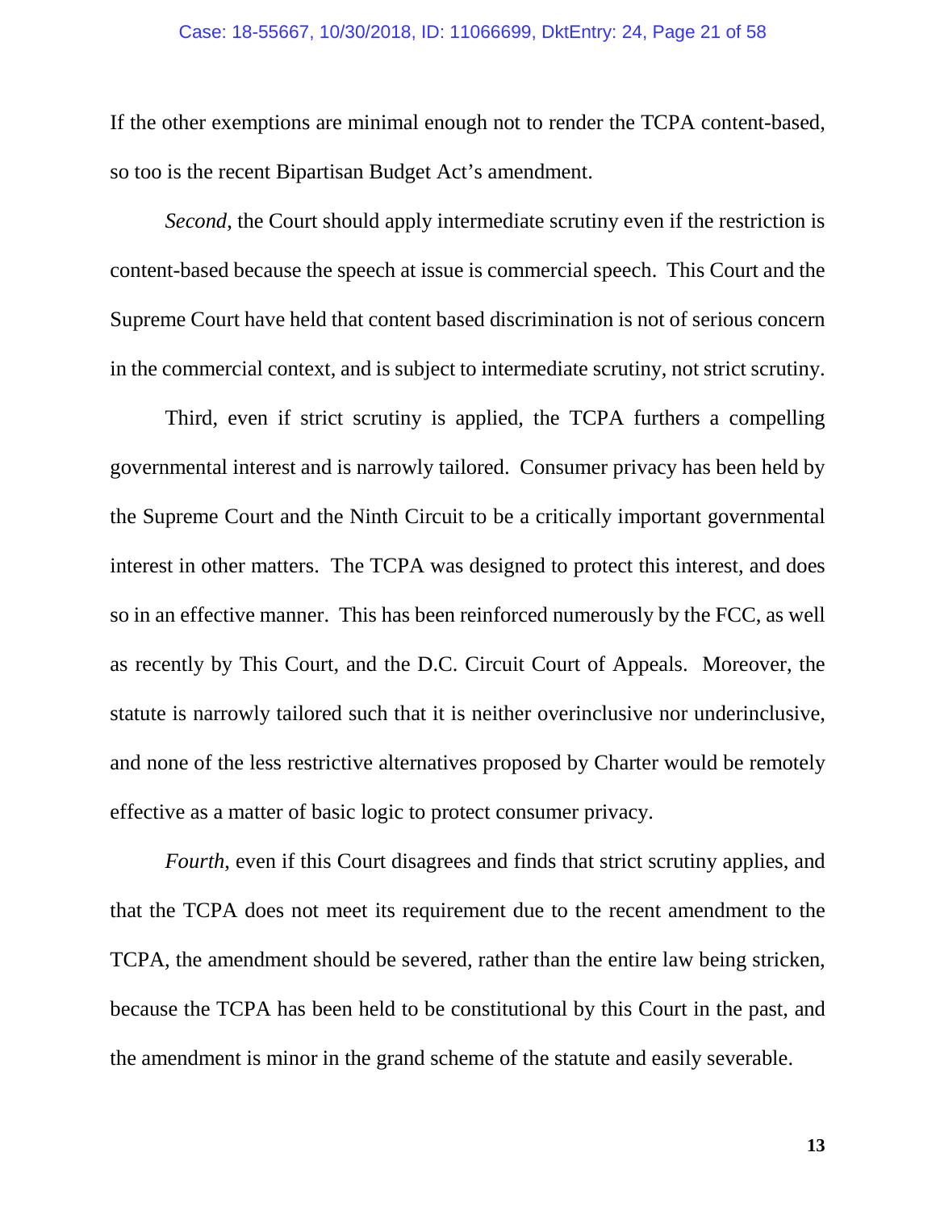If the other exemptions are minimal enough not to render the TCPA content-based, so too is the recent Bipartisan Budget Act's amendment.

*Second*, the Court should apply intermediate scrutiny even if the restriction is content-based because the speech at issue is commercial speech. This Court and the Supreme Court have held that content based discrimination is not of serious concern in the commercial context, and is subject to intermediate scrutiny, not strict scrutiny.

Third, even if strict scrutiny is applied, the TCPA furthers a compelling governmental interest and is narrowly tailored. Consumer privacy has been held by the Supreme Court and the Ninth Circuit to be a critically important governmental interest in other matters. The TCPA was designed to protect this interest, and does so in an effective manner. This has been reinforced numerously by the FCC, as well as recently by This Court, and the D.C. Circuit Court of Appeals. Moreover, the statute is narrowly tailored such that it is neither overinclusive nor underinclusive, and none of the less restrictive alternatives proposed by Charter would be remotely effective as a matter of basic logic to protect consumer privacy.

*Fourth*, even if this Court disagrees and finds that strict scrutiny applies, and that the TCPA does not meet its requirement due to the recent amendment to the TCPA, the amendment should be severed, rather than the entire law being stricken, because the TCPA has been held to be constitutional by this Court in the past, and the amendment is minor in the grand scheme of the statute and easily severable.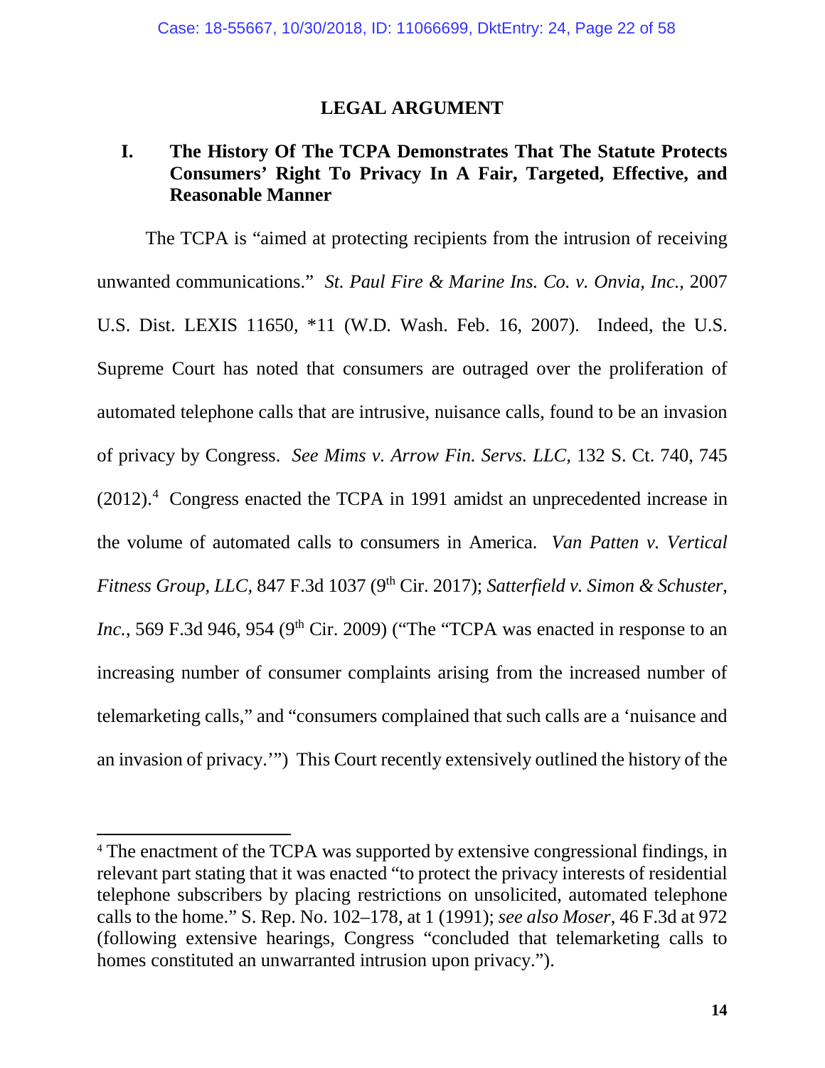## LEGAL ARGUMENT

### I. The History Of The TCPA Demonstrates That The Statute Protects Consumers' Right To Privacy In A Fair, Targeted, Effective, and Reasonable Manner

The TCPA is "aimed at protecting recipients from the intrusion of receiving unwanted communications." *St. Paul Fire & Marine Ins. Co. v. Onvia, Inc.,* 2007 U.S. Dist. LEXIS 11650, *11 (W.D. Wash. Feb. 16, 2007). Indeed, the U.S. Supreme Court has noted that consumers are outraged over the proliferation of automated telephone calls that are intrusive, nuisance calls, found to be an invasion of privacy by Congress. *See Mims v. Arrow Fin. Servs. LLC,* 132 S. Ct. 740, 745 (2012).[4] Congress enacted the TCPA in 1991 amidst an unprecedented increase in the volume of automated calls to consumers in America. *Van Patten v. Vertical Fitness Group, LLC,* 847 F.3d 1037 (9th Cir. 2017); *Satterfield v. Simon & Schuster, Inc.*, 569 F.3d 946, 954 (9th Cir. 2009) ("The "TCPA was enacted in response to an increasing number of consumer complaints arising from the increased number of telemarketing calls," and "consumers complained that such calls are a 'nuisance and an invasion of privacy.'") This Court recently extensively outlined the history of the

---

[4] The enactment of the TCPA was supported by extensive congressional findings, in relevant part stating that it was enacted "to protect the privacy interests of residential telephone subscribers by placing restrictions on unsolicited, automated telephone calls to the home." S. Rep. No. 102–178, at 1 (1991); *see also Moser*, 46 F.3d at 972 (following extensive hearings, Congress "concluded that telemarketing calls to homes constituted an unwarranted intrusion upon privacy.").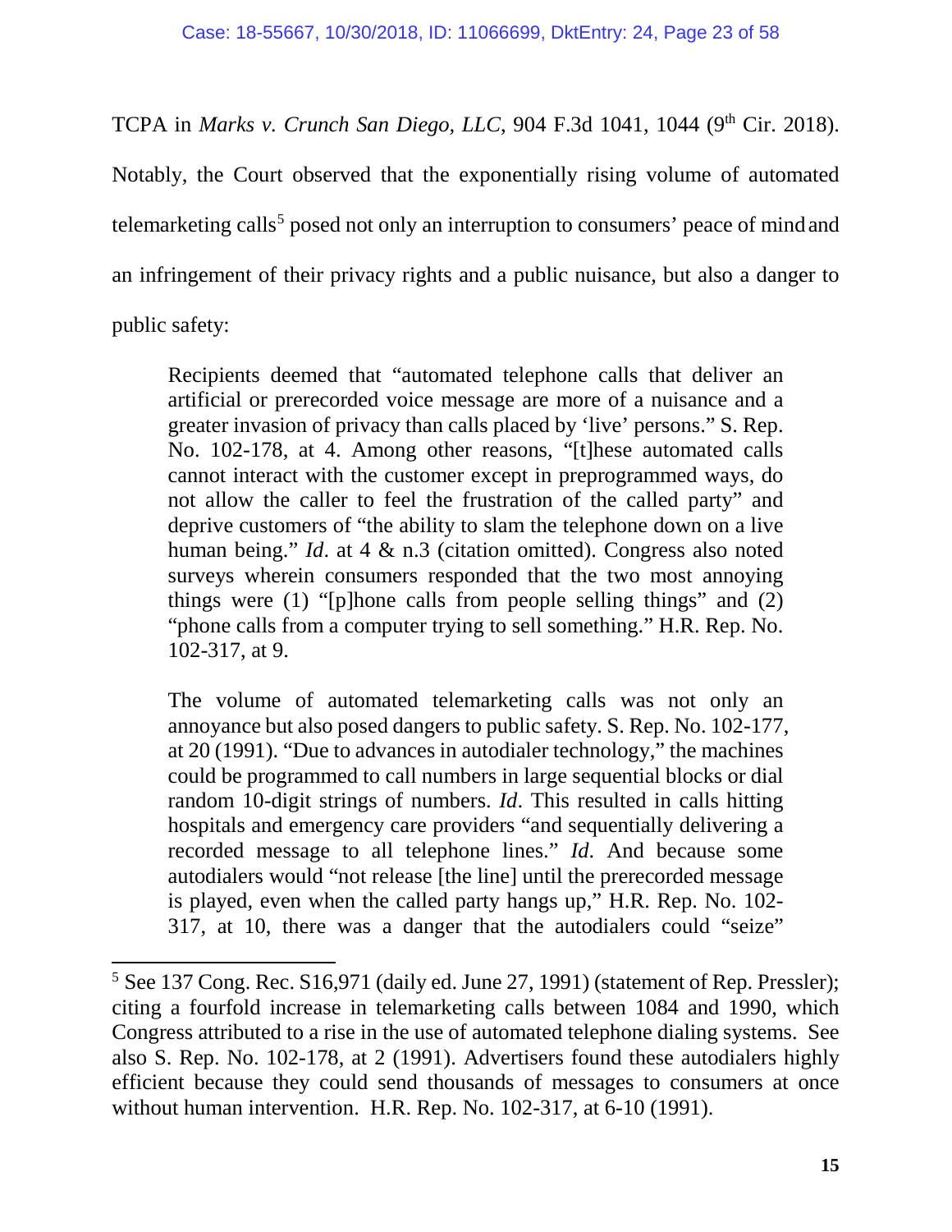TCPA in *Marks v. Crunch San Diego, LLC*, 904 F.3d 1041, 1044 (9th Cir. 2018). Notably, the Court observed that the exponentially rising volume of automated telemarketing calls[5] posed not only an interruption to consumers' peace of mind and an infringement of their privacy rights and a public nuisance, but also a danger to public safety:

> Recipients deemed that "automated telephone calls that deliver an artificial or prerecorded voice message are more of a nuisance and a greater invasion of privacy than calls placed by 'live' persons." S. Rep. No. 102-178, at 4. Among other reasons, "[t]hese automated calls cannot interact with the customer except in preprogrammed ways, do not allow the caller to feel the frustration of the called party" and deprive customers of "the ability to slam the telephone down on a live human being." *Id*. at 4 & n.3 (citation omitted). Congress also noted surveys wherein consumers responded that the two most annoying things were (1) "[p]hone calls from people selling things" and (2) "phone calls from a computer trying to sell something." H.R. Rep. No. 102-317, at 9.
>
> The volume of automated telemarketing calls was not only an annoyance but also posed dangers to public safety. S. Rep. No. 102-177, at 20 (1991). "Due to advances in autodialer technology," the machines could be programmed to call numbers in large sequential blocks or dial random 10-digit strings of numbers. *Id*. This resulted in calls hitting hospitals and emergency care providers "and sequentially delivering a recorded message to all telephone lines." *Id*. And because some autodialers would "not release [the line] until the prerecorded message is played, even when the called party hangs up," H.R. Rep. No. 102-317, at 10, there was a danger that the autodialers could "seize"

---

[5] See 137 Cong. Rec. S16,971 (daily ed. June 27, 1991) (statement of Rep. Pressler); citing a fourfold increase in telemarketing calls between 1084 and 1990, which Congress attributed to a rise in the use of automated telephone dialing systems. See also S. Rep. No. 102-178, at 2 (1991). Advertisers found these autodialers highly efficient because they could send thousands of messages to consumers at once without human intervention. H.R. Rep. No. 102-317, at 6-10 (1991).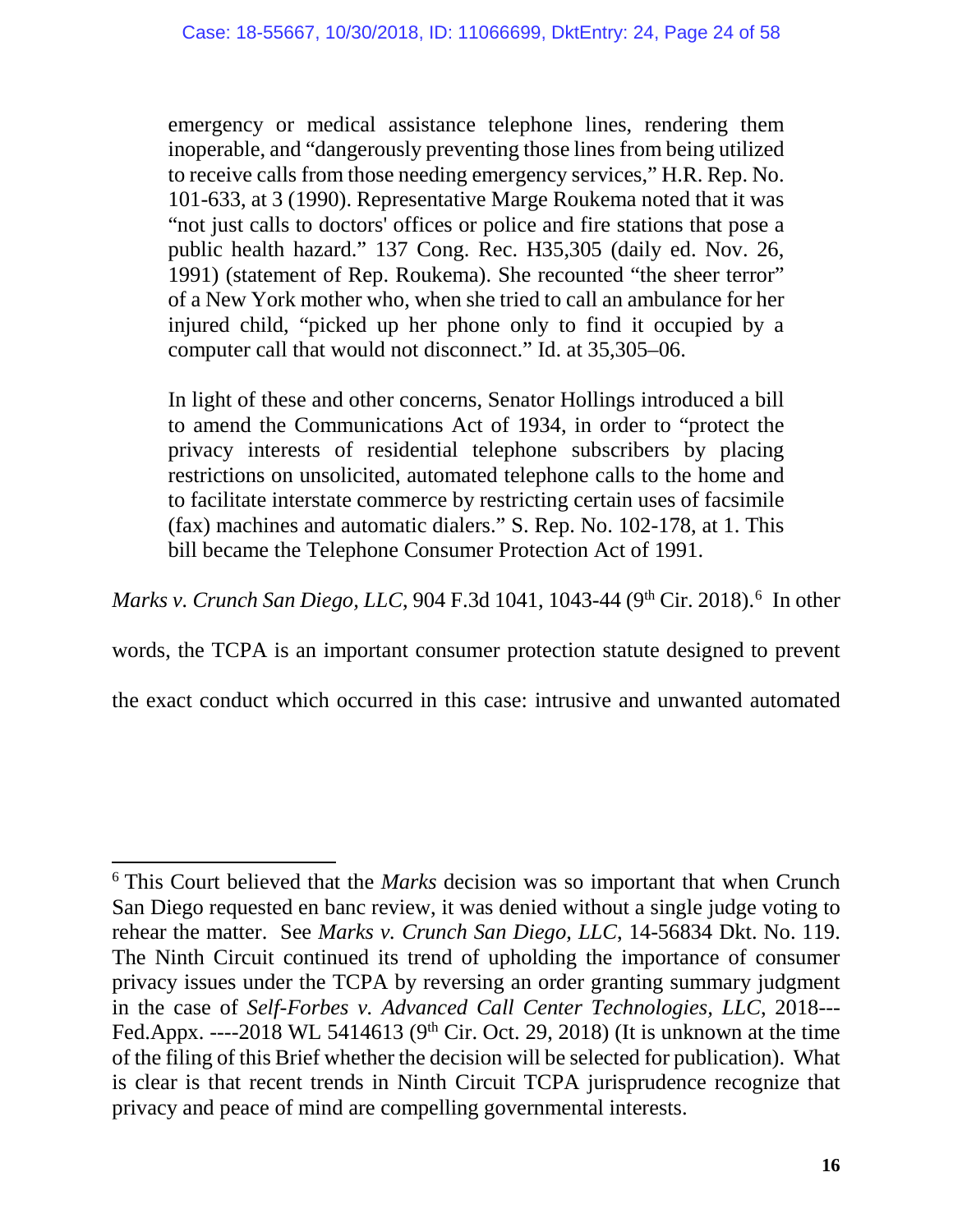> emergency or medical assistance telephone lines, rendering them inoperable, and "dangerously preventing those lines from being utilized to receive calls from those needing emergency services," H.R. Rep. No. 101-633, at 3 (1990). Representative Marge Roukema noted that it was "not just calls to doctors' offices or police and fire stations that pose a public health hazard." 137 Cong. Rec. H35,305 (daily ed. Nov. 26, 1991) (statement of Rep. Roukema). She recounted "the sheer terror" of a New York mother who, when she tried to call an ambulance for her injured child, "picked up her phone only to find it occupied by a computer call that would not disconnect." Id. at 35,305–06.
>
> In light of these and other concerns, Senator Hollings introduced a bill to amend the Communications Act of 1934, in order to "protect the privacy interests of residential telephone subscribers by placing restrictions on unsolicited, automated telephone calls to the home and to facilitate interstate commerce by restricting certain uses of facsimile (fax) machines and automatic dialers." S. Rep. No. 102-178, at 1. This bill became the Telephone Consumer Protection Act of 1991.

*Marks v. Crunch San Diego, LLC*, 904 F.3d 1041, 1043-44 (9th Cir. 2018).[6] In other words, the TCPA is an important consumer protection statute designed to prevent the exact conduct which occurred in this case: intrusive and unwanted automated

---

[6] This Court believed that the *Marks* decision was so important that when Crunch San Diego requested en banc review, it was denied without a single judge voting to rehear the matter. See *Marks v. Crunch San Diego, LLC*, 14-56834 Dkt. No. 119. The Ninth Circuit continued its trend of upholding the importance of consumer privacy issues under the TCPA by reversing an order granting summary judgment in the case of *Self-Forbes v. Advanced Call Center Technologies, LLC*, 2018---Fed.Appx. ----2018 WL 5414613 (9th Cir. Oct. 29, 2018) (It is unknown at the time of the filing of this Brief whether the decision will be selected for publication). What is clear is that recent trends in Ninth Circuit TCPA jurisprudence recognize that privacy and peace of mind are compelling governmental interests.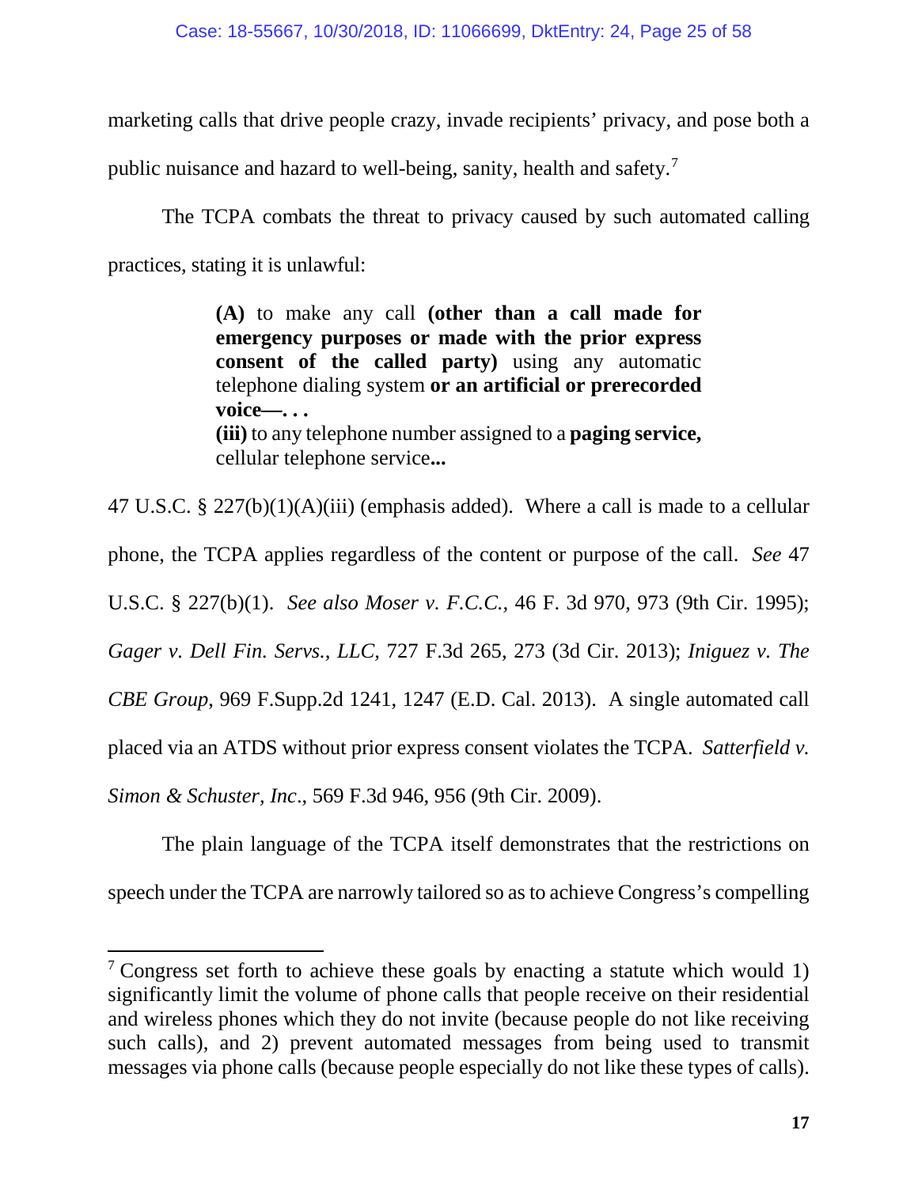marketing calls that drive people crazy, invade recipients' privacy, and pose both a public nuisance and hazard to well-being, sanity, health and safety.[7]

The TCPA combats the threat to privacy caused by such automated calling practices, stating it is unlawful:

> **(A)** to make any call **(other than a call made for emergency purposes or made with the prior express consent of the called party)** using any automatic telephone dialing system **or an artificial or prerecorded voice—. . .**
> **(iii)** to any telephone number assigned to a **paging service,** cellular telephone service**...**

47 U.S.C. § 227(b)(1)(A)(iii) (emphasis added). Where a call is made to a cellular phone, the TCPA applies regardless of the content or purpose of the call. *See* 47 U.S.C. § 227(b)(1). *See also Moser v. F.C.C.*, 46 F. 3d 970, 973 (9th Cir. 1995); *Gager v. Dell Fin. Servs., LLC,* 727 F.3d 265, 273 (3d Cir. 2013); *Iniguez v. The CBE Group,* 969 F.Supp.2d 1241, 1247 (E.D. Cal. 2013). A single automated call placed via an ATDS without prior express consent violates the TCPA. *Satterfield v. Simon & Schuster, Inc*., 569 F.3d 946, 956 (9th Cir. 2009).

The plain language of the TCPA itself demonstrates that the restrictions on speech under the TCPA are narrowly tailored so as to achieve Congress's compelling

---

[7] Congress set forth to achieve these goals by enacting a statute which would 1) significantly limit the volume of phone calls that people receive on their residential and wireless phones which they do not invite (because people do not like receiving such calls), and 2) prevent automated messages from being used to transmit messages via phone calls (because people especially do not like these types of calls).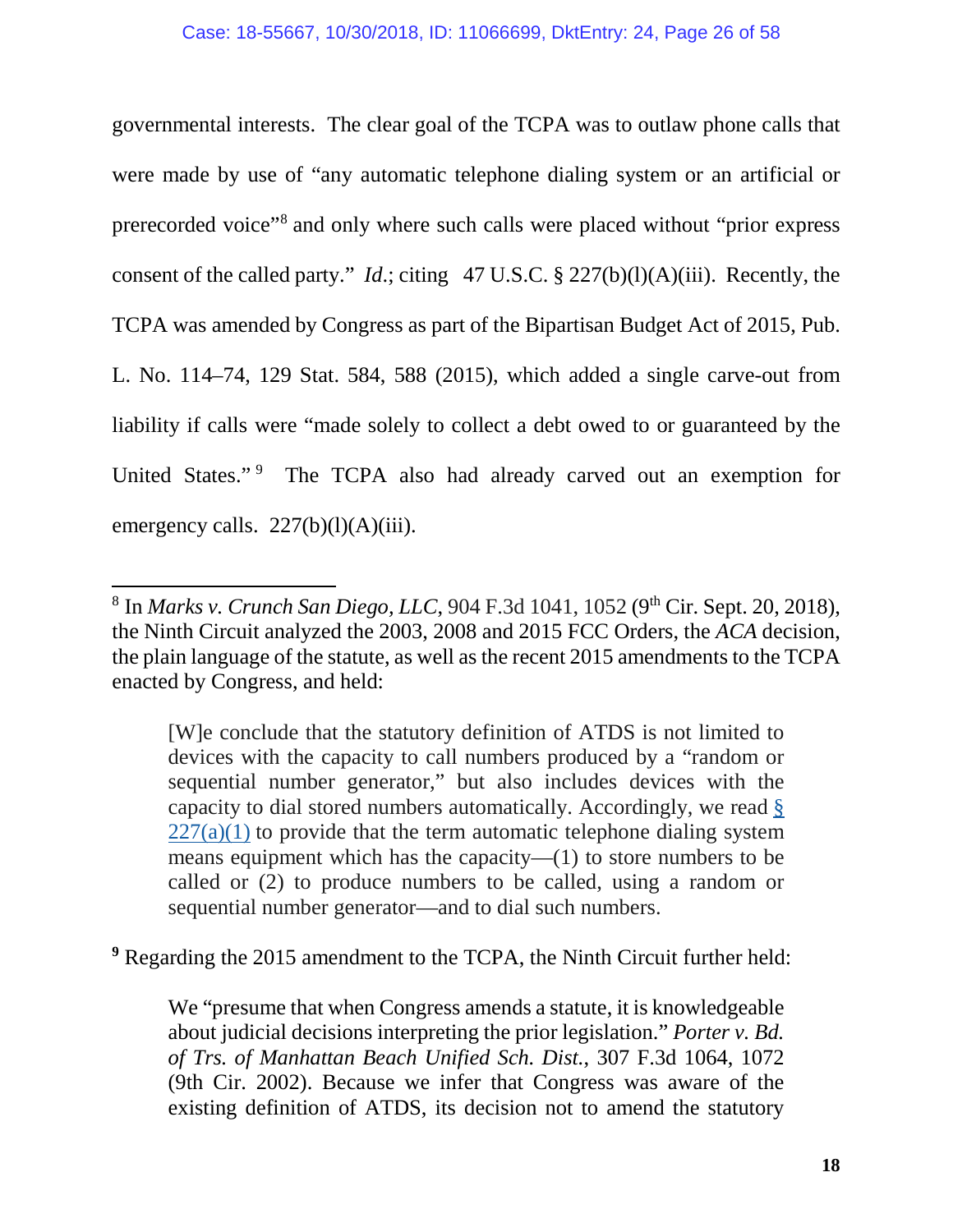governmental interests. The clear goal of the TCPA was to outlaw phone calls that were made by use of "any automatic telephone dialing system or an artificial or prerecorded voice"[8] and only where such calls were placed without "prior express consent of the called party." *Id*.; citing 47 U.S.C. § 227(b)(l)(A)(iii). Recently, the TCPA was amended by Congress as part of the Bipartisan Budget Act of 2015, Pub. L. No. 114–74, 129 Stat. 584, 588 (2015), which added a single carve-out from liability if calls were "made solely to collect a debt owed to or guaranteed by the United States."[9] The TCPA also had already carved out an exemption for emergency calls. 227(b)(l)(A)(iii).

---

[8] In *Marks v. Crunch San Diego, LLC*, 904 F.3d 1041, 1052 (9th Cir. Sept. 20, 2018), the Ninth Circuit analyzed the 2003, 2008 and 2015 FCC Orders, the *ACA* decision, the plain language of the statute, as well as the recent 2015 amendments to the TCPA enacted by Congress, and held:

> [W]e conclude that the statutory definition of ATDS is not limited to devices with the capacity to call numbers produced by a "random or sequential number generator," but also includes devices with the capacity to dial stored numbers automatically. Accordingly, we read § 227(a)(1) to provide that the term automatic telephone dialing system means equipment which has the capacity—(1) to store numbers to be called or (2) to produce numbers to be called, using a random or sequential number generator—and to dial such numbers.

[9] Regarding the 2015 amendment to the TCPA, the Ninth Circuit further held:

> We "presume that when Congress amends a statute, it is knowledgeable about judicial decisions interpreting the prior legislation." *Porter v. Bd. of Trs. of Manhattan Beach Unified Sch. Dist.*, 307 F.3d 1064, 1072 (9th Cir. 2002). Because we infer that Congress was aware of the existing definition of ATDS, its decision not to amend the statutory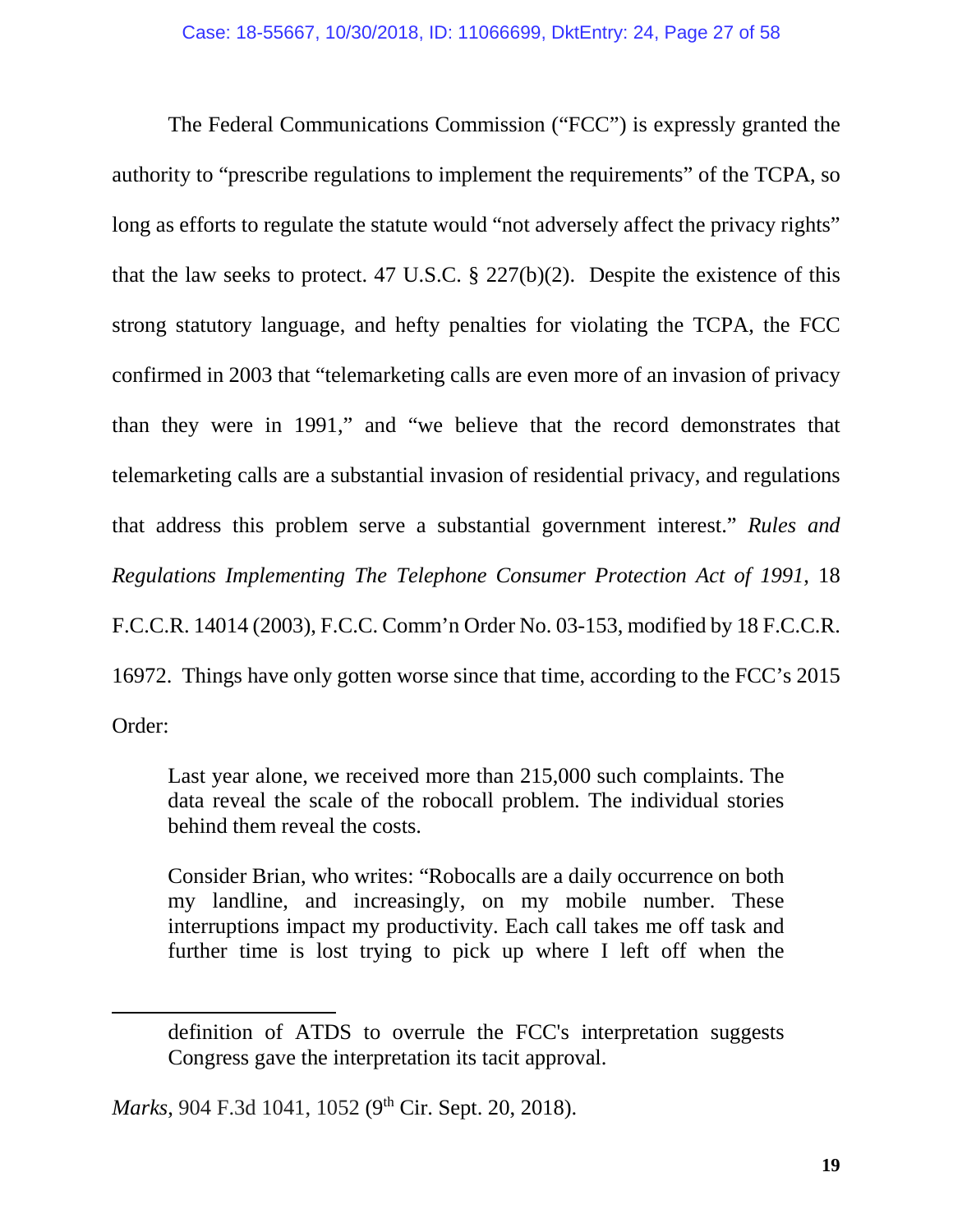The Federal Communications Commission ("FCC") is expressly granted the authority to "prescribe regulations to implement the requirements" of the TCPA, so long as efforts to regulate the statute would "not adversely affect the privacy rights" that the law seeks to protect. 47 U.S.C. § 227(b)(2). Despite the existence of this strong statutory language, and hefty penalties for violating the TCPA, the FCC confirmed in 2003 that "telemarketing calls are even more of an invasion of privacy than they were in 1991," and "we believe that the record demonstrates that telemarketing calls are a substantial invasion of residential privacy, and regulations that address this problem serve a substantial government interest." *Rules and Regulations Implementing The Telephone Consumer Protection Act of 1991*, 18 F.C.C.R. 14014 (2003), F.C.C. Comm'n Order No. 03-153, modified by 18 F.C.C.R. 16972. Things have only gotten worse since that time, according to the FCC's 2015 Order:

> Last year alone, we received more than 215,000 such complaints. The data reveal the scale of the robocall problem. The individual stories behind them reveal the costs.
>
> Consider Brian, who writes: "Robocalls are a daily occurrence on both my landline, and increasingly, on my mobile number. These interruptions impact my productivity. Each call takes me off task and further time is lost trying to pick up where I left off when the

---

> definition of ATDS to overrule the FCC's interpretation suggests Congress gave the interpretation its tacit approval.

*Marks*, 904 F.3d 1041, 1052 (9th Cir. Sept. 20, 2018).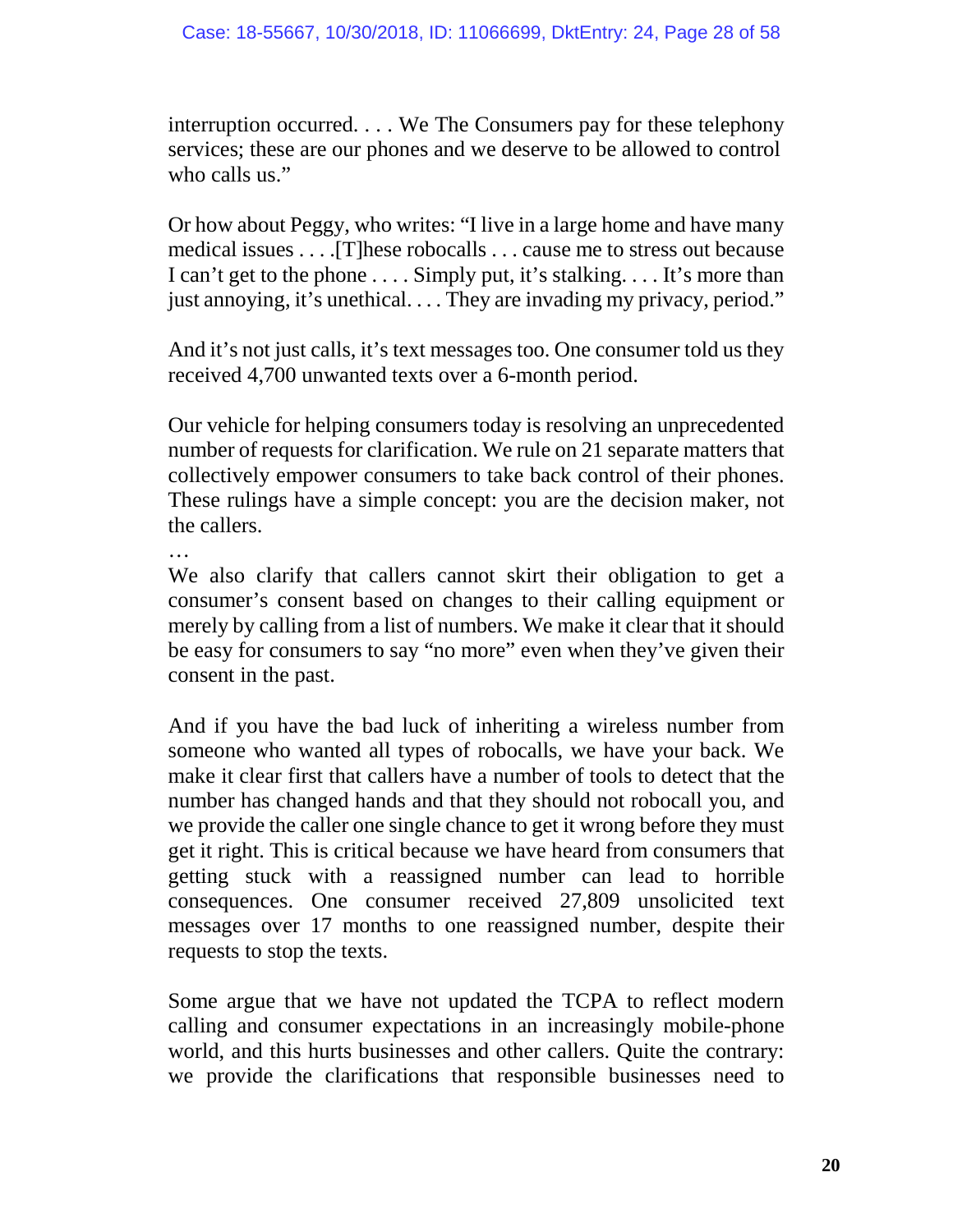interruption occurred. . . . We The Consumers pay for these telephony services; these are our phones and we deserve to be allowed to control who calls us."

Or how about Peggy, who writes: "I live in a large home and have many medical issues . . . .[T]hese robocalls . . . cause me to stress out because I can't get to the phone . . . . Simply put, it's stalking. . . . It's more than just annoying, it's unethical. . . . They are invading my privacy, period."

And it's not just calls, it's text messages too. One consumer told us they received 4,700 unwanted texts over a 6-month period.

Our vehicle for helping consumers today is resolving an unprecedented number of requests for clarification. We rule on 21 separate matters that collectively empower consumers to take back control of their phones. These rulings have a simple concept: you are the decision maker, not the callers.

…

We also clarify that callers cannot skirt their obligation to get a consumer's consent based on changes to their calling equipment or merely by calling from a list of numbers. We make it clear that it should be easy for consumers to say "no more" even when they've given their consent in the past.

And if you have the bad luck of inheriting a wireless number from someone who wanted all types of robocalls, we have your back. We make it clear first that callers have a number of tools to detect that the number has changed hands and that they should not robocall you, and we provide the caller one single chance to get it wrong before they must get it right. This is critical because we have heard from consumers that getting stuck with a reassigned number can lead to horrible consequences. One consumer received 27,809 unsolicited text messages over 17 months to one reassigned number, despite their requests to stop the texts.

Some argue that we have not updated the TCPA to reflect modern calling and consumer expectations in an increasingly mobile-phone world, and this hurts businesses and other callers. Quite the contrary: we provide the clarifications that responsible businesses need to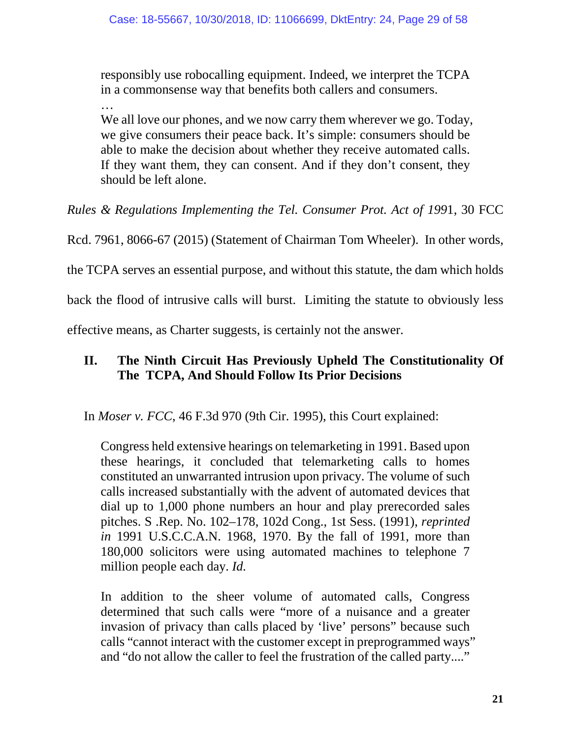> responsibly use robocalling equipment. Indeed, we interpret the TCPA in a commonsense way that benefits both callers and consumers.
>
> …
>
> We all love our phones, and we now carry them wherever we go. Today, we give consumers their peace back. It's simple: consumers should be able to make the decision about whether they receive automated calls. If they want them, they can consent. And if they don't consent, they should be left alone.

*Rules & Regulations Implementing the Tel. Consumer Prot. Act of 199*1, 30 FCC Rcd. 7961, 8066-67 (2015) (Statement of Chairman Tom Wheeler). In other words, the TCPA serves an essential purpose, and without this statute, the dam which holds back the flood of intrusive calls will burst. Limiting the statute to obviously less effective means, as Charter suggests, is certainly not the answer.

## II. The Ninth Circuit Has Previously Upheld The Constitutionality Of The TCPA, And Should Follow Its Prior Decisions

In *Moser v. FCC*, 46 F.3d 970 (9th Cir. 1995), this Court explained:

> Congress held extensive hearings on telemarketing in 1991. Based upon these hearings, it concluded that telemarketing calls to homes constituted an unwarranted intrusion upon privacy. The volume of such calls increased substantially with the advent of automated devices that dial up to 1,000 phone numbers an hour and play prerecorded sales pitches. S .Rep. No. 102–178, 102d Cong., 1st Sess. (1991), *reprinted in* 1991 U.S.C.C.A.N. 1968, 1970. By the fall of 1991, more than 180,000 solicitors were using automated machines to telephone 7 million people each day. *Id.*
>
> In addition to the sheer volume of automated calls, Congress determined that such calls were "more of a nuisance and a greater invasion of privacy than calls placed by 'live' persons" because such calls "cannot interact with the customer except in preprogrammed ways" and "do not allow the caller to feel the frustration of the called party...."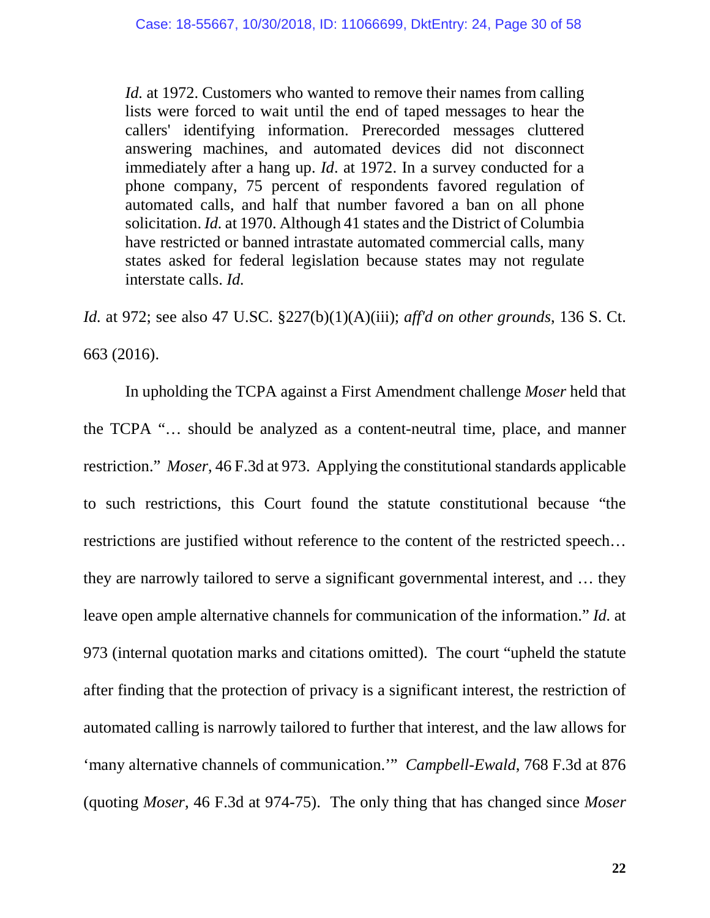> *Id.* at 1972. Customers who wanted to remove their names from calling lists were forced to wait until the end of taped messages to hear the callers' identifying information. Prerecorded messages cluttered answering machines, and automated devices did not disconnect immediately after a hang up. *Id*. at 1972. In a survey conducted for a phone company, 75 percent of respondents favored regulation of automated calls, and half that number favored a ban on all phone solicitation. *Id.* at 1970. Although 41 states and the District of Columbia have restricted or banned intrastate automated commercial calls, many states asked for federal legislation because states may not regulate interstate calls. *Id.*

*Id.* at 972; see also 47 U.SC. §227(b)(1)(A)(iii); *aff'd on other grounds*, 136 S. Ct. 663 (2016).

In upholding the TCPA against a First Amendment challenge *Moser* held that the TCPA "… should be analyzed as a content-neutral time, place, and manner restriction." *Moser*, 46 F.3d at 973. Applying the constitutional standards applicable to such restrictions, this Court found the statute constitutional because "the restrictions are justified without reference to the content of the restricted speech… they are narrowly tailored to serve a significant governmental interest, and … they leave open ample alternative channels for communication of the information." *Id.* at 973 (internal quotation marks and citations omitted). The court "upheld the statute after finding that the protection of privacy is a significant interest, the restriction of automated calling is narrowly tailored to further that interest, and the law allows for 'many alternative channels of communication.'" *Campbell-Ewald*, 768 F.3d at 876 (quoting *Moser*, 46 F.3d at 974-75). The only thing that has changed since *Moser*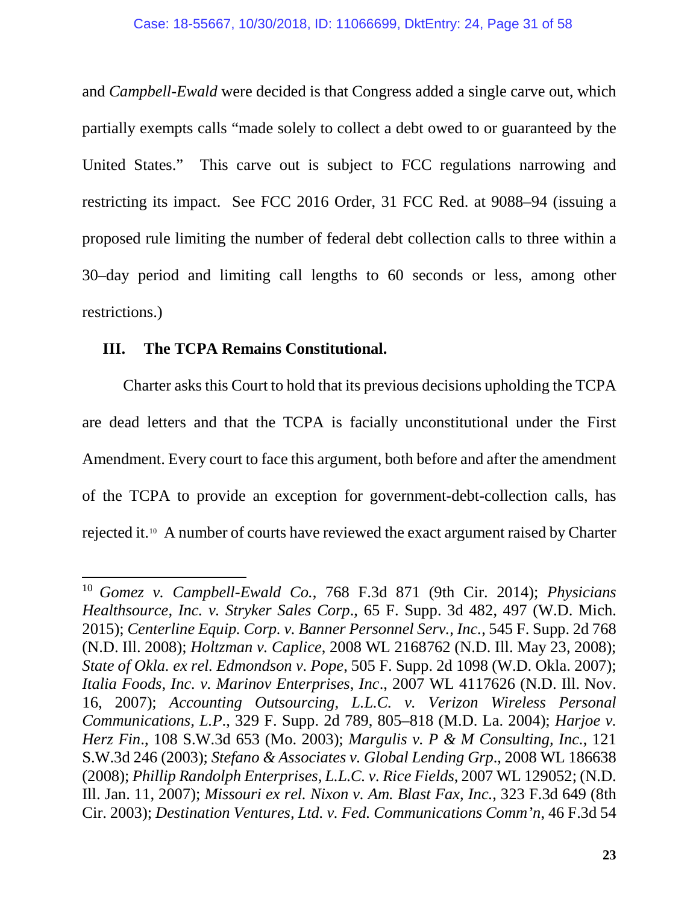and *Campbell-Ewald* were decided is that Congress added a single carve out, which partially exempts calls "made solely to collect a debt owed to or guaranteed by the United States." This carve out is subject to FCC regulations narrowing and restricting its impact. See FCC 2016 Order, 31 FCC Red. at 9088–94 (issuing a proposed rule limiting the number of federal debt collection calls to three within a 30–day period and limiting call lengths to 60 seconds or less, among other restrictions.)

## III. The TCPA Remains Constitutional.

Charter asks this Court to hold that its previous decisions upholding the TCPA are dead letters and that the TCPA is facially unconstitutional under the First Amendment. Every court to face this argument, both before and after the amendment of the TCPA to provide an exception for government-debt-collection calls, has rejected it.[10] A number of courts have reviewed the exact argument raised by Charter

---

[10] *Gomez v. Campbell-Ewald Co.*, 768 F.3d 871 (9th Cir. 2014); *Physicians Healthsource, Inc. v. Stryker Sales Corp*., 65 F. Supp. 3d 482, 497 (W.D. Mich. 2015); *Centerline Equip. Corp. v. Banner Personnel Serv., Inc.*, 545 F. Supp. 2d 768 (N.D. Ill. 2008); *Holtzman v. Caplice*, 2008 WL 2168762 (N.D. Ill. May 23, 2008); *State of Okla. ex rel. Edmondson v. Pope*, 505 F. Supp. 2d 1098 (W.D. Okla. 2007); *Italia Foods, Inc. v. Marinov Enterprises, Inc*., 2007 WL 4117626 (N.D. Ill. Nov. 16, 2007); *Accounting Outsourcing, L.L.C. v. Verizon Wireless Personal Communications, L.P*., 329 F. Supp. 2d 789, 805–818 (M.D. La. 2004); *Harjoe v. Herz Fin*., 108 S.W.3d 653 (Mo. 2003); *Margulis v. P & M Consulting, Inc*., 121 S.W.3d 246 (2003); *Stefano & Associates v. Global Lending Grp*., 2008 WL 186638 (2008); *Phillip Randolph Enterprises, L.L.C. v. Rice Fields*, 2007 WL 129052; (N.D. Ill. Jan. 11, 2007); *Missouri ex rel. Nixon v. Am. Blast Fax, Inc*., 323 F.3d 649 (8th Cir. 2003); *Destination Ventures, Ltd. v. Fed. Communications Comm'n*, 46 F.3d 54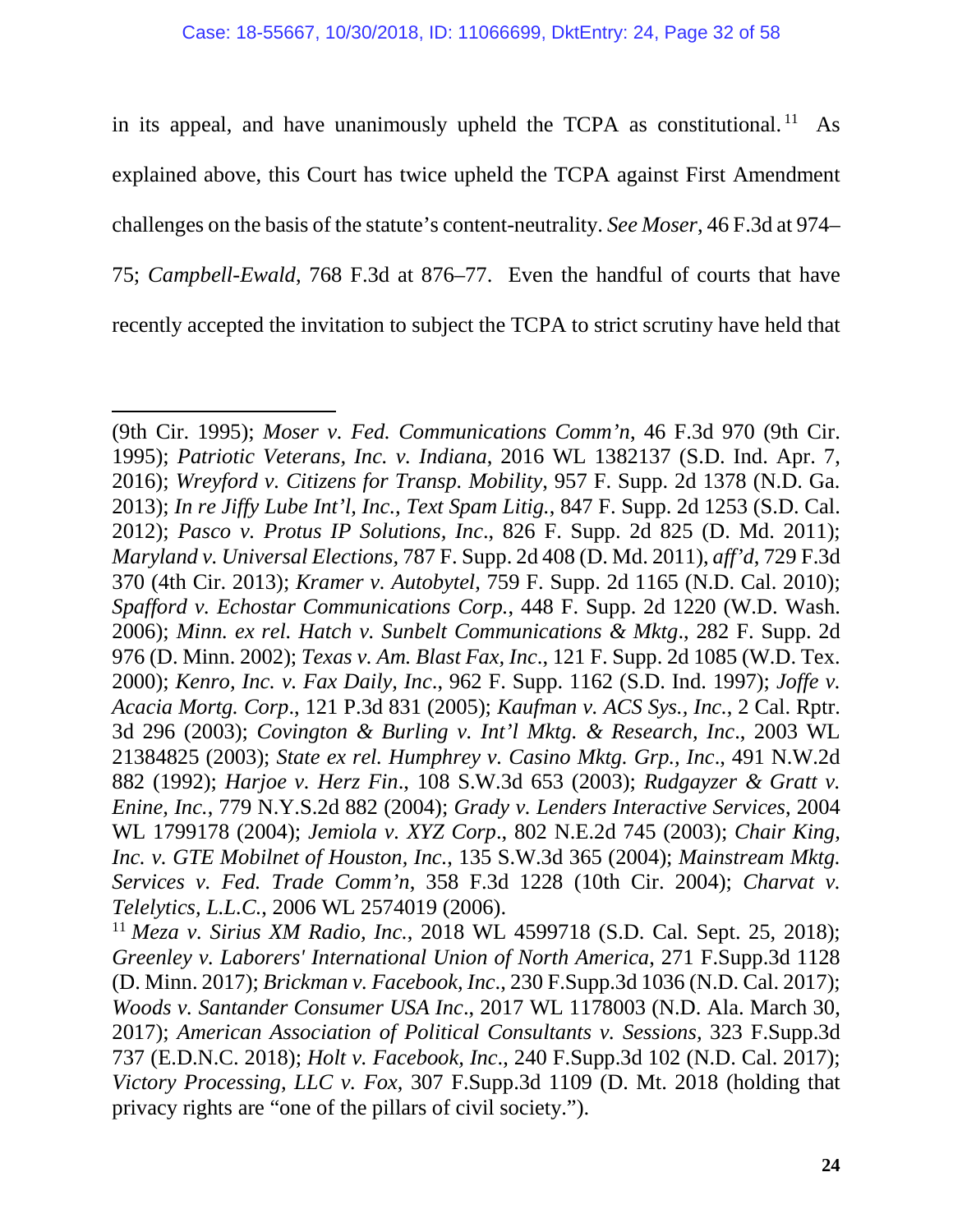in its appeal, and have unanimously upheld the TCPA as constitutional.[11] As explained above, this Court has twice upheld the TCPA against First Amendment challenges on the basis of the statute's content-neutrality. *See Moser*, 46 F.3d at 974–75; *Campbell-Ewald*, 768 F.3d at 876–77. Even the handful of courts that have recently accepted the invitation to subject the TCPA to strict scrutiny have held that

---

(9th Cir. 1995); *Moser v. Fed. Communications Comm'n*, 46 F.3d 970 (9th Cir. 1995); *Patriotic Veterans, Inc. v. Indiana*, 2016 WL 1382137 (S.D. Ind. Apr. 7, 2016); *Wreyford v. Citizens for Transp. Mobility*, 957 F. Supp. 2d 1378 (N.D. Ga. 2013); *In re Jiffy Lube Int'l, Inc., Text Spam Litig.*, 847 F. Supp. 2d 1253 (S.D. Cal. 2012); *Pasco v. Protus IP Solutions, Inc*., 826 F. Supp. 2d 825 (D. Md. 2011); *Maryland v. Universal Elections*, 787 F. Supp. 2d 408 (D. Md. 2011), *aff'd*, 729 F.3d 370 (4th Cir. 2013); *Kramer v. Autobytel,* 759 F. Supp. 2d 1165 (N.D. Cal. 2010); *Spafford v. Echostar Communications Corp.*, 448 F. Supp. 2d 1220 (W.D. Wash. 2006); *Minn. ex rel. Hatch v. Sunbelt Communications & Mktg*., 282 F. Supp. 2d 976 (D. Minn. 2002); *Texas v. Am. Blast Fax, Inc*., 121 F. Supp. 2d 1085 (W.D. Tex. 2000); *Kenro, Inc. v. Fax Daily, Inc*., 962 F. Supp. 1162 (S.D. Ind. 1997); *Joffe v. Acacia Mortg. Corp*., 121 P.3d 831 (2005); *Kaufman v. ACS Sys., Inc.*, 2 Cal. Rptr. 3d 296 (2003); *Covington & Burling v. Int'l Mktg. & Research, Inc*., 2003 WL 21384825 (2003); *State ex rel. Humphrey v. Casino Mktg. Grp., Inc*., 491 N.W.2d 882 (1992); *Harjoe v. Herz Fin*., 108 S.W.3d 653 (2003); *Rudgayzer & Gratt v. Enine, Inc.*, 779 N.Y.S.2d 882 (2004); *Grady v. Lenders Interactive Services*, 2004 WL 1799178 (2004); *Jemiola v. XYZ Corp*., 802 N.E.2d 745 (2003); *Chair King, Inc. v. GTE Mobilnet of Houston, Inc.*, 135 S.W.3d 365 (2004); *Mainstream Mktg. Services v. Fed. Trade Comm'n*, 358 F.3d 1228 (10th Cir. 2004); *Charvat v. Telelytics, L.L.C.*, 2006 WL 2574019 (2006).

[11] *Meza v. Sirius XM Radio, Inc.*, 2018 WL 4599718 (S.D. Cal. Sept. 25, 2018); *Greenley v. Laborers' International Union of North America,* 271 F.Supp.3d 1128 (D. Minn. 2017); *Brickman v. Facebook, Inc.*, 230 F.Supp.3d 1036 (N.D. Cal. 2017); *Woods v. Santander Consumer USA Inc*., 2017 WL 1178003 (N.D. Ala. March 30, 2017); *American Association of Political Consultants v. Sessions,* 323 F.Supp.3d 737 (E.D.N.C. 2018); *Holt v. Facebook, Inc*., 240 F.Supp.3d 102 (N.D. Cal. 2017); *Victory Processing, LLC v. Fox,* 307 F.Supp.3d 1109 (D. Mt. 2018 (holding that privacy rights are "one of the pillars of civil society.").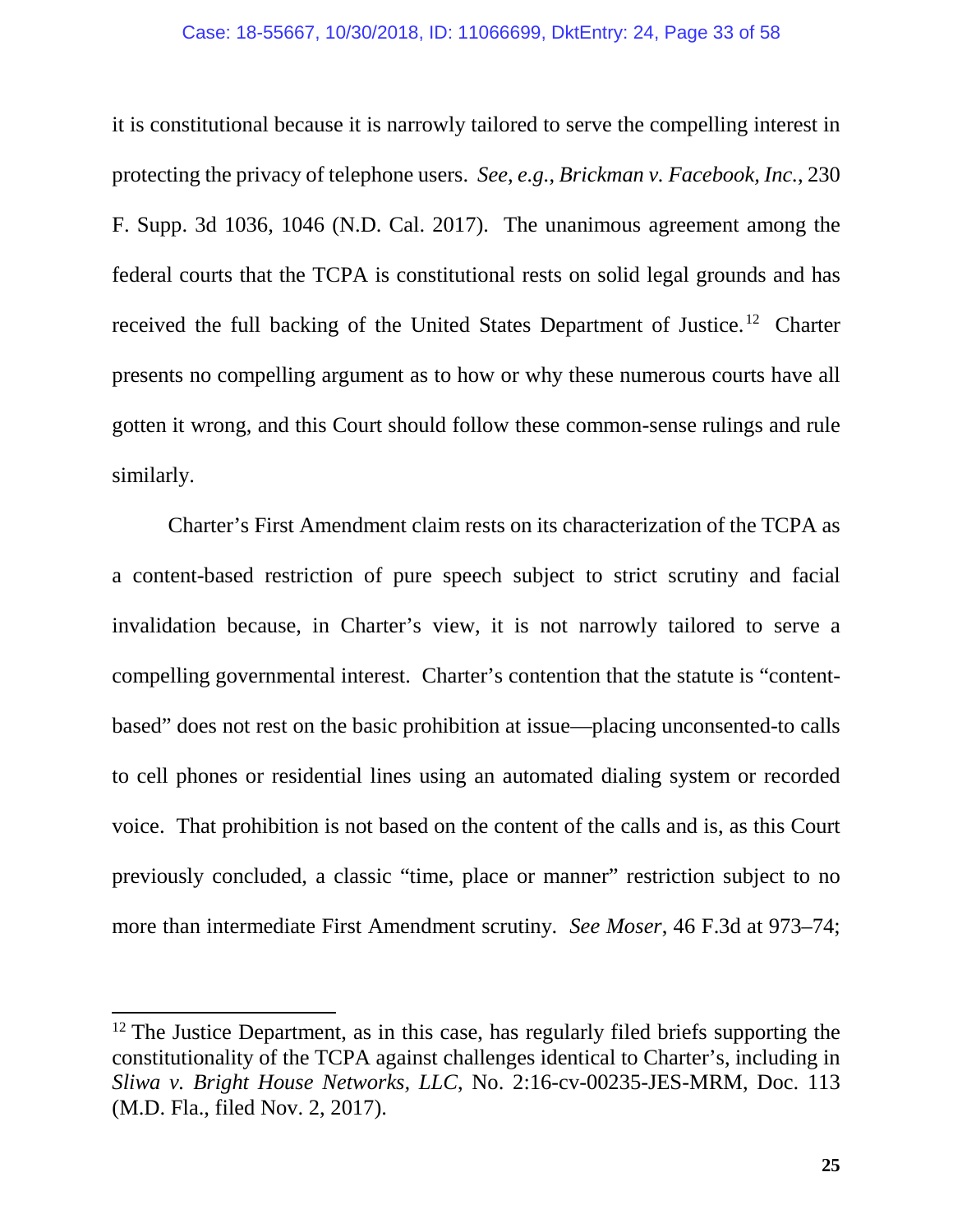it is constitutional because it is narrowly tailored to serve the compelling interest in protecting the privacy of telephone users. *See, e.g.*, *Brickman v. Facebook, Inc.*, 230 F. Supp. 3d 1036, 1046 (N.D. Cal. 2017). The unanimous agreement among the federal courts that the TCPA is constitutional rests on solid legal grounds and has received the full backing of the United States Department of Justice.[12] Charter presents no compelling argument as to how or why these numerous courts have all gotten it wrong, and this Court should follow these common-sense rulings and rule similarly.

Charter's First Amendment claim rests on its characterization of the TCPA as a content-based restriction of pure speech subject to strict scrutiny and facial invalidation because, in Charter's view, it is not narrowly tailored to serve a compelling governmental interest. Charter's contention that the statute is "content-based" does not rest on the basic prohibition at issue—placing unconsented-to calls to cell phones or residential lines using an automated dialing system or recorded voice. That prohibition is not based on the content of the calls and is, as this Court previously concluded, a classic "time, place or manner" restriction subject to no more than intermediate First Amendment scrutiny. *See Moser*, 46 F.3d at 973–74;

[12] The Justice Department, as in this case, has regularly filed briefs supporting the constitutionality of the TCPA against challenges identical to Charter's, including in *Sliwa v. Bright House Networks, LLC*, No. 2:16-cv-00235-JES-MRM, Doc. 113 (M.D. Fla., filed Nov. 2, 2017).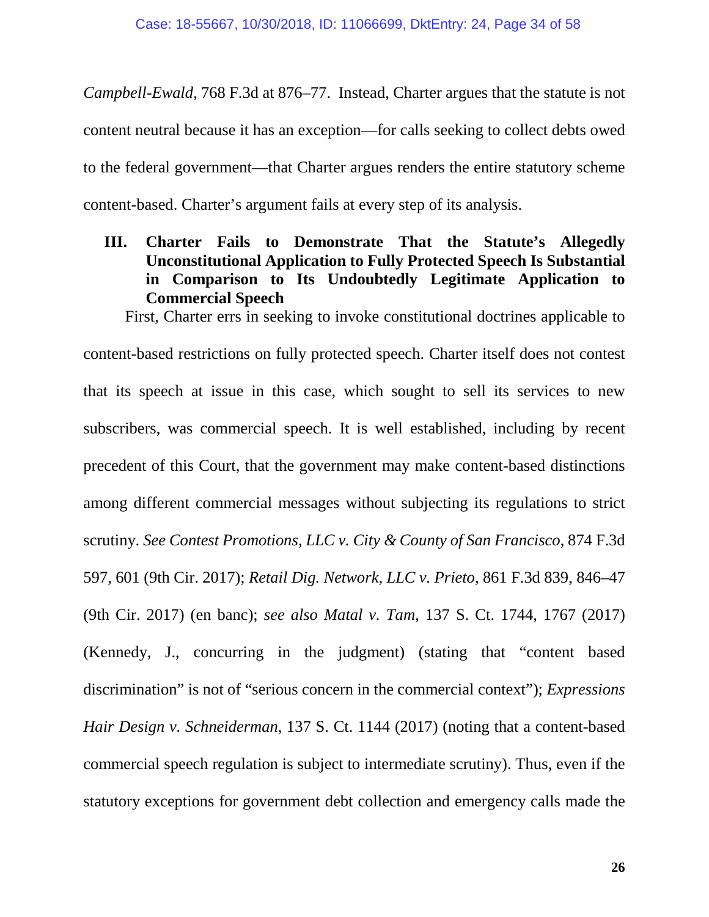*Campbell-Ewald*, 768 F.3d at 876–77. Instead, Charter argues that the statute is not content neutral because it has an exception—for calls seeking to collect debts owed to the federal government—that Charter argues renders the entire statutory scheme content-based. Charter's argument fails at every step of its analysis.

### III. Charter Fails to Demonstrate That the Statute's Allegedly Unconstitutional Application to Fully Protected Speech Is Substantial in Comparison to Its Undoubtedly Legitimate Application to Commercial Speech

First, Charter errs in seeking to invoke constitutional doctrines applicable to content-based restrictions on fully protected speech. Charter itself does not contest that its speech at issue in this case, which sought to sell its services to new subscribers, was commercial speech. It is well established, including by recent precedent of this Court, that the government may make content-based distinctions among different commercial messages without subjecting its regulations to strict scrutiny. *See Contest Promotions, LLC v. City & County of San Francisco*, 874 F.3d 597, 601 (9th Cir. 2017); *Retail Dig. Network, LLC v. Prieto*, 861 F.3d 839, 846–47 (9th Cir. 2017) (en banc); *see also Matal v. Tam*, 137 S. Ct. 1744, 1767 (2017) (Kennedy, J., concurring in the judgment) (stating that "content based discrimination" is not of "serious concern in the commercial context"); *Expressions Hair Design v. Schneiderman*, 137 S. Ct. 1144 (2017) (noting that a content-based commercial speech regulation is subject to intermediate scrutiny). Thus, even if the statutory exceptions for government debt collection and emergency calls made the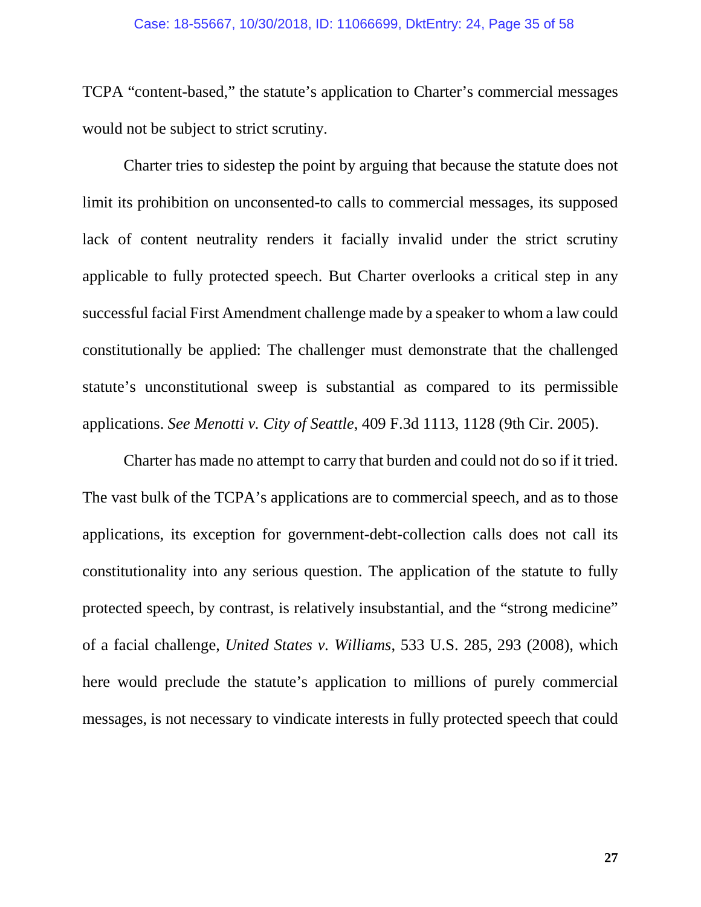TCPA "content-based," the statute's application to Charter's commercial messages would not be subject to strict scrutiny.

Charter tries to sidestep the point by arguing that because the statute does not limit its prohibition on unconsented-to calls to commercial messages, its supposed lack of content neutrality renders it facially invalid under the strict scrutiny applicable to fully protected speech. But Charter overlooks a critical step in any successful facial First Amendment challenge made by a speaker to whom a law could constitutionally be applied: The challenger must demonstrate that the challenged statute's unconstitutional sweep is substantial as compared to its permissible applications. *See Menotti v. City of Seattle*, 409 F.3d 1113, 1128 (9th Cir. 2005).

Charter has made no attempt to carry that burden and could not do so if it tried. The vast bulk of the TCPA's applications are to commercial speech, and as to those applications, its exception for government-debt-collection calls does not call its constitutionality into any serious question. The application of the statute to fully protected speech, by contrast, is relatively insubstantial, and the "strong medicine" of a facial challenge, *United States v. Williams*, 533 U.S. 285, 293 (2008), which here would preclude the statute's application to millions of purely commercial messages, is not necessary to vindicate interests in fully protected speech that could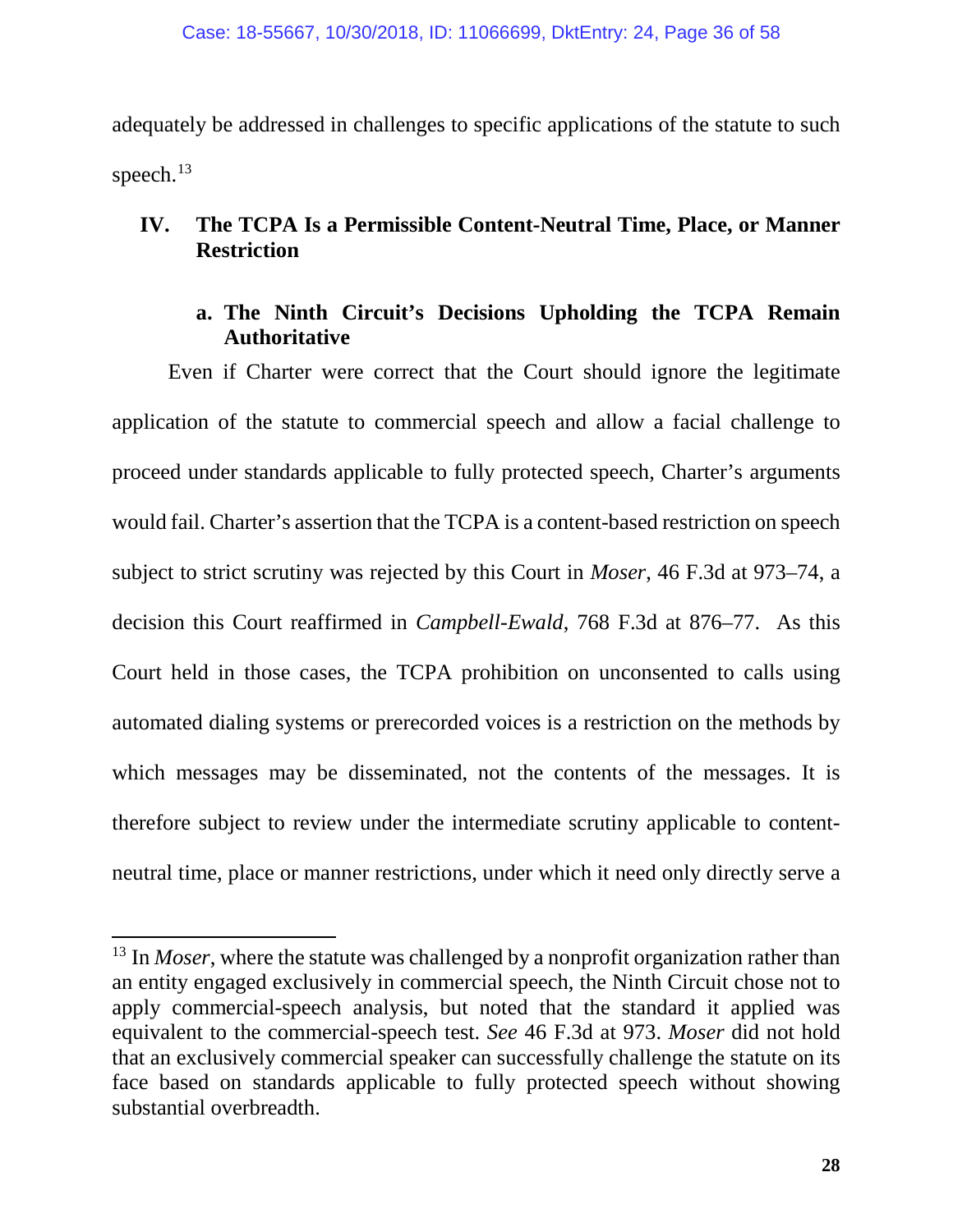adequately be addressed in challenges to specific applications of the statute to such speech.[13]

## IV. The TCPA Is a Permissible Content-Neutral Time, Place, or Manner Restriction

### a. The Ninth Circuit's Decisions Upholding the TCPA Remain Authoritative

Even if Charter were correct that the Court should ignore the legitimate application of the statute to commercial speech and allow a facial challenge to proceed under standards applicable to fully protected speech, Charter's arguments would fail. Charter's assertion that the TCPA is a content-based restriction on speech subject to strict scrutiny was rejected by this Court in *Moser*, 46 F.3d at 973–74, a decision this Court reaffirmed in *Campbell-Ewald*, 768 F.3d at 876–77. As this Court held in those cases, the TCPA prohibition on unconsented to calls using automated dialing systems or prerecorded voices is a restriction on the methods by which messages may be disseminated, not the contents of the messages. It is therefore subject to review under the intermediate scrutiny applicable to content-neutral time, place or manner restrictions, under which it need only directly serve a

---

[13] In *Moser*, where the statute was challenged by a nonprofit organization rather than an entity engaged exclusively in commercial speech, the Ninth Circuit chose not to apply commercial-speech analysis, but noted that the standard it applied was equivalent to the commercial-speech test. *See* 46 F.3d at 973. *Moser* did not hold that an exclusively commercial speaker can successfully challenge the statute on its face based on standards applicable to fully protected speech without showing substantial overbreadth.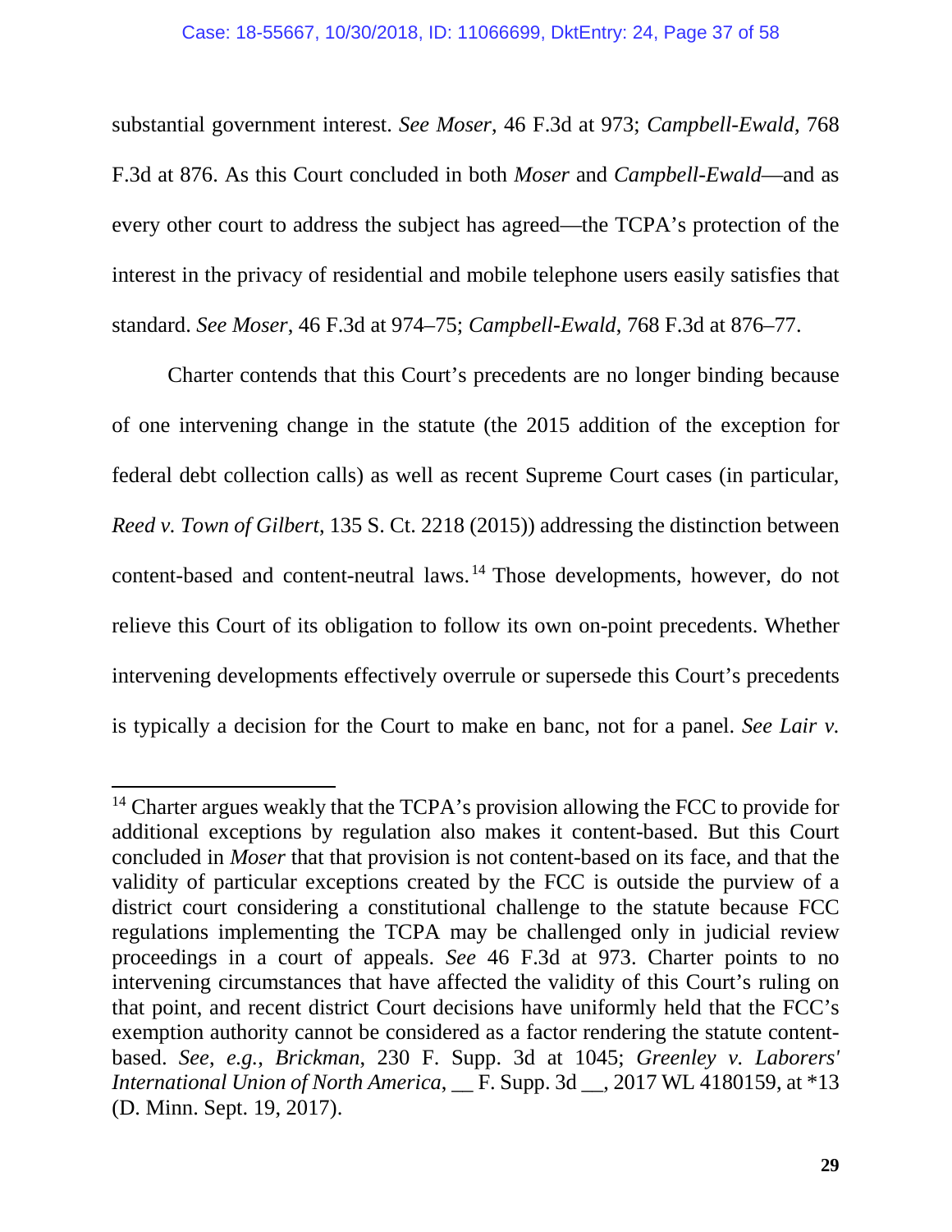substantial government interest. *See Moser*, 46 F.3d at 973; *Campbell-Ewald*, 768 F.3d at 876. As this Court concluded in both *Moser* and *Campbell-Ewald*—and as every other court to address the subject has agreed—the TCPA's protection of the interest in the privacy of residential and mobile telephone users easily satisfies that standard. *See Moser*, 46 F.3d at 974–75; *Campbell-Ewald*, 768 F.3d at 876–77.

Charter contends that this Court's precedents are no longer binding because of one intervening change in the statute (the 2015 addition of the exception for federal debt collection calls) as well as recent Supreme Court cases (in particular, *Reed v. Town of Gilbert*, 135 S. Ct. 2218 (2015)) addressing the distinction between content-based and content-neutral laws.[14] Those developments, however, do not relieve this Court of its obligation to follow its own on-point precedents. Whether intervening developments effectively overrule or supersede this Court's precedents is typically a decision for the Court to make en banc, not for a panel. *See Lair v.*

---

[14] Charter argues weakly that the TCPA's provision allowing the FCC to provide for additional exceptions by regulation also makes it content-based. But this Court concluded in *Moser* that that provision is not content-based on its face, and that the validity of particular exceptions created by the FCC is outside the purview of a district court considering a constitutional challenge to the statute because FCC regulations implementing the TCPA may be challenged only in judicial review proceedings in a court of appeals. *See* 46 F.3d at 973. Charter points to no intervening circumstances that have affected the validity of this Court's ruling on that point, and recent district Court decisions have uniformly held that the FCC's exemption authority cannot be considered as a factor rendering the statute content-based. *See*, *e.g.*, *Brickman*, 230 F. Supp. 3d at 1045; *Greenley v. Laborers' International Union of North America*, __ F. Supp. 3d __, 2017 WL 4180159, at *13 (D. Minn. Sept. 19, 2017).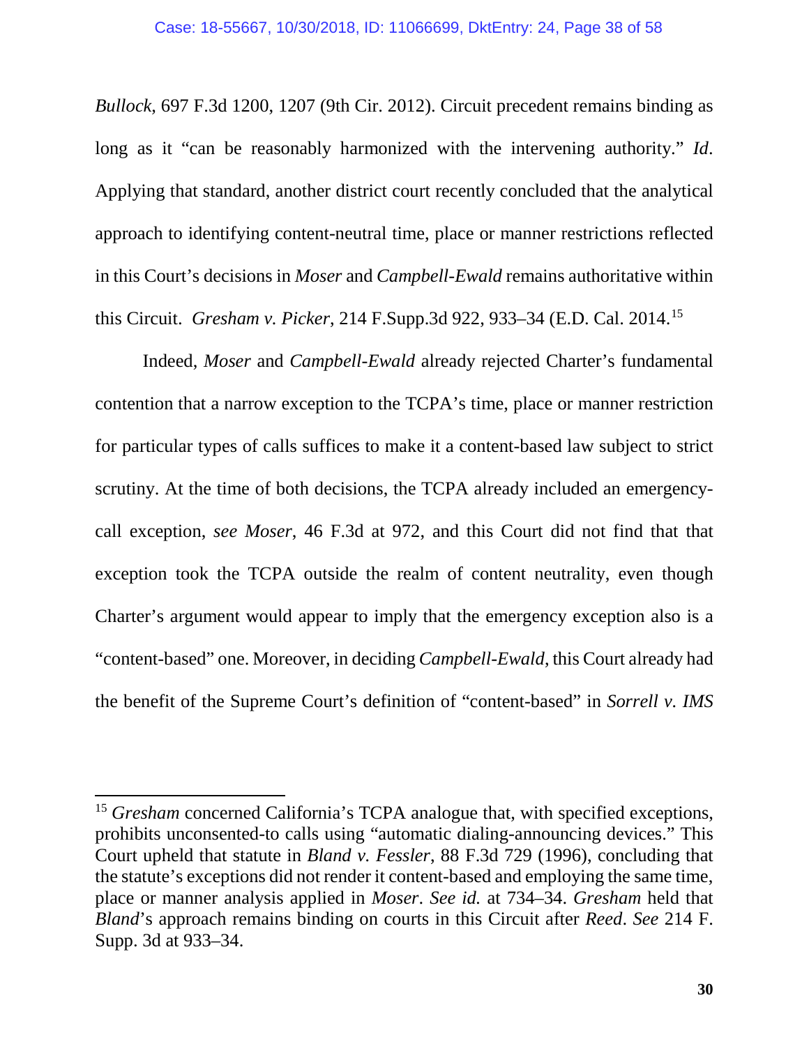*Bullock*, 697 F.3d 1200, 1207 (9th Cir. 2012). Circuit precedent remains binding as long as it "can be reasonably harmonized with the intervening authority." *Id*. Applying that standard, another district court recently concluded that the analytical approach to identifying content-neutral time, place or manner restrictions reflected in this Court's decisions in *Moser* and *Campbell-Ewald* remains authoritative within this Circuit. *Gresham v. Picker*, 214 F.Supp.3d 922, 933–34 (E.D. Cal. 2014.[15]

Indeed, *Moser* and *Campbell-Ewald* already rejected Charter's fundamental contention that a narrow exception to the TCPA's time, place or manner restriction for particular types of calls suffices to make it a content-based law subject to strict scrutiny. At the time of both decisions, the TCPA already included an emergency-call exception, *see Moser*, 46 F.3d at 972, and this Court did not find that that exception took the TCPA outside the realm of content neutrality, even though Charter's argument would appear to imply that the emergency exception also is a "content-based" one. Moreover, in deciding *Campbell-Ewald*, this Court already had the benefit of the Supreme Court's definition of "content-based" in *Sorrell v. IMS*

---

[15] *Gresham* concerned California's TCPA analogue that, with specified exceptions, prohibits unconsented-to calls using "automatic dialing-announcing devices." This Court upheld that statute in *Bland v. Fessler*, 88 F.3d 729 (1996), concluding that the statute's exceptions did not render it content-based and employing the same time, place or manner analysis applied in *Moser*. *See id.* at 734–34. *Gresham* held that *Bland*'s approach remains binding on courts in this Circuit after *Reed*. *See* 214 F. Supp. 3d at 933–34.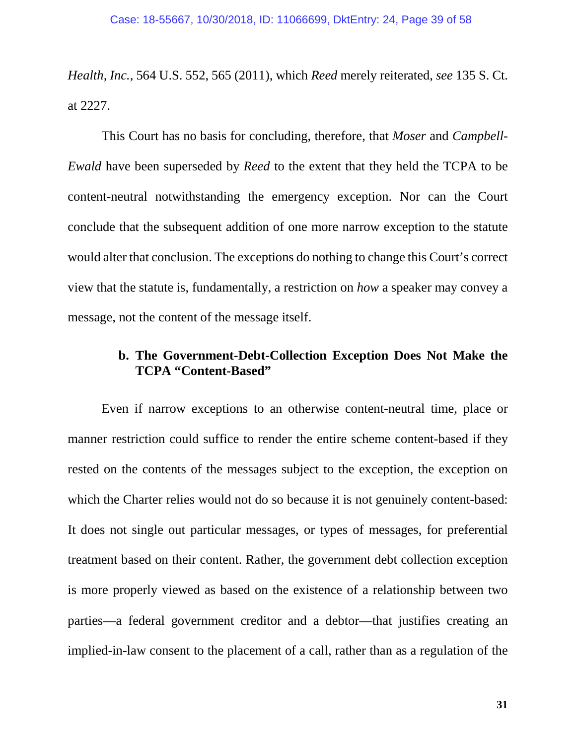*Health, Inc.*, 564 U.S. 552, 565 (2011), which *Reed* merely reiterated, *see* 135 S. Ct. at 2227.

This Court has no basis for concluding, therefore, that *Moser* and *Campbell-Ewald* have been superseded by *Reed* to the extent that they held the TCPA to be content-neutral notwithstanding the emergency exception. Nor can the Court conclude that the subsequent addition of one more narrow exception to the statute would alter that conclusion. The exceptions do nothing to change this Court's correct view that the statute is, fundamentally, a restriction on *how* a speaker may convey a message, not the content of the message itself.

**b. The Government-Debt-Collection Exception Does Not Make the TCPA "Content-Based"**

Even if narrow exceptions to an otherwise content-neutral time, place or manner restriction could suffice to render the entire scheme content-based if they rested on the contents of the messages subject to the exception, the exception on which the Charter relies would not do so because it is not genuinely content-based: It does not single out particular messages, or types of messages, for preferential treatment based on their content. Rather, the government debt collection exception is more properly viewed as based on the existence of a relationship between two parties—a federal government creditor and a debtor—that justifies creating an implied-in-law consent to the placement of a call, rather than as a regulation of the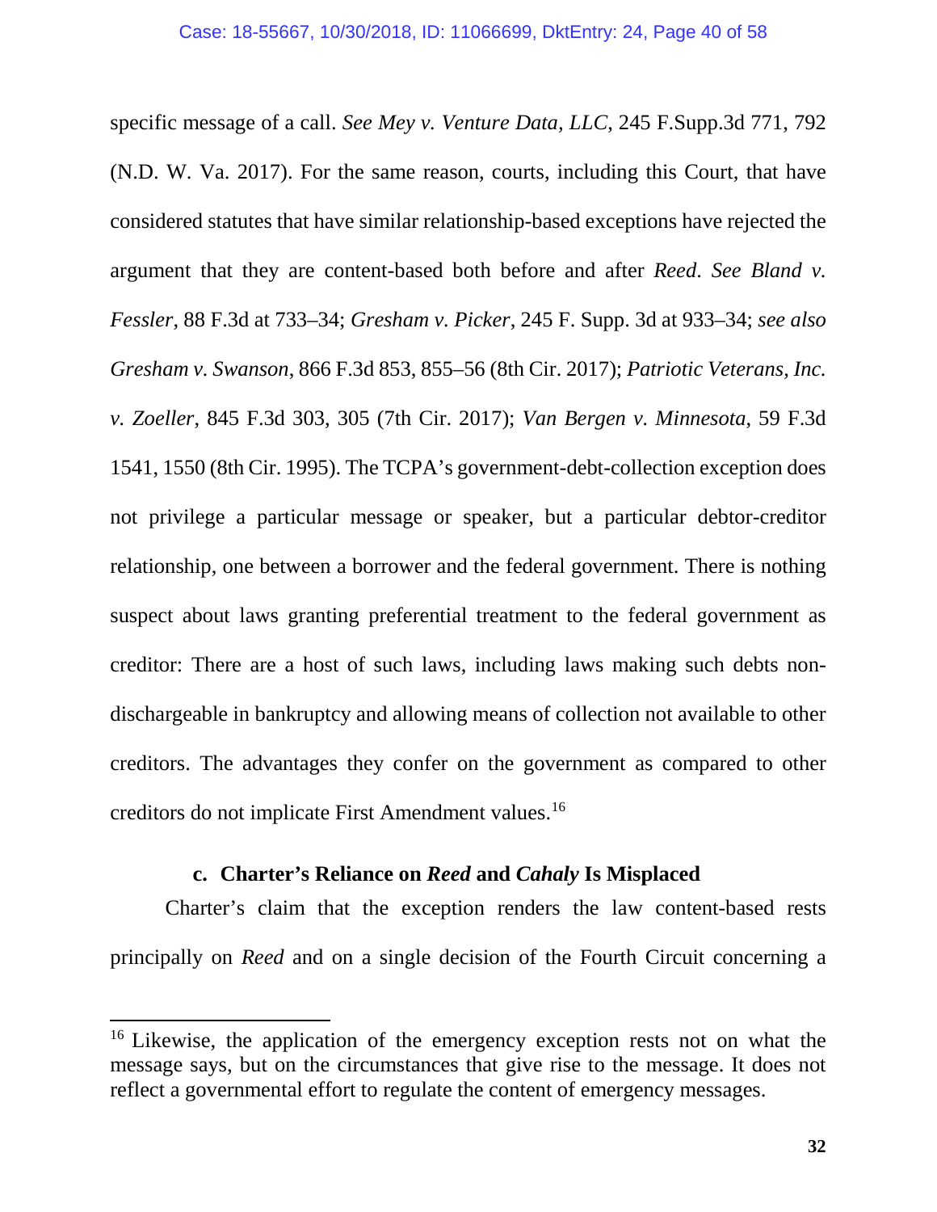specific message of a call. *See Mey v. Venture Data, LLC*, 245 F.Supp.3d 771, 792 (N.D. W. Va. 2017). For the same reason, courts, including this Court, that have considered statutes that have similar relationship-based exceptions have rejected the argument that they are content-based both before and after *Reed*. *See Bland v. Fessler*, 88 F.3d at 733–34; *Gresham v. Picker*, 245 F. Supp. 3d at 933–34; *see also Gresham v. Swanson*, 866 F.3d 853, 855–56 (8th Cir. 2017); *Patriotic Veterans, Inc. v. Zoeller*, 845 F.3d 303, 305 (7th Cir. 2017); *Van Bergen v. Minnesota*, 59 F.3d 1541, 1550 (8th Cir. 1995). The TCPA's government-debt-collection exception does not privilege a particular message or speaker, but a particular debtor-creditor relationship, one between a borrower and the federal government. There is nothing suspect about laws granting preferential treatment to the federal government as creditor: There are a host of such laws, including laws making such debts non-dischargeable in bankruptcy and allowing means of collection not available to other creditors. The advantages they confer on the government as compared to other creditors do not implicate First Amendment values.[16]

#### c. Charter's Reliance on *Reed* and *Cahaly* Is Misplaced

Charter's claim that the exception renders the law content-based rests principally on *Reed* and on a single decision of the Fourth Circuit concerning a

---

[16] Likewise, the application of the emergency exception rests not on what the message says, but on the circumstances that give rise to the message. It does not reflect a governmental effort to regulate the content of emergency messages.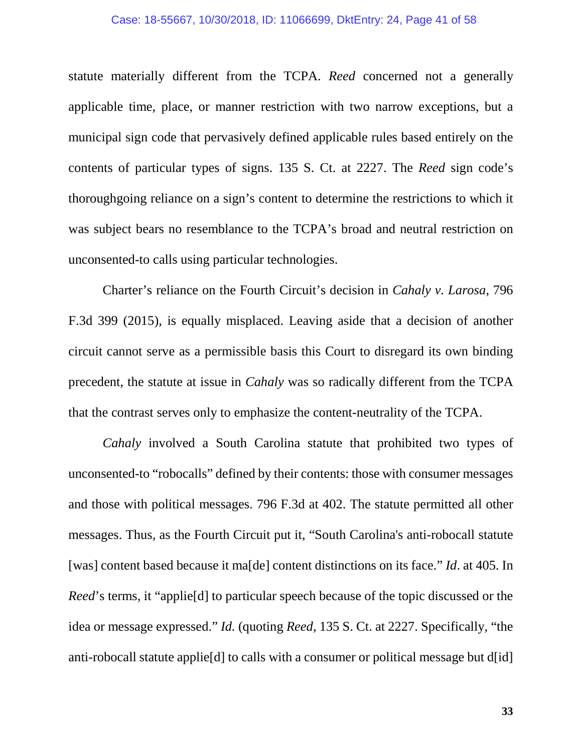statute materially different from the TCPA. *Reed* concerned not a generally applicable time, place, or manner restriction with two narrow exceptions, but a municipal sign code that pervasively defined applicable rules based entirely on the contents of particular types of signs. 135 S. Ct. at 2227. The *Reed* sign code's thoroughgoing reliance on a sign's content to determine the restrictions to which it was subject bears no resemblance to the TCPA's broad and neutral restriction on unconsented-to calls using particular technologies.

Charter's reliance on the Fourth Circuit's decision in *Cahaly v. Larosa*, 796 F.3d 399 (2015), is equally misplaced. Leaving aside that a decision of another circuit cannot serve as a permissible basis this Court to disregard its own binding precedent, the statute at issue in *Cahaly* was so radically different from the TCPA that the contrast serves only to emphasize the content-neutrality of the TCPA.

*Cahaly* involved a South Carolina statute that prohibited two types of unconsented-to "robocalls" defined by their contents: those with consumer messages and those with political messages. 796 F.3d at 402. The statute permitted all other messages. Thus, as the Fourth Circuit put it, "South Carolina's anti-robocall statute [was] content based because it ma[de] content distinctions on its face." *Id*. at 405. In *Reed*'s terms, it "applie[d] to particular speech because of the topic discussed or the idea or message expressed." *Id.* (quoting *Reed*, 135 S. Ct. at 2227. Specifically, "the anti-robocall statute applie[d] to calls with a consumer or political message but d[id]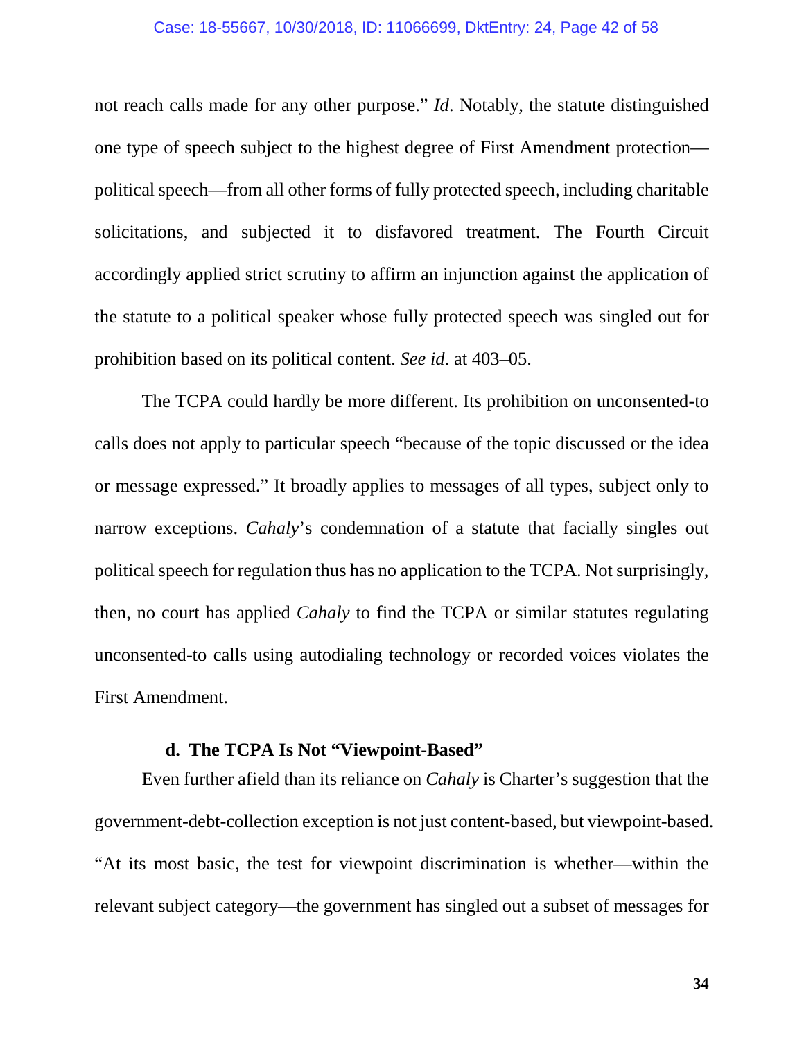not reach calls made for any other purpose." *Id*. Notably, the statute distinguished one type of speech subject to the highest degree of First Amendment protection—political speech—from all other forms of fully protected speech, including charitable solicitations, and subjected it to disfavored treatment. The Fourth Circuit accordingly applied strict scrutiny to affirm an injunction against the application of the statute to a political speaker whose fully protected speech was singled out for prohibition based on its political content. *See id*. at 403–05.

The TCPA could hardly be more different. Its prohibition on unconsented-to calls does not apply to particular speech "because of the topic discussed or the idea or message expressed." It broadly applies to messages of all types, subject only to narrow exceptions. *Cahaly*'s condemnation of a statute that facially singles out political speech for regulation thus has no application to the TCPA. Not surprisingly, then, no court has applied *Cahaly* to find the TCPA or similar statutes regulating unconsented-to calls using autodialing technology or recorded voices violates the First Amendment.

#### d. The TCPA Is Not "Viewpoint-Based"

Even further afield than its reliance on *Cahaly* is Charter's suggestion that the government-debt-collection exception is not just content-based, but viewpoint-based. "At its most basic, the test for viewpoint discrimination is whether—within the relevant subject category—the government has singled out a subset of messages for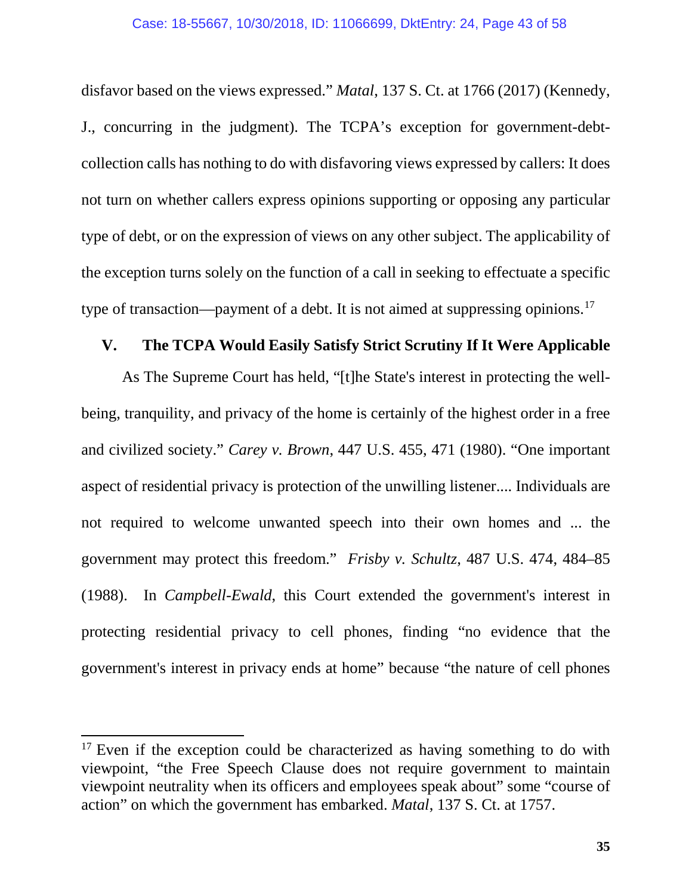disfavor based on the views expressed." *Matal*, 137 S. Ct. at 1766 (2017) (Kennedy, J., concurring in the judgment). The TCPA's exception for government-debt-collection calls has nothing to do with disfavoring views expressed by callers: It does not turn on whether callers express opinions supporting or opposing any particular type of debt, or on the expression of views on any other subject. The applicability of the exception turns solely on the function of a call in seeking to effectuate a specific type of transaction—payment of a debt. It is not aimed at suppressing opinions.[17]

## V. The TCPA Would Easily Satisfy Strict Scrutiny If It Were Applicable

As The Supreme Court has held, "[t]he State's interest in protecting the well-being, tranquility, and privacy of the home is certainly of the highest order in a free and civilized society." *Carey v. Brown*, 447 U.S. 455, 471 (1980). "One important aspect of residential privacy is protection of the unwilling listener.... Individuals are not required to welcome unwanted speech into their own homes and ... the government may protect this freedom." *Frisby v. Schultz*, 487 U.S. 474, 484–85 (1988). In *Campbell-Ewald*, this Court extended the government's interest in protecting residential privacy to cell phones, finding "no evidence that the government's interest in privacy ends at home" because "the nature of cell phones

---

[17] Even if the exception could be characterized as having something to do with viewpoint, "the Free Speech Clause does not require government to maintain viewpoint neutrality when its officers and employees speak about" some "course of action" on which the government has embarked. *Matal*, 137 S. Ct. at 1757.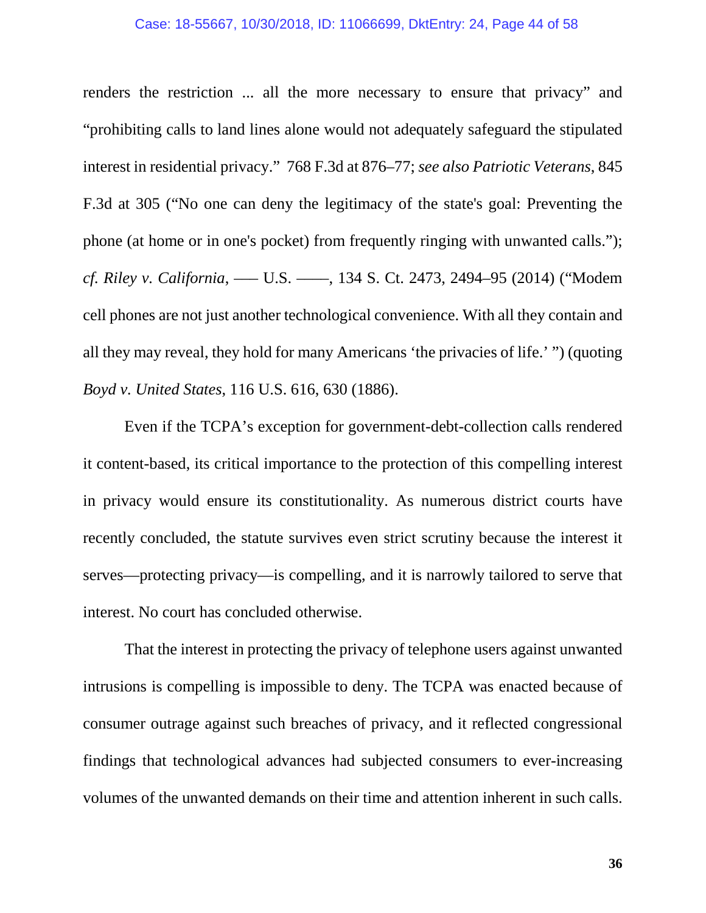renders the restriction ... all the more necessary to ensure that privacy" and "prohibiting calls to land lines alone would not adequately safeguard the stipulated interest in residential privacy." 768 F.3d at 876–77; *see also Patriotic Veterans*, 845 F.3d at 305 ("No one can deny the legitimacy of the state's goal: Preventing the phone (at home or in one's pocket) from frequently ringing with unwanted calls."); *cf. Riley v. California*, ––– U.S. ––––, 134 S. Ct. 2473, 2494–95 (2014) ("Modem cell phones are not just another technological convenience. With all they contain and all they may reveal, they hold for many Americans 'the privacies of life.' ") (quoting *Boyd v. United States*, 116 U.S. 616, 630 (1886).

Even if the TCPA's exception for government-debt-collection calls rendered it content-based, its critical importance to the protection of this compelling interest in privacy would ensure its constitutionality. As numerous district courts have recently concluded, the statute survives even strict scrutiny because the interest it serves—protecting privacy—is compelling, and it is narrowly tailored to serve that interest. No court has concluded otherwise.

That the interest in protecting the privacy of telephone users against unwanted intrusions is compelling is impossible to deny. The TCPA was enacted because of consumer outrage against such breaches of privacy, and it reflected congressional findings that technological advances had subjected consumers to ever-increasing volumes of the unwanted demands on their time and attention inherent in such calls.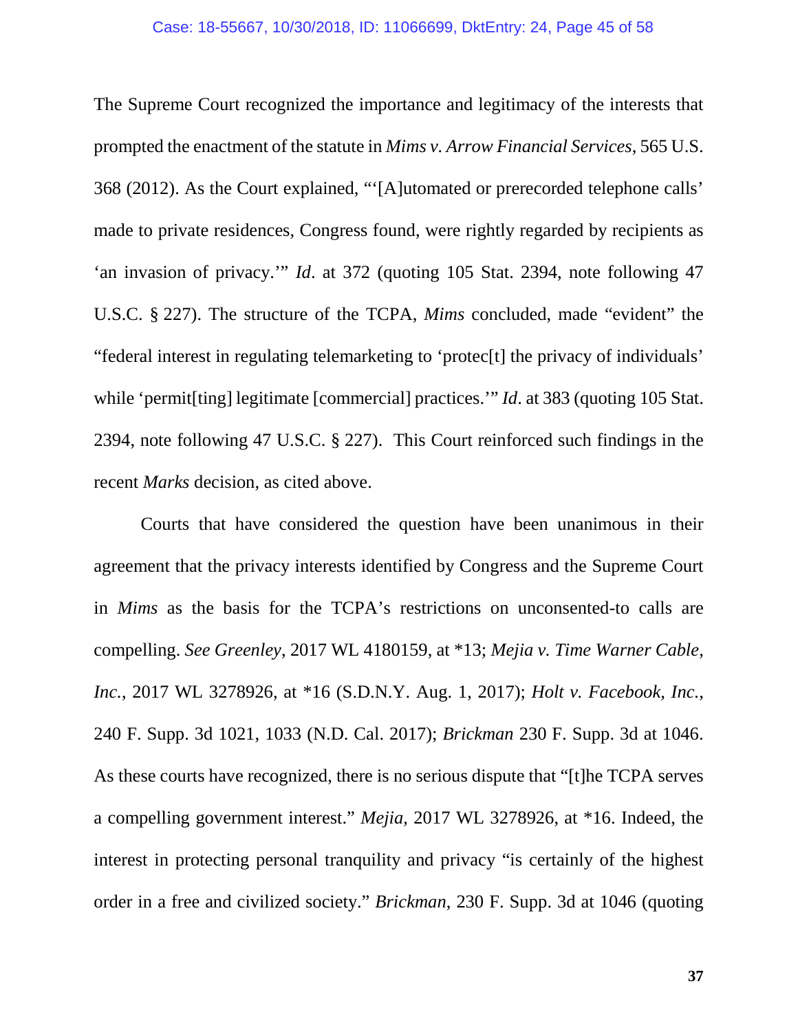The Supreme Court recognized the importance and legitimacy of the interests that prompted the enactment of the statute in *Mims v. Arrow Financial Services*, 565 U.S. 368 (2012). As the Court explained, "'[A]utomated or prerecorded telephone calls' made to private residences, Congress found, were rightly regarded by recipients as 'an invasion of privacy.'" *Id*. at 372 (quoting 105 Stat. 2394, note following 47 U.S.C. § 227). The structure of the TCPA, *Mims* concluded, made "evident" the "federal interest in regulating telemarketing to 'protec[t] the privacy of individuals' while 'permit[ting] legitimate [commercial] practices.'" *Id*. at 383 (quoting 105 Stat. 2394, note following 47 U.S.C. § 227). This Court reinforced such findings in the recent *Marks* decision, as cited above.

Courts that have considered the question have been unanimous in their agreement that the privacy interests identified by Congress and the Supreme Court in *Mims* as the basis for the TCPA's restrictions on unconsented-to calls are compelling. *See Greenley*, 2017 WL 4180159, at *13; *Mejia v. Time Warner Cable, Inc.*, 2017 WL 3278926, at *16 (S.D.N.Y. Aug. 1, 2017); *Holt v. Facebook, Inc.*, 240 F. Supp. 3d 1021, 1033 (N.D. Cal. 2017); *Brickman* 230 F. Supp. 3d at 1046. As these courts have recognized, there is no serious dispute that "[t]he TCPA serves a compelling government interest." *Mejia*, 2017 WL 3278926, at *16. Indeed, the interest in protecting personal tranquility and privacy "is certainly of the highest order in a free and civilized society." *Brickman*, 230 F. Supp. 3d at 1046 (quoting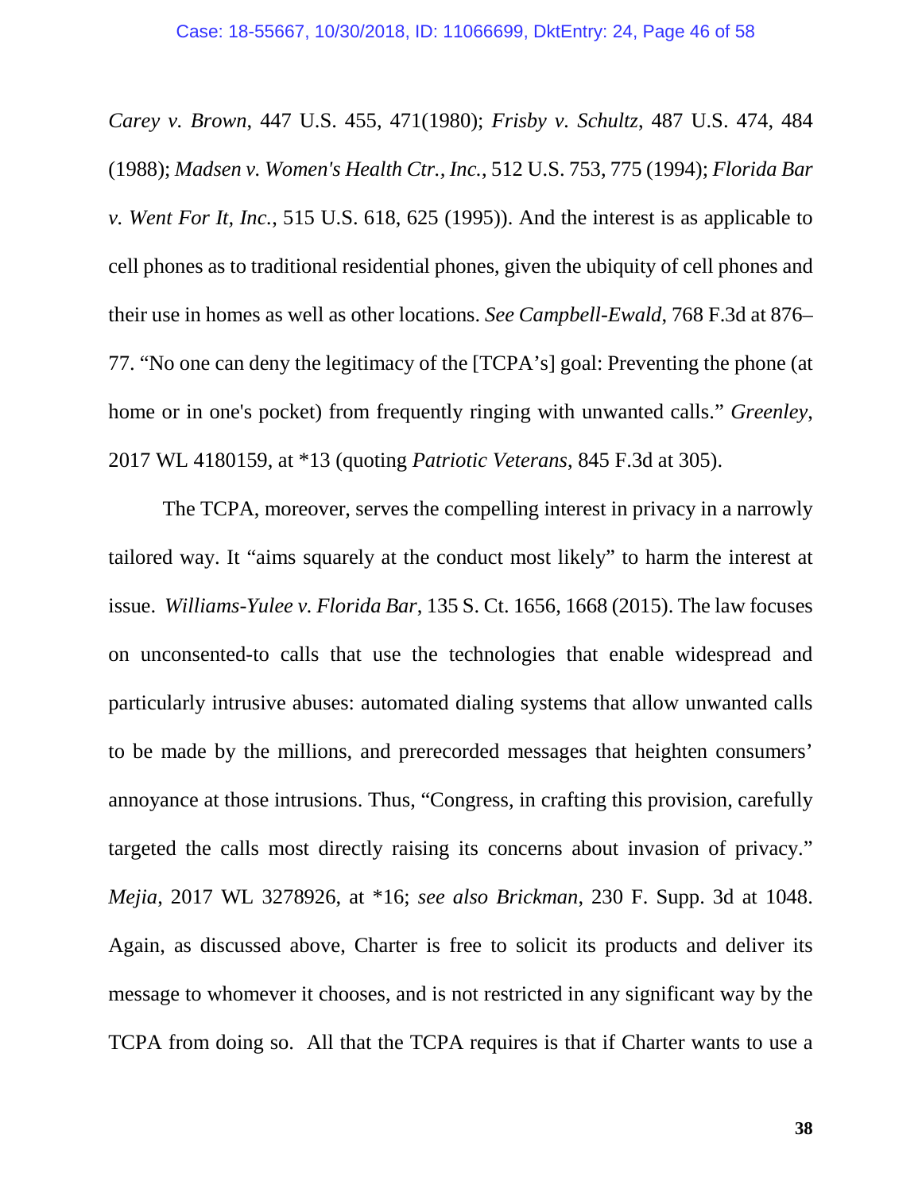*Carey v. Brown*, 447 U.S. 455, 471(1980); *Frisby v. Schultz*, 487 U.S. 474, 484 (1988); *Madsen v. Women's Health Ctr., Inc.*, 512 U.S. 753, 775 (1994); *Florida Bar v. Went For It, Inc.*, 515 U.S. 618, 625 (1995)). And the interest is as applicable to cell phones as to traditional residential phones, given the ubiquity of cell phones and their use in homes as well as other locations. *See Campbell-Ewald*, 768 F.3d at 876–77. "No one can deny the legitimacy of the [TCPA's] goal: Preventing the phone (at home or in one's pocket) from frequently ringing with unwanted calls." *Greenley*, 2017 WL 4180159, at *13 (quoting *Patriotic Veterans*, 845 F.3d at 305).

The TCPA, moreover, serves the compelling interest in privacy in a narrowly tailored way. It "aims squarely at the conduct most likely" to harm the interest at issue. *Williams-Yulee v. Florida Bar*, 135 S. Ct. 1656, 1668 (2015). The law focuses on unconsented-to calls that use the technologies that enable widespread and particularly intrusive abuses: automated dialing systems that allow unwanted calls to be made by the millions, and prerecorded messages that heighten consumers' annoyance at those intrusions. Thus, "Congress, in crafting this provision, carefully targeted the calls most directly raising its concerns about invasion of privacy." *Mejia*, 2017 WL 3278926, at *16; *see also Brickman*, 230 F. Supp. 3d at 1048. Again, as discussed above, Charter is free to solicit its products and deliver its message to whomever it chooses, and is not restricted in any significant way by the TCPA from doing so. All that the TCPA requires is that if Charter wants to use a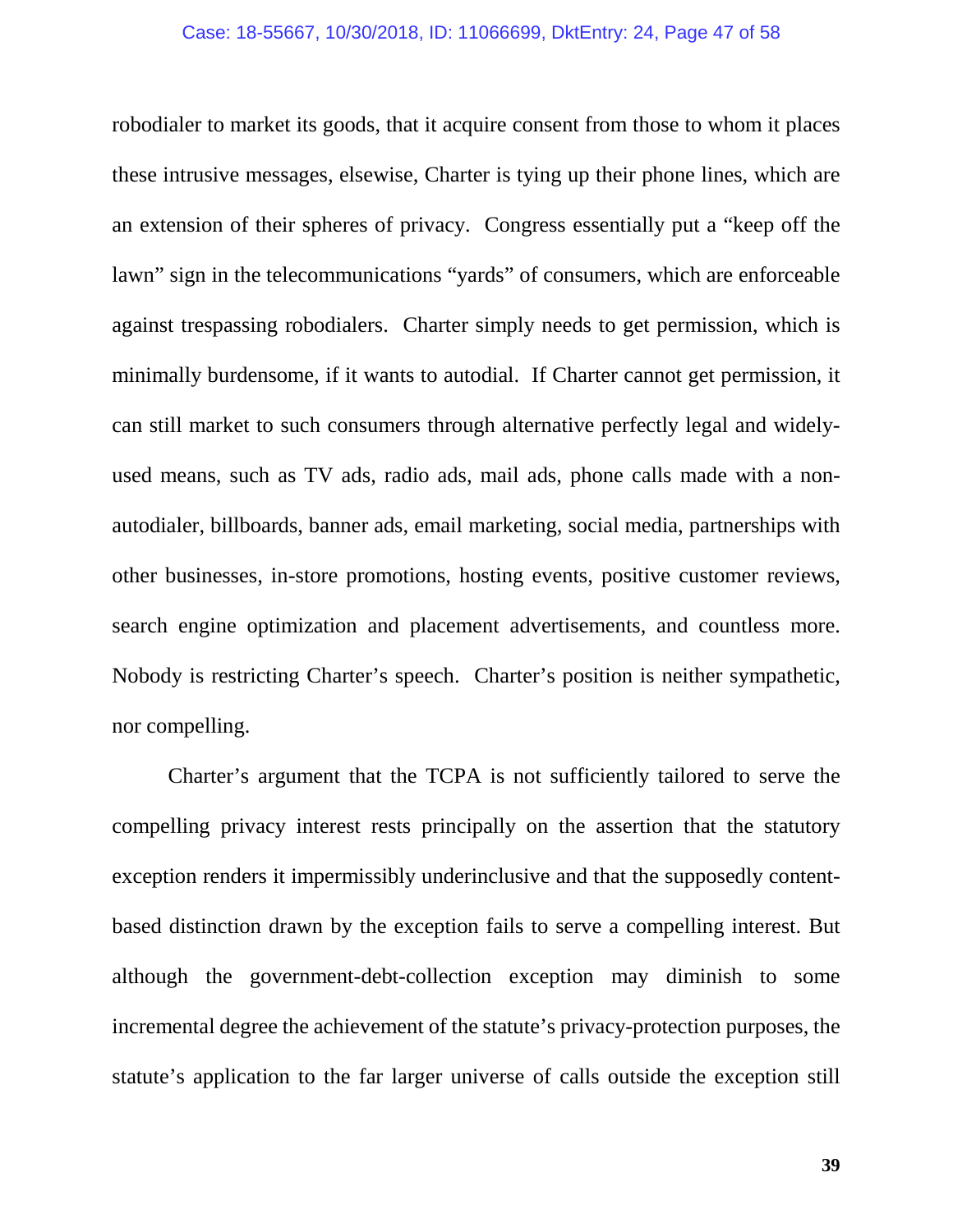robodialer to market its goods, that it acquire consent from those to whom it places these intrusive messages, elsewise, Charter is tying up their phone lines, which are an extension of their spheres of privacy. Congress essentially put a "keep off the lawn" sign in the telecommunications "yards" of consumers, which are enforceable against trespassing robodialers. Charter simply needs to get permission, which is minimally burdensome, if it wants to autodial. If Charter cannot get permission, it can still market to such consumers through alternative perfectly legal and widely-used means, such as TV ads, radio ads, mail ads, phone calls made with a non-autodialer, billboards, banner ads, email marketing, social media, partnerships with other businesses, in-store promotions, hosting events, positive customer reviews, search engine optimization and placement advertisements, and countless more. Nobody is restricting Charter's speech. Charter's position is neither sympathetic, nor compelling.

Charter's argument that the TCPA is not sufficiently tailored to serve the compelling privacy interest rests principally on the assertion that the statutory exception renders it impermissibly underinclusive and that the supposedly content-based distinction drawn by the exception fails to serve a compelling interest. But although the government-debt-collection exception may diminish to some incremental degree the achievement of the statute's privacy-protection purposes, the statute's application to the far larger universe of calls outside the exception still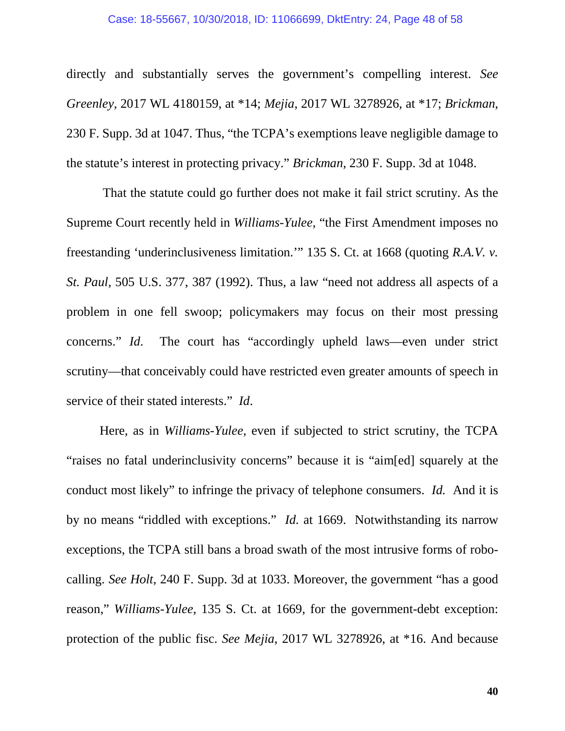directly and substantially serves the government's compelling interest. *See Greenley*, 2017 WL 4180159, at *14; *Mejia*, 2017 WL 3278926, at *17; *Brickman*, 230 F. Supp. 3d at 1047. Thus, "the TCPA's exemptions leave negligible damage to the statute's interest in protecting privacy." *Brickman*, 230 F. Supp. 3d at 1048.

That the statute could go further does not make it fail strict scrutiny. As the Supreme Court recently held in *Williams-Yulee*, "the First Amendment imposes no freestanding 'underinclusiveness limitation.'" 135 S. Ct. at 1668 (quoting *R.A.V. v. St. Paul*, 505 U.S. 377, 387 (1992). Thus, a law "need not address all aspects of a problem in one fell swoop; policymakers may focus on their most pressing concerns." *Id*. The court has "accordingly upheld laws—even under strict scrutiny—that conceivably could have restricted even greater amounts of speech in service of their stated interests." *Id*.

Here, as in *Williams-Yulee*, even if subjected to strict scrutiny, the TCPA "raises no fatal underinclusivity concerns" because it is "aim[ed] squarely at the conduct most likely" to infringe the privacy of telephone consumers. *Id.* And it is by no means "riddled with exceptions." *Id.* at 1669. Notwithstanding its narrow exceptions, the TCPA still bans a broad swath of the most intrusive forms of robo-calling. *See Holt*, 240 F. Supp. 3d at 1033. Moreover, the government "has a good reason," *Williams-Yulee*, 135 S. Ct. at 1669, for the government-debt exception: protection of the public fisc. *See Mejia*, 2017 WL 3278926, at *16. And because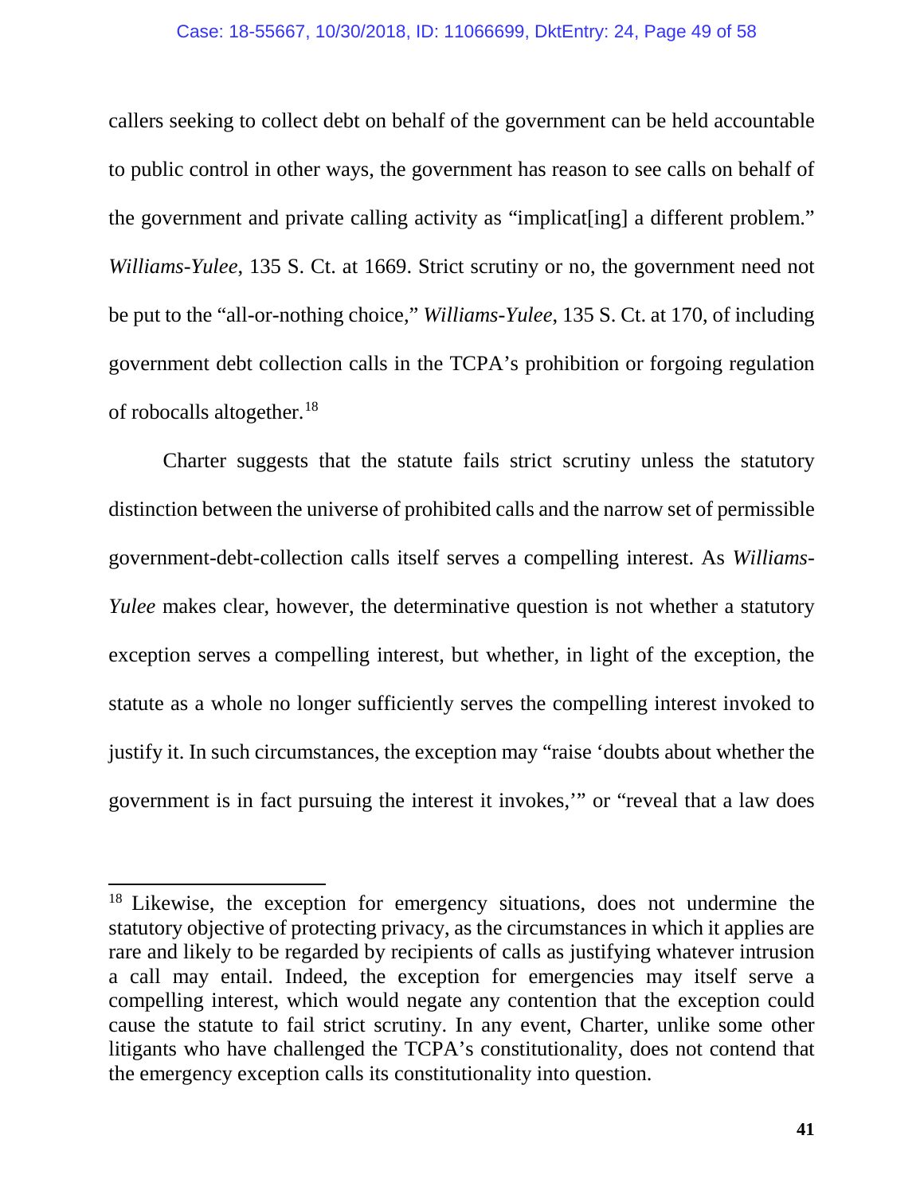callers seeking to collect debt on behalf of the government can be held accountable to public control in other ways, the government has reason to see calls on behalf of the government and private calling activity as "implicat[ing] a different problem." *Williams-Yulee*, 135 S. Ct. at 1669. Strict scrutiny or no, the government need not be put to the "all-or-nothing choice," *Williams-Yulee*, 135 S. Ct. at 170, of including government debt collection calls in the TCPA's prohibition or forgoing regulation of robocalls altogether.[18]

Charter suggests that the statute fails strict scrutiny unless the statutory distinction between the universe of prohibited calls and the narrow set of permissible government-debt-collection calls itself serves a compelling interest. As *Williams-Yulee* makes clear, however, the determinative question is not whether a statutory exception serves a compelling interest, but whether, in light of the exception, the statute as a whole no longer sufficiently serves the compelling interest invoked to justify it. In such circumstances, the exception may "raise 'doubts about whether the government is in fact pursuing the interest it invokes,'" or "reveal that a law does

---

[18] Likewise, the exception for emergency situations, does not undermine the statutory objective of protecting privacy, as the circumstances in which it applies are rare and likely to be regarded by recipients of calls as justifying whatever intrusion a call may entail. Indeed, the exception for emergencies may itself serve a compelling interest, which would negate any contention that the exception could cause the statute to fail strict scrutiny. In any event, Charter, unlike some other litigants who have challenged the TCPA's constitutionality, does not contend that the emergency exception calls its constitutionality into question.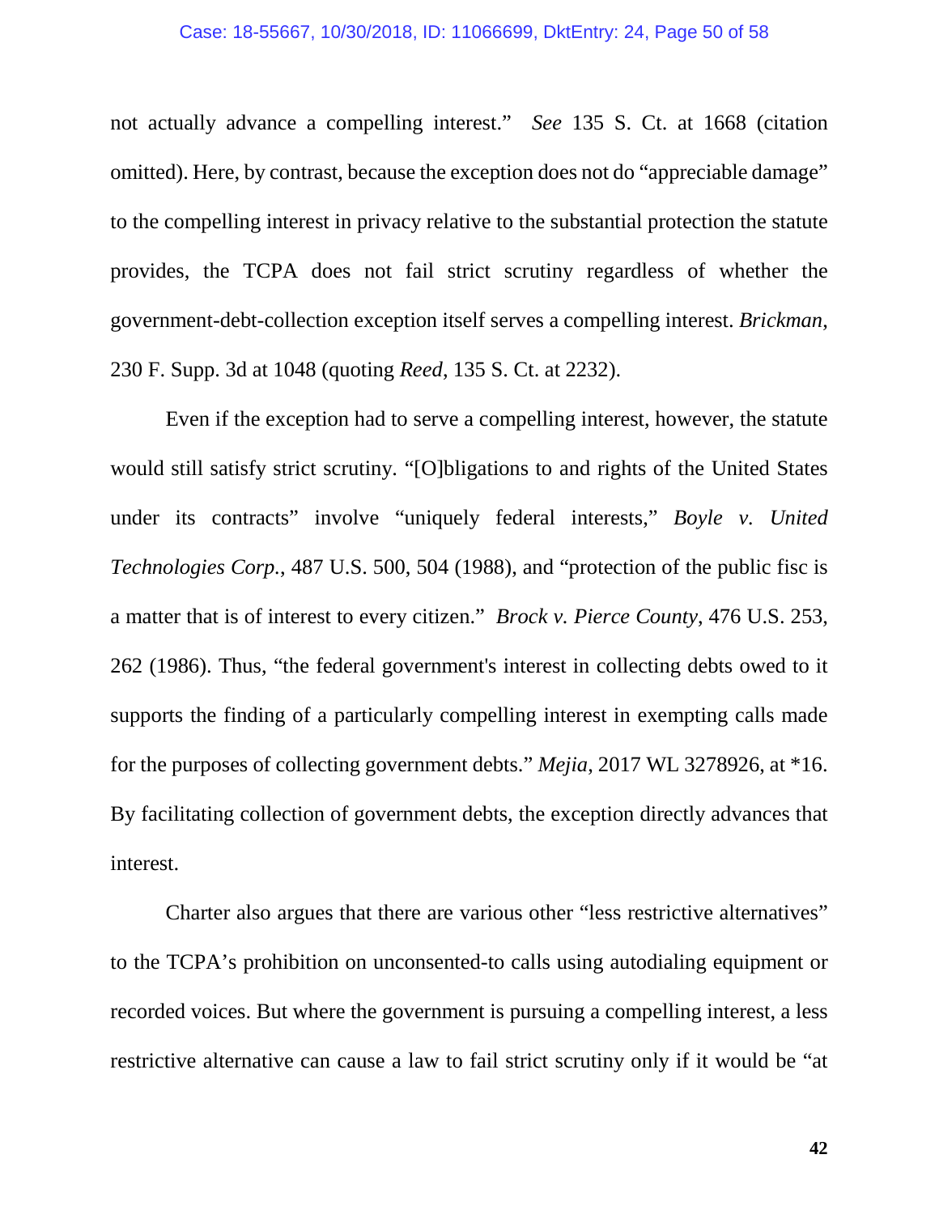not actually advance a compelling interest." *See* 135 S. Ct. at 1668 (citation omitted). Here, by contrast, because the exception does not do "appreciable damage" to the compelling interest in privacy relative to the substantial protection the statute provides, the TCPA does not fail strict scrutiny regardless of whether the government-debt-collection exception itself serves a compelling interest. *Brickman*, 230 F. Supp. 3d at 1048 (quoting *Reed*, 135 S. Ct. at 2232).

Even if the exception had to serve a compelling interest, however, the statute would still satisfy strict scrutiny. "[O]bligations to and rights of the United States under its contracts" involve "uniquely federal interests," *Boyle v. United Technologies Corp.*, 487 U.S. 500, 504 (1988), and "protection of the public fisc is a matter that is of interest to every citizen." *Brock v. Pierce County*, 476 U.S. 253, 262 (1986). Thus, "the federal government's interest in collecting debts owed to it supports the finding of a particularly compelling interest in exempting calls made for the purposes of collecting government debts." *Mejia*, 2017 WL 3278926, at *16. By facilitating collection of government debts, the exception directly advances that interest.

Charter also argues that there are various other "less restrictive alternatives" to the TCPA's prohibition on unconsented-to calls using autodialing equipment or recorded voices. But where the government is pursuing a compelling interest, a less restrictive alternative can cause a law to fail strict scrutiny only if it would be "at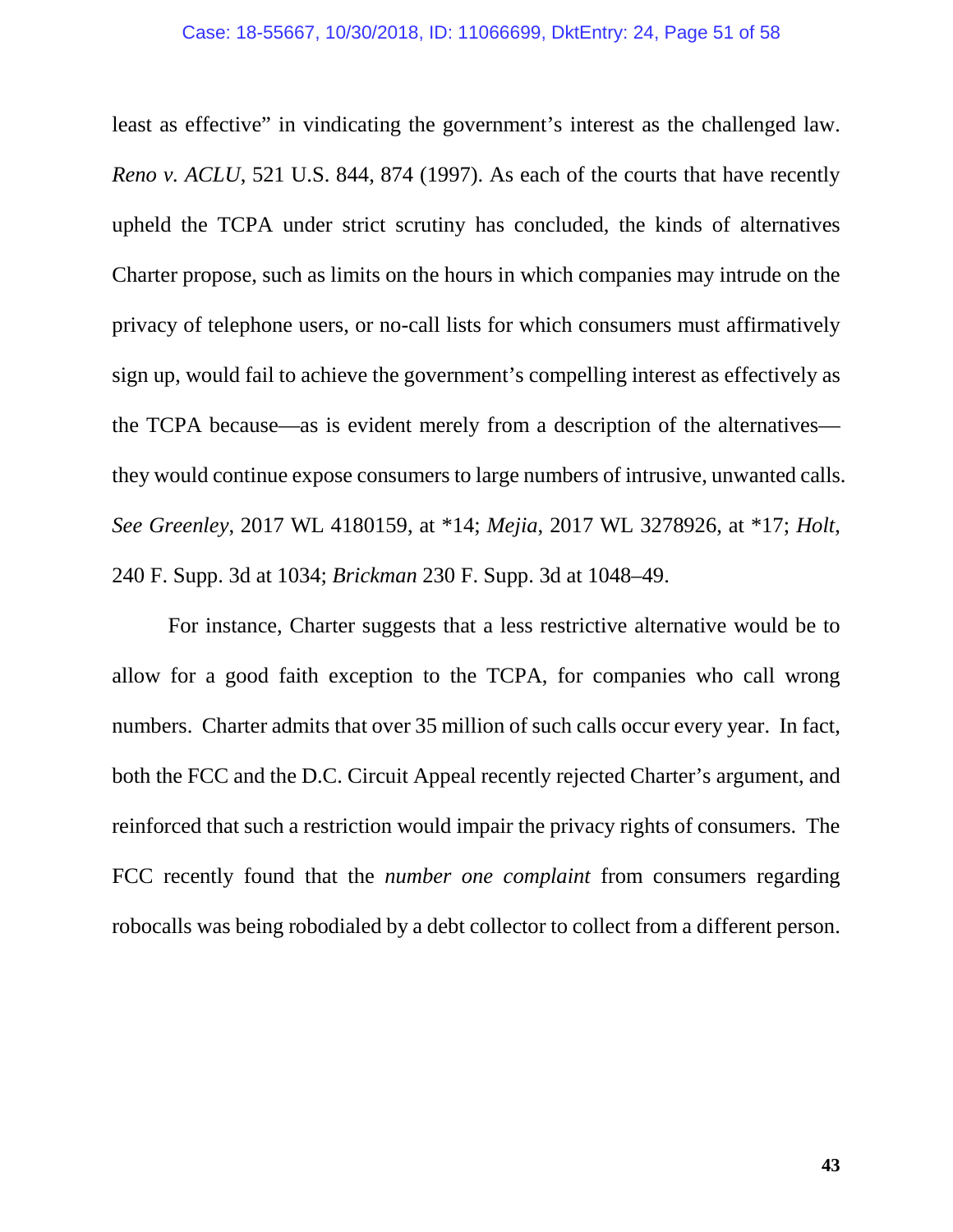least as effective" in vindicating the government's interest as the challenged law. *Reno v. ACLU*, 521 U.S. 844, 874 (1997). As each of the courts that have recently upheld the TCPA under strict scrutiny has concluded, the kinds of alternatives Charter propose, such as limits on the hours in which companies may intrude on the privacy of telephone users, or no-call lists for which consumers must affirmatively sign up, would fail to achieve the government's compelling interest as effectively as the TCPA because—as is evident merely from a description of the alternatives—they would continue expose consumers to large numbers of intrusive, unwanted calls. *See Greenley*, 2017 WL 4180159, at *14; *Mejia*, 2017 WL 3278926, at *17; *Holt*, 240 F. Supp. 3d at 1034; *Brickman* 230 F. Supp. 3d at 1048–49.

For instance, Charter suggests that a less restrictive alternative would be to allow for a good faith exception to the TCPA, for companies who call wrong numbers. Charter admits that over 35 million of such calls occur every year. In fact, both the FCC and the D.C. Circuit Appeal recently rejected Charter's argument, and reinforced that such a restriction would impair the privacy rights of consumers. The FCC recently found that the *number one complaint* from consumers regarding robocalls was being robodialed by a debt collector to collect from a different person.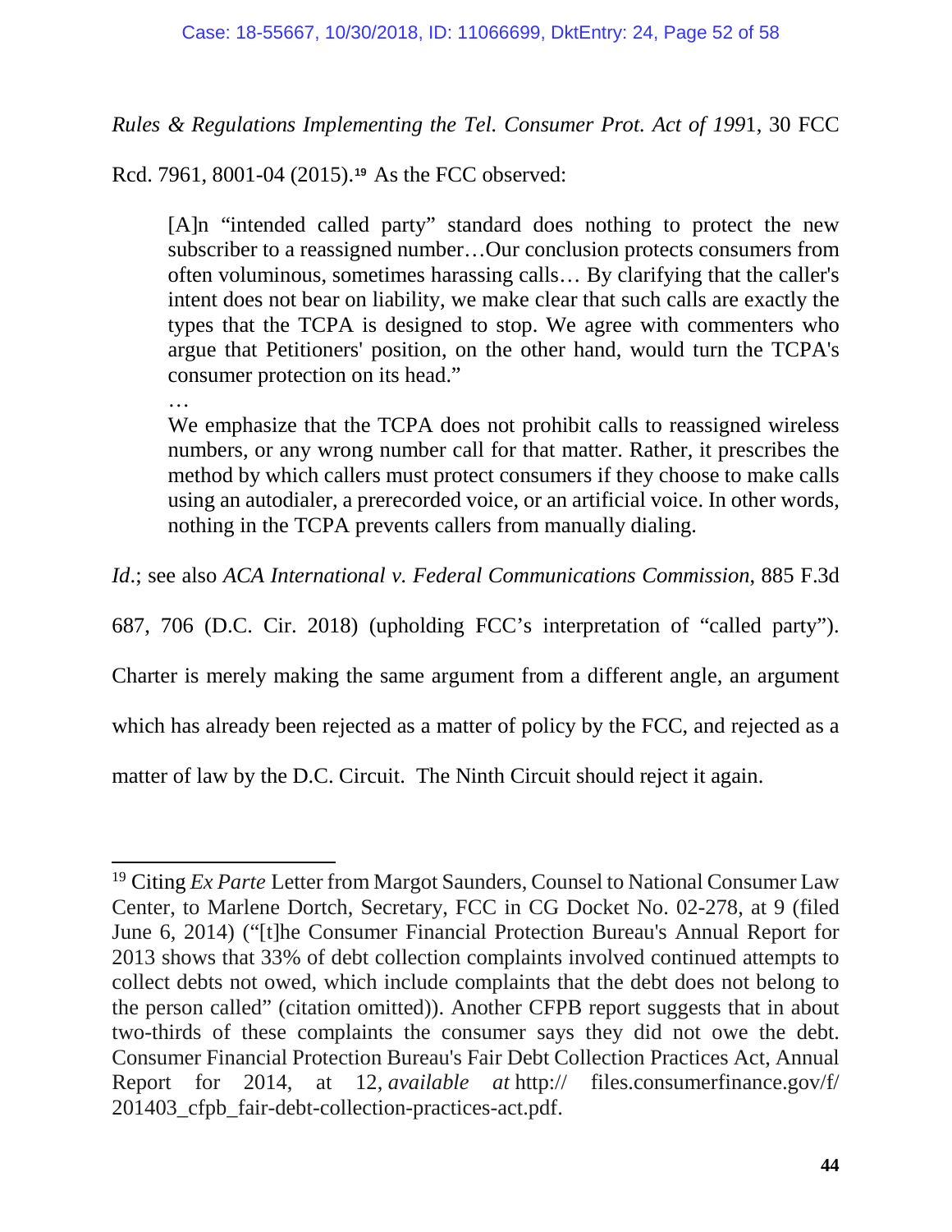*Rules & Regulations Implementing the Tel. Consumer Prot. Act of 199*1, 30 FCC Rcd. 7961, 8001-04 (2015).[19] As the FCC observed:

> [A]n "intended called party" standard does nothing to protect the new subscriber to a reassigned number…Our conclusion protects consumers from often voluminous, sometimes harassing calls… By clarifying that the caller's intent does not bear on liability, we make clear that such calls are exactly the types that the TCPA is designed to stop. We agree with commenters who argue that Petitioners' position, on the other hand, would turn the TCPA's consumer protection on its head."
>
> …
>
> We emphasize that the TCPA does not prohibit calls to reassigned wireless numbers, or any wrong number call for that matter. Rather, it prescribes the method by which callers must protect consumers if they choose to make calls using an autodialer, a prerecorded voice, or an artificial voice. In other words, nothing in the TCPA prevents callers from manually dialing.

*Id*.; see also *ACA International v. Federal Communications Commission*, 885 F.3d 687, 706 (D.C. Cir. 2018) (upholding FCC's interpretation of "called party"). Charter is merely making the same argument from a different angle, an argument which has already been rejected as a matter of policy by the FCC, and rejected as a matter of law by the D.C. Circuit. The Ninth Circuit should reject it again.

---

[19] Citing *Ex Parte* Letter from Margot Saunders, Counsel to National Consumer Law Center, to Marlene Dortch, Secretary, FCC in CG Docket No. 02-278, at 9 (filed June 6, 2014) ("[t]he Consumer Financial Protection Bureau's Annual Report for 2013 shows that 33% of debt collection complaints involved continued attempts to collect debts not owed, which include complaints that the debt does not belong to the person called" (citation omitted)). Another CFPB report suggests that in about two-thirds of these complaints the consumer says they did not owe the debt. Consumer Financial Protection Bureau's Fair Debt Collection Practices Act, Annual Report for 2014, at 12, *available at* http:// files.consumerfinance.gov/f/ 201403_cfpb_fair-debt-collection-practices-act.pdf.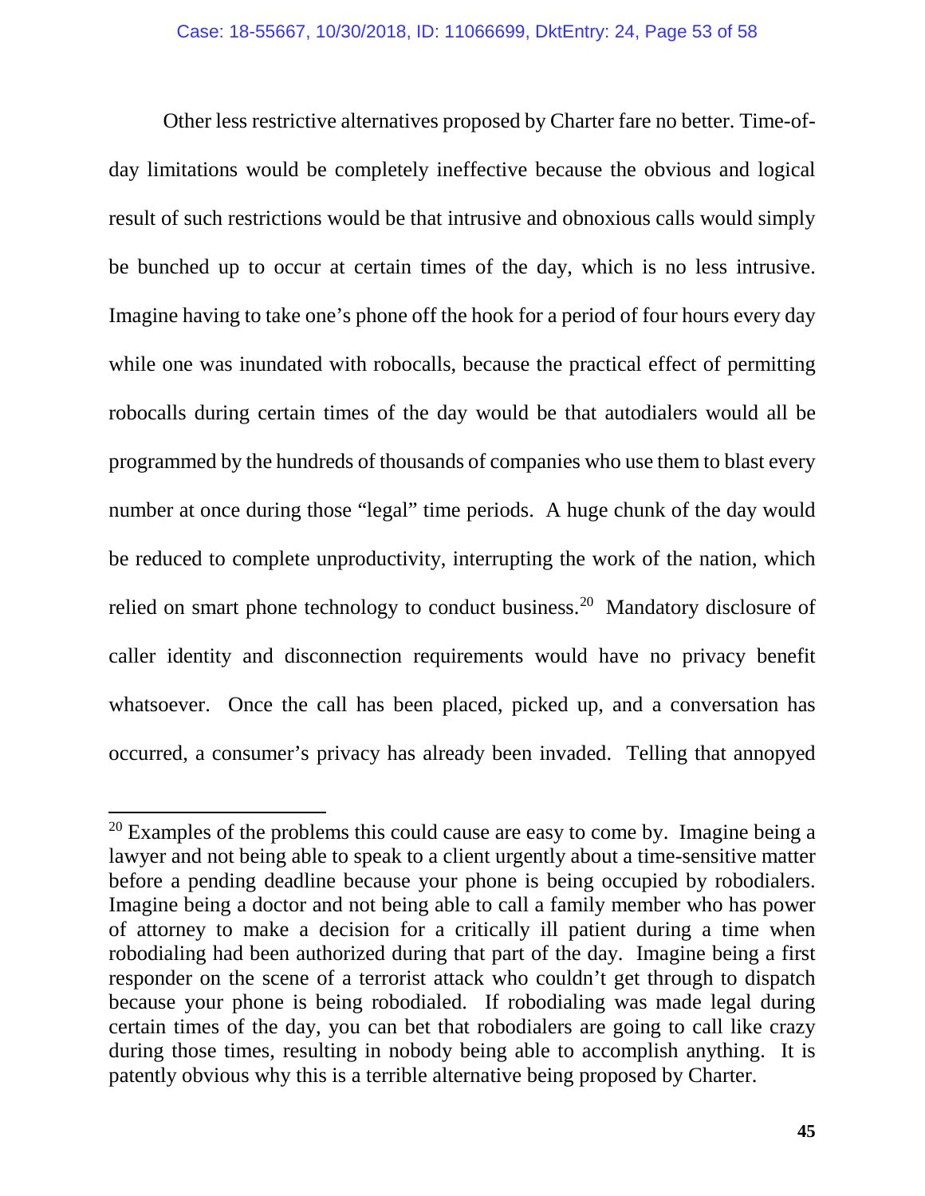Other less restrictive alternatives proposed by Charter fare no better. Time-of-day limitations would be completely ineffective because the obvious and logical result of such restrictions would be that intrusive and obnoxious calls would simply be bunched up to occur at certain times of the day, which is no less intrusive. Imagine having to take one's phone off the hook for a period of four hours every day while one was inundated with robocalls, because the practical effect of permitting robocalls during certain times of the day would be that autodialers would all be programmed by the hundreds of thousands of companies who use them to blast every number at once during those "legal" time periods. A huge chunk of the day would be reduced to complete unproductivity, interrupting the work of the nation, which relied on smart phone technology to conduct business.[20] Mandatory disclosure of caller identity and disconnection requirements would have no privacy benefit whatsoever. Once the call has been placed, picked up, and a conversation has occurred, a consumer's privacy has already been invaded. Telling that annopyed

[20] Examples of the problems this could cause are easy to come by. Imagine being a lawyer and not being able to speak to a client urgently about a time-sensitive matter before a pending deadline because your phone is being occupied by robodialers. Imagine being a doctor and not being able to call a family member who has power of attorney to make a decision for a critically ill patient during a time when robodialing had been authorized during that part of the day. Imagine being a first responder on the scene of a terrorist attack who couldn't get through to dispatch because your phone is being robodialed. If robodialing was made legal during certain times of the day, you can bet that robodialers are going to call like crazy during those times, resulting in nobody being able to accomplish anything. It is patently obvious why this is a terrible alternative being proposed by Charter.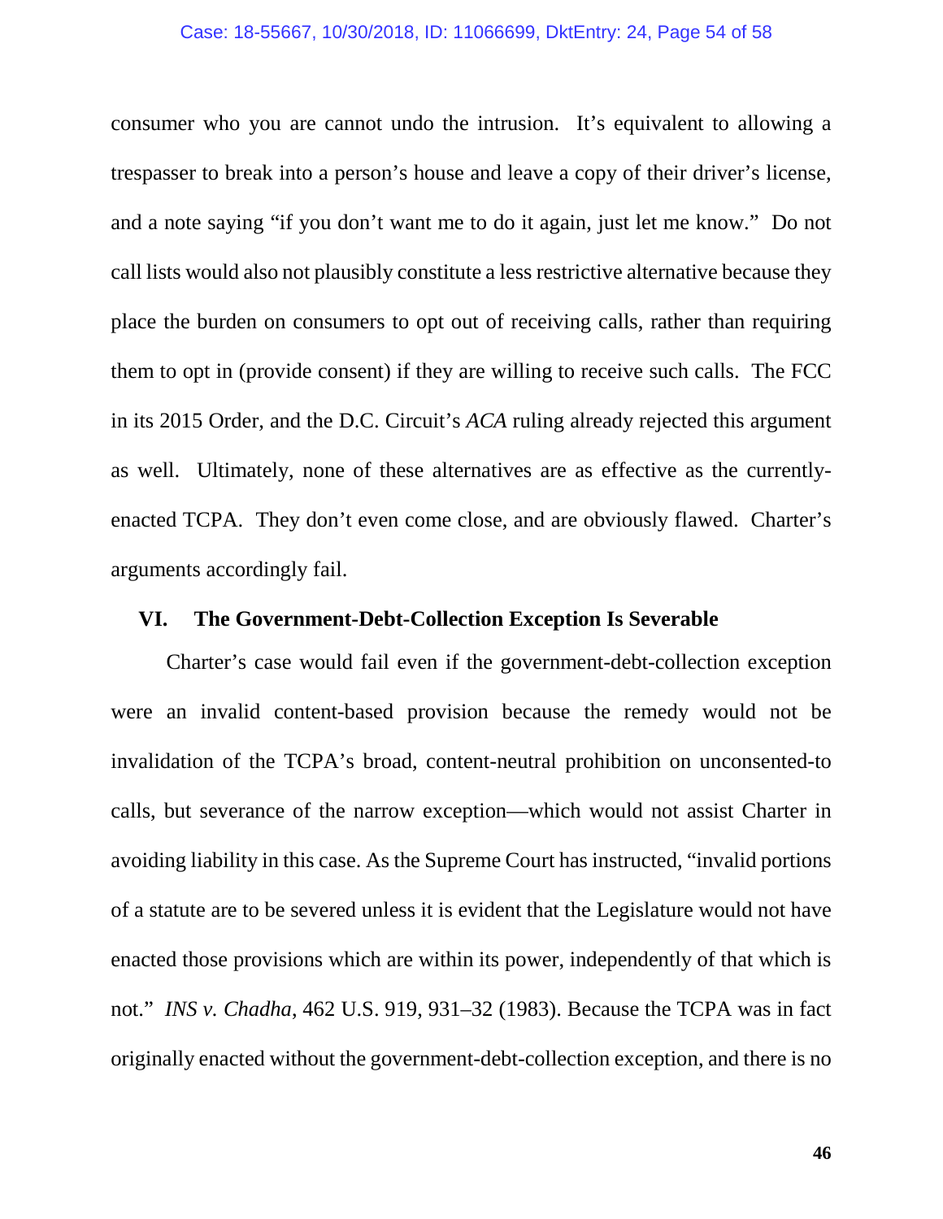consumer who you are cannot undo the intrusion. It's equivalent to allowing a trespasser to break into a person's house and leave a copy of their driver's license, and a note saying "if you don't want me to do it again, just let me know." Do not call lists would also not plausibly constitute a less restrictive alternative because they place the burden on consumers to opt out of receiving calls, rather than requiring them to opt in (provide consent) if they are willing to receive such calls. The FCC in its 2015 Order, and the D.C. Circuit's *ACA* ruling already rejected this argument as well. Ultimately, none of these alternatives are as effective as the currently-enacted TCPA. They don't even come close, and are obviously flawed. Charter's arguments accordingly fail.

## VI. The Government-Debt-Collection Exception Is Severable

Charter's case would fail even if the government-debt-collection exception were an invalid content-based provision because the remedy would not be invalidation of the TCPA's broad, content-neutral prohibition on unconsented-to calls, but severance of the narrow exception—which would not assist Charter in avoiding liability in this case. As the Supreme Court has instructed, "invalid portions of a statute are to be severed unless it is evident that the Legislature would not have enacted those provisions which are within its power, independently of that which is not." *INS v. Chadha*, 462 U.S. 919, 931–32 (1983). Because the TCPA was in fact originally enacted without the government-debt-collection exception, and there is no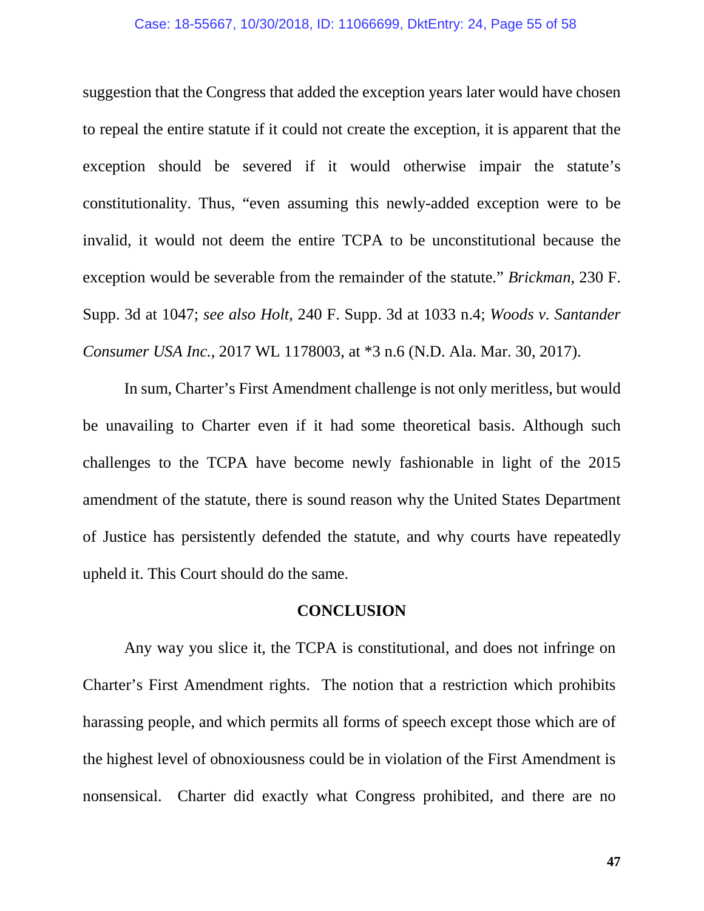suggestion that the Congress that added the exception years later would have chosen to repeal the entire statute if it could not create the exception, it is apparent that the exception should be severed if it would otherwise impair the statute's constitutionality. Thus, "even assuming this newly-added exception were to be invalid, it would not deem the entire TCPA to be unconstitutional because the exception would be severable from the remainder of the statute." *Brickman*, 230 F. Supp. 3d at 1047; *see also Holt*, 240 F. Supp. 3d at 1033 n.4; *Woods v. Santander Consumer USA Inc.*, 2017 WL 1178003, at *3 n.6 (N.D. Ala. Mar. 30, 2017).

In sum, Charter's First Amendment challenge is not only meritless, but would be unavailing to Charter even if it had some theoretical basis. Although such challenges to the TCPA have become newly fashionable in light of the 2015 amendment of the statute, there is sound reason why the United States Department of Justice has persistently defended the statute, and why courts have repeatedly upheld it. This Court should do the same.

## CONCLUSION

Any way you slice it, the TCPA is constitutional, and does not infringe on Charter's First Amendment rights. The notion that a restriction which prohibits harassing people, and which permits all forms of speech except those which are of the highest level of obnoxiousness could be in violation of the First Amendment is nonsensical. Charter did exactly what Congress prohibited, and there are no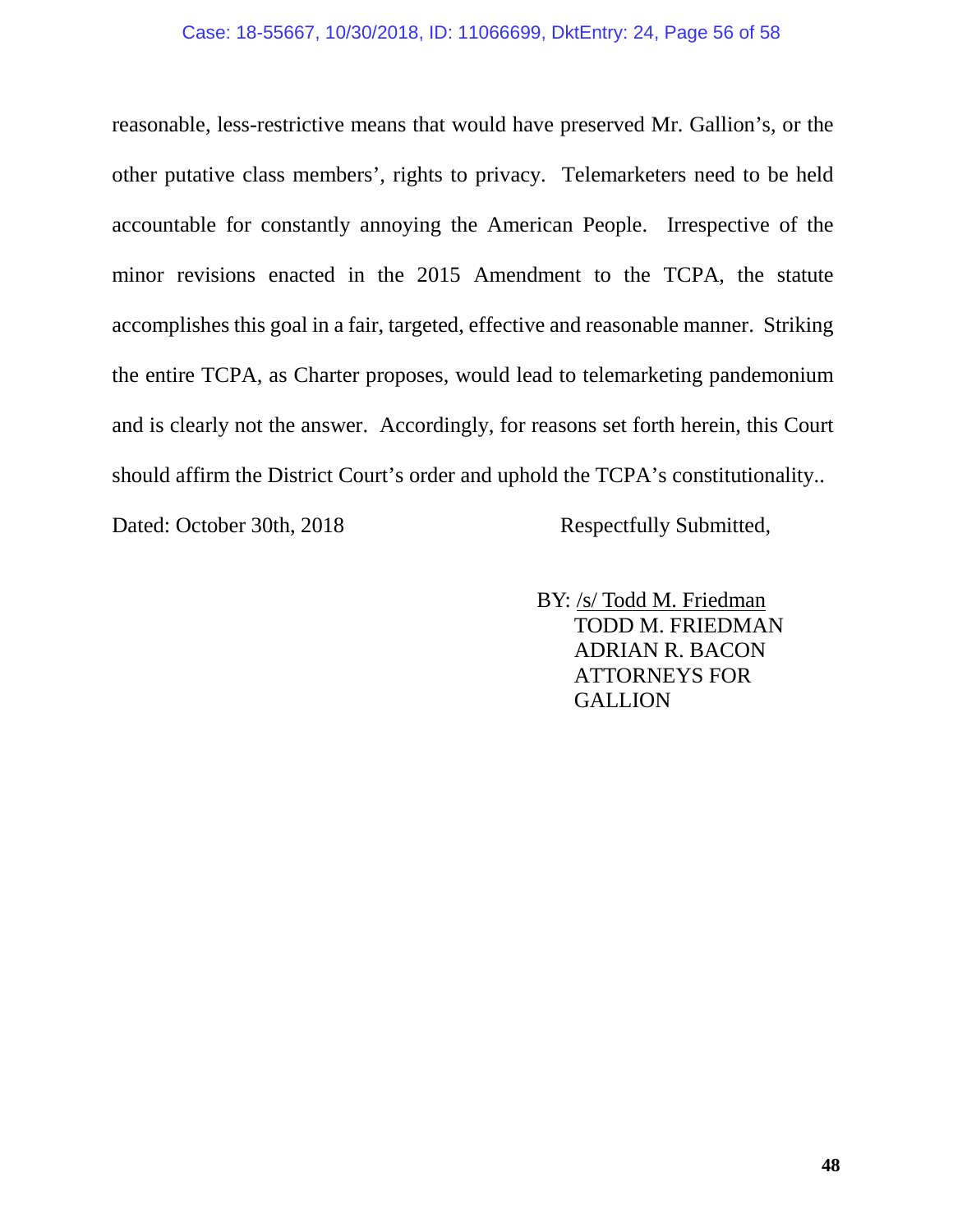reasonable, less-restrictive means that would have preserved Mr. Gallion's, or the other putative class members', rights to privacy. Telemarketers need to be held accountable for constantly annoying the American People. Irrespective of the minor revisions enacted in the 2015 Amendment to the TCPA, the statute accomplishes this goal in a fair, targeted, effective and reasonable manner. Striking the entire TCPA, as Charter proposes, would lead to telemarketing pandemonium and is clearly not the answer. Accordingly, for reasons set forth herein, this Court should affirm the District Court's order and uphold the TCPA's constitutionality..

Dated: October 30th, 2018

Respectfully Submitted,

BY: /s/ Todd M. Friedman
TODD M. FRIEDMAN
ADRIAN R. BACON
ATTORNEYS FOR GALLION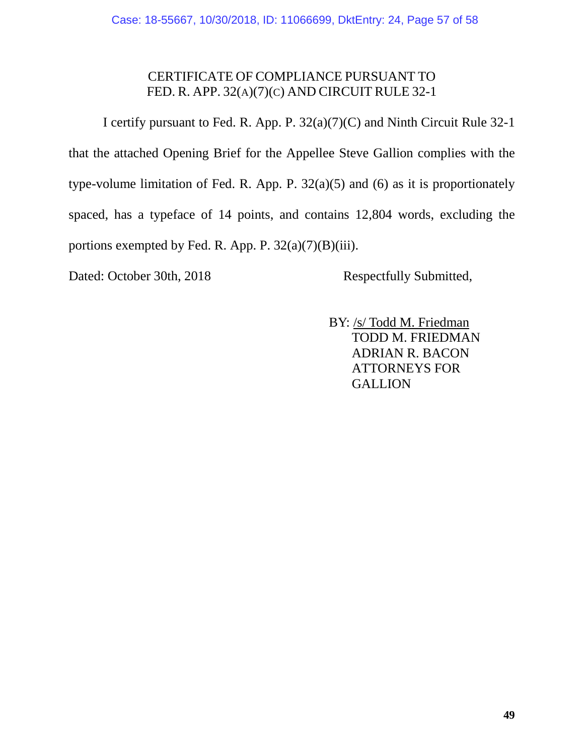## CERTIFICATE OF COMPLIANCE PURSUANT TO FED. R. APP. 32(A)(7)(C) AND CIRCUIT RULE 32-1

I certify pursuant to Fed. R. App. P. 32(a)(7)(C) and Ninth Circuit Rule 32-1 that the attached Opening Brief for the Appellee Steve Gallion complies with the type-volume limitation of Fed. R. App. P. 32(a)(5) and (6) as it is proportionately spaced, has a typeface of 14 points, and contains 12,804 words, excluding the portions exempted by Fed. R. App. P. 32(a)(7)(B)(iii).

Dated: October 30th, 2018

Respectfully Submitted,

BY: /s/ Todd M. Friedman
TODD M. FRIEDMAN
ADRIAN R. BACON
ATTORNEYS FOR
GALLION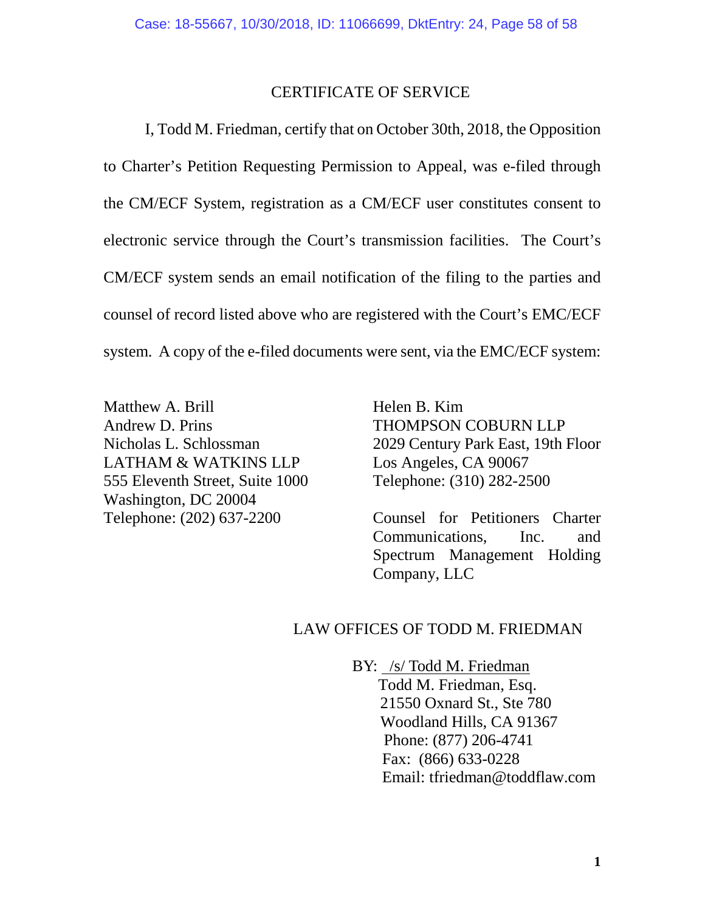## CERTIFICATE OF SERVICE

I, Todd M. Friedman, certify that on October 30th, 2018, the Opposition to Charter's Petition Requesting Permission to Appeal, was e-filed through the CM/ECF System, registration as a CM/ECF user constitutes consent to electronic service through the Court's transmission facilities. The Court's CM/ECF system sends an email notification of the filing to the parties and counsel of record listed above who are registered with the Court's EMC/ECF system. A copy of the e-filed documents were sent, via the EMC/ECF system:

Matthew A. Brill
Andrew D. Prins
Nicholas L. Schlossman
LATHAM & WATKINS LLP
555 Eleventh Street, Suite 1000
Washington, DC 20004
Telephone: (202) 637-2200

Helen B. Kim
THOMPSON COBURN LLP
2029 Century Park East, 19th Floor
Los Angeles, CA 90067
Telephone: (310) 282-2500

Counsel for Petitioners Charter Communications, Inc. and Spectrum Management Holding Company, LLC

LAW OFFICES OF TODD M. FRIEDMAN

BY: /s/ Todd M. Friedman
Todd M. Friedman, Esq.
21550 Oxnard St., Ste 780
Woodland Hills, CA 91367
Phone: (877) 206-4741
Fax: (866) 633-0228
Email: tfriedman@toddflaw.com